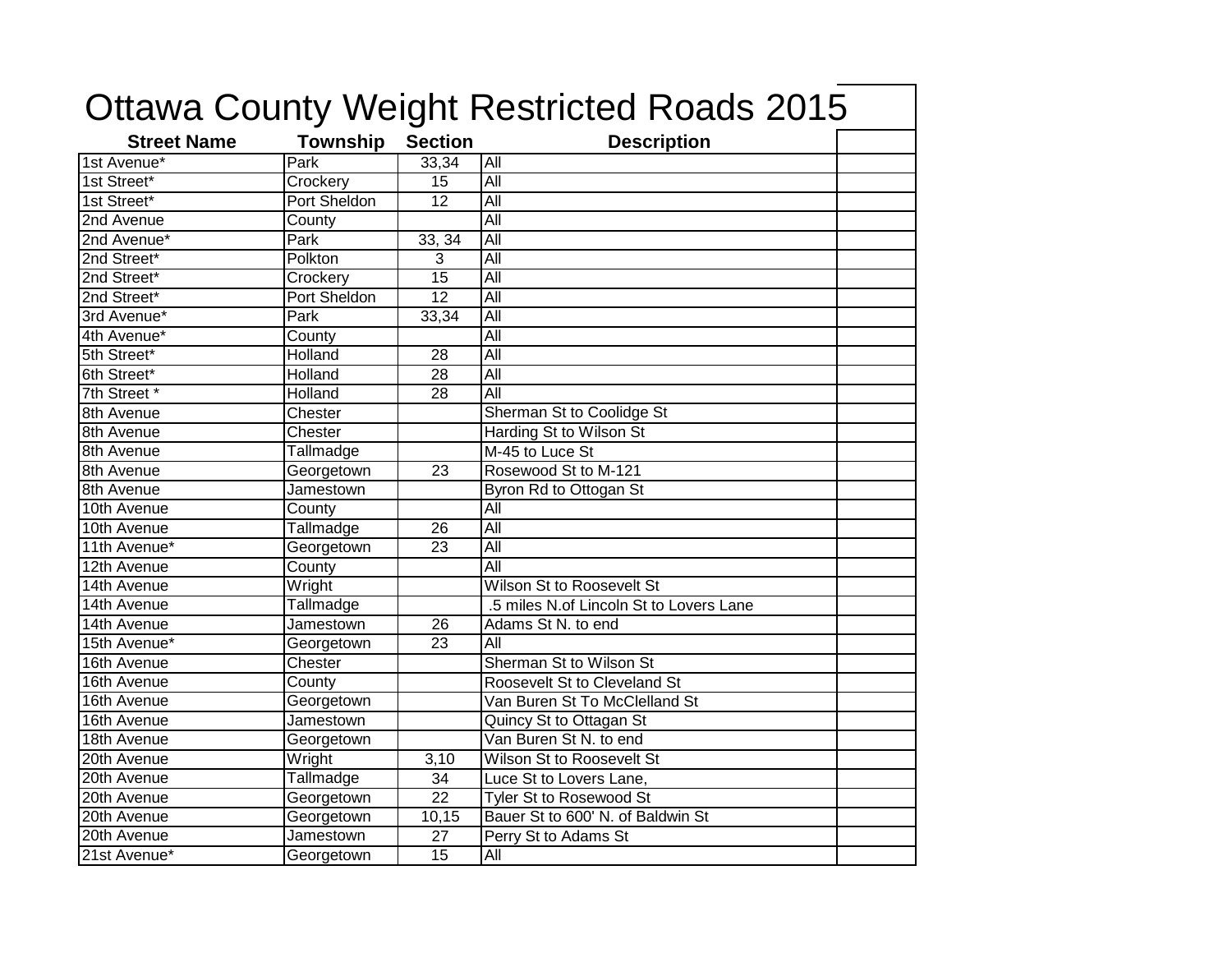# Ottawa County Weight Restricted Roads 2015

| Street Name | Township | Section | Description | |
|---|---|---|---|---|
| 1st Avenue* | Park | 33,34 | All | |
| 1st Street* | Crockery | 15 | All | |
| 1st Street* | Port Sheldon | 12 | All | |
| 2nd Avenue | County | | All | |
| 2nd Avenue* | Park | 33, 34 | All | |
| 2nd Street* | Polkton | 3 | All | |
| 2nd Street* | Crockery | 15 | All | |
| 2nd Street* | Port Sheldon | 12 | All | |
| 3rd Avenue* | Park | 33,34 | All | |
| 4th Avenue* | County | | All | |
| 5th Street* | Holland | 28 | All | |
| 6th Street* | Holland | 28 | All | |
| 7th Street * | Holland | 28 | All | |
| 8th Avenue | Chester | | Sherman St to Coolidge St | |
| 8th Avenue | Chester | | Harding St to Wilson St | |
| 8th Avenue | Tallmadge | | M-45 to Luce St | |
| 8th Avenue | Georgetown | 23 | Rosewood St to M-121 | |
| 8th Avenue | Jamestown | | Byron Rd to Ottogan St | |
| 10th Avenue | County | | All | |
| 10th Avenue | Tallmadge | 26 | All | |
| 11th Avenue* | Georgetown | 23 | All | |
| 12th Avenue | County | | All | |
| 14th Avenue | Wright | | Wilson St to Roosevelt St | |
| 14th Avenue | Tallmadge | | .5 miles N.of Lincoln St to Lovers Lane | |
| 14th Avenue | Jamestown | 26 | Adams St N. to end | |
| 15th Avenue* | Georgetown | 23 | All | |
| 16th Avenue | Chester | | Sherman St to Wilson St | |
| 16th Avenue | County | | Roosevelt St to Cleveland St | |
| 16th Avenue | Georgetown | | Van Buren St To McClelland St | |
| 16th Avenue | Jamestown | | Quincy St to Ottagan St | |
| 18th Avenue | Georgetown | | Van Buren St N. to end | |
| 20th Avenue | Wright | 3,10 | Wilson St to Roosevelt St | |
| 20th Avenue | Tallmadge | 34 | Luce St to Lovers Lane, | |
| 20th Avenue | Georgetown | 22 | Tyler St to Rosewood St | |
| 20th Avenue | Georgetown | 10,15 | Bauer St to 600' N. of Baldwin St | |
| 20th Avenue | Jamestown | 27 | Perry St to Adams St | |
| 21st Avenue* | Georgetown | 15 | All | |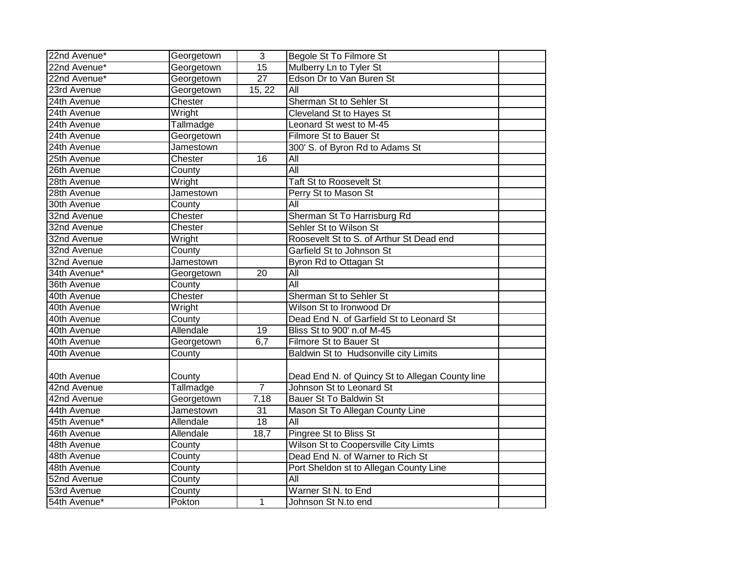| | | | | |
|---|---|---|---|---|
| 22nd Avenue* | Georgetown | 3 | Begole St To Filmore St | |
| 22nd Avenue* | Georgetown | 15 | Mulberry Ln to Tyler St | |
| 22nd Avenue* | Georgetown | 27 | Edson Dr to Van Buren St | |
| 23rd Avenue | Georgetown | 15, 22 | All | |
| 24th Avenue | Chester | | Sherman St to Sehler St | |
| 24th Avenue | Wright | | Cleveland St to Hayes St | |
| 24th Avenue | Tallmadge | | Leonard St west to M-45 | |
| 24th Avenue | Georgetown | | Filmore St to Bauer St | |
| 24th Avenue | Jamestown | | 300' S. of Byron Rd to Adams St | |
| 25th Avenue | Chester | 16 | All | |
| 26th Avenue | County | | All | |
| 28th Avenue | Wright | | Taft St to Roosevelt St | |
| 28th Avenue | Jamestown | | Perry St to Mason St | |
| 30th Avenue | County | | All | |
| 32nd Avenue | Chester | | Sherman St To Harrisburg Rd | |
| 32nd Avenue | Chester | | Sehler St to Wilson St | |
| 32nd Avenue | Wright | | Roosevelt St to S. of Arthur St Dead end | |
| 32nd Avenue | County | | Garfield St to Johnson St | |
| 32nd Avenue | Jamestown | | Byron Rd to Ottagan St | |
| 34th Avenue* | Georgetown | 20 | All | |
| 36th Avenue | County | | All | |
| 40th Avenue | Chester | | Sherman St to Sehler St | |
| 40th Avenue | Wright | | Wilson St to Ironwood Dr | |
| 40th Avenue | County | | Dead End N. of Garfield St to Leonard St | |
| 40th Avenue | Allendale | 19 | Bliss St to 900' n.of M-45 | |
| 40th Avenue | Georgetown | 6,7 | Filmore St to Bauer St | |
| 40th Avenue | County | | Baldwin St to Hudsonville city Limits | |
| 40th Avenue | County | | Dead End N. of Quincy St to Allegan County line | |
| 42nd Avenue | Tallmadge | 7 | Johnson St to Leonard St | |
| 42nd Avenue | Georgetown | 7,18 | Bauer St To Baldwin St | |
| 44th Avenue | Jamestown | 31 | Mason St To Allegan County Line | |
| 45th Avenue* | Allendale | 18 | All | |
| 46th Avenue | Allendale | 18,7 | Pingree St to Bliss St | |
| 48th Avenue | County | | Wilson St to Coopersville City Limts | |
| 48th Avenue | County | | Dead End N. of Warner to Rich St | |
| 48th Avenue | County | | Port Sheldon st to Allegan County Line | |
| 52nd Avenue | County | | All | |
| 53rd Avenue | County | | Warner St N. to End | |
| 54th Avenue* | Pokton | 1 | Johnson St N.to end | |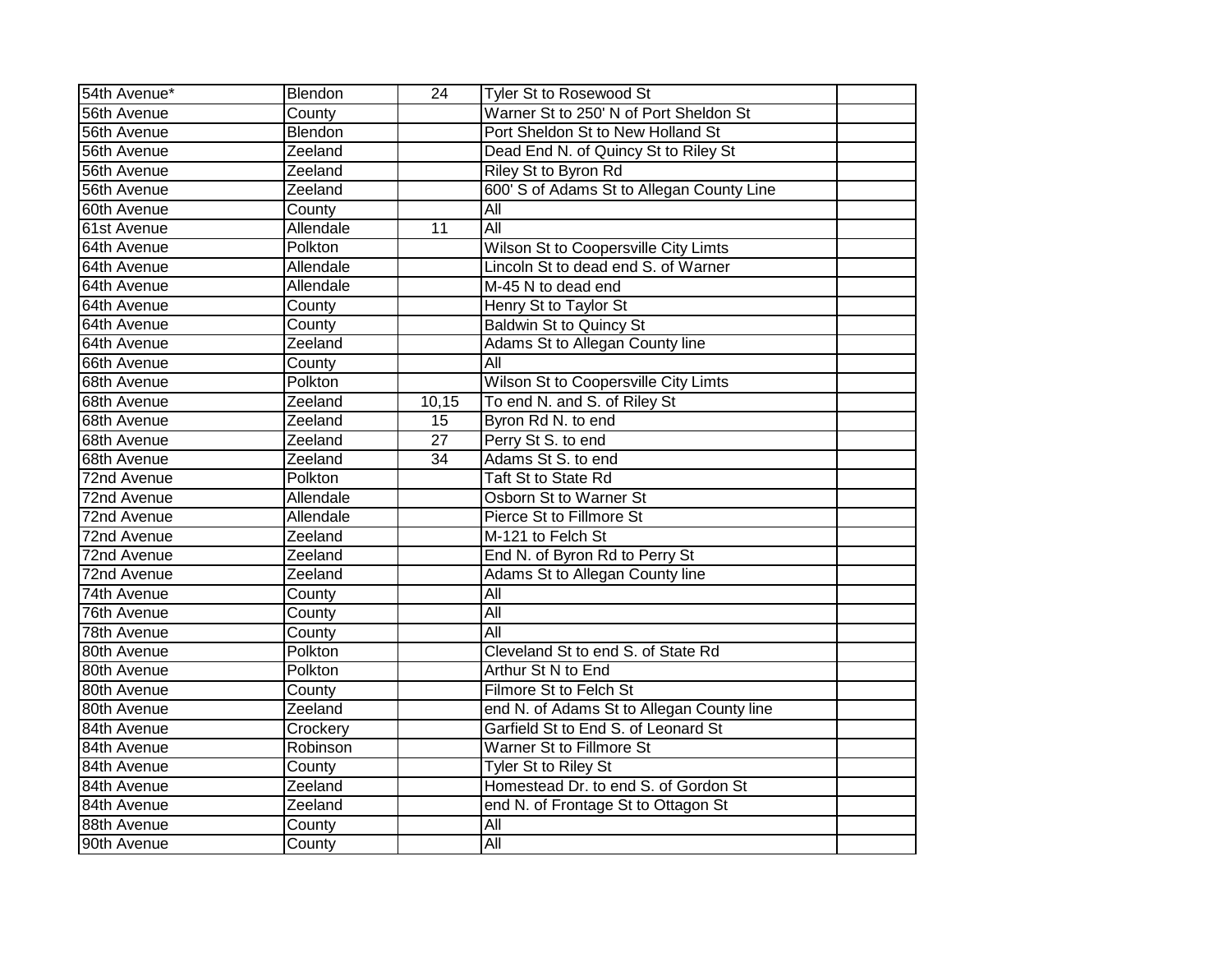| | | | | |
|---|---|---|---|---|
| 54th Avenue* | Blendon | 24 | Tyler St to Rosewood St | |
| 56th Avenue | County | | Warner St to 250' N of Port Sheldon St | |
| 56th Avenue | Blendon | | Port Sheldon St to New Holland St | |
| 56th Avenue | Zeeland | | Dead End N. of Quincy St to Riley St | |
| 56th Avenue | Zeeland | | Riley St to Byron Rd | |
| 56th Avenue | Zeeland | | 600' S of Adams St to Allegan County Line | |
| 60th Avenue | County | | All | |
| 61st Avenue | Allendale | 11 | All | |
| 64th Avenue | Polkton | | Wilson St to Coopersville City Limts | |
| 64th Avenue | Allendale | | Lincoln St to dead end S. of Warner | |
| 64th Avenue | Allendale | | M-45 N to dead end | |
| 64th Avenue | County | | Henry St to Taylor St | |
| 64th Avenue | County | | Baldwin St to Quincy St | |
| 64th Avenue | Zeeland | | Adams St to Allegan County line | |
| 66th Avenue | County | | All | |
| 68th Avenue | Polkton | | Wilson St to Coopersville City Limts | |
| 68th Avenue | Zeeland | 10,15 | To end N. and S. of Riley St | |
| 68th Avenue | Zeeland | 15 | Byron Rd N. to end | |
| 68th Avenue | Zeeland | 27 | Perry St S. to end | |
| 68th Avenue | Zeeland | 34 | Adams St S. to end | |
| 72nd Avenue | Polkton | | Taft St to State Rd | |
| 72nd Avenue | Allendale | | Osborn St to Warner St | |
| 72nd Avenue | Allendale | | Pierce St to Fillmore St | |
| 72nd Avenue | Zeeland | | M-121 to Felch St | |
| 72nd Avenue | Zeeland | | End N. of Byron Rd to Perry St | |
| 72nd Avenue | Zeeland | | Adams St to Allegan County line | |
| 74th Avenue | County | | All | |
| 76th Avenue | County | | All | |
| 78th Avenue | County | | All | |
| 80th Avenue | Polkton | | Cleveland St to end S. of State Rd | |
| 80th Avenue | Polkton | | Arthur St N to End | |
| 80th Avenue | County | | Filmore St to Felch St | |
| 80th Avenue | Zeeland | | end N. of Adams St to Allegan County line | |
| 84th Avenue | Crockery | | Garfield St to End S. of Leonard St | |
| 84th Avenue | Robinson | | Warner St to Fillmore St | |
| 84th Avenue | County | | Tyler St to Riley St | |
| 84th Avenue | Zeeland | | Homestead Dr. to end S. of Gordon St | |
| 84th Avenue | Zeeland | | end N. of Frontage St to Ottagon St | |
| 88th Avenue | County | | All | |
| 90th Avenue | County | | All | |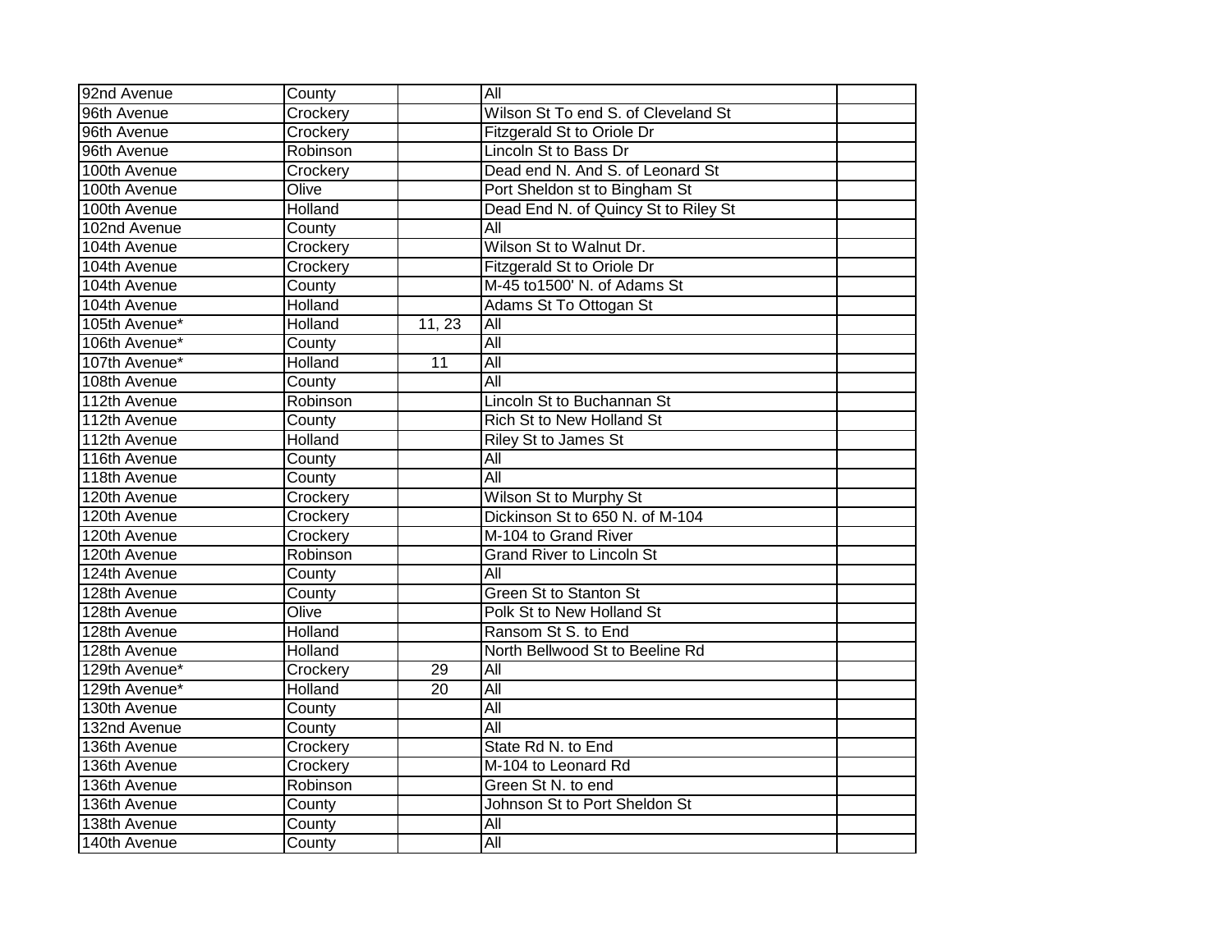| 92nd Avenue | County | | All | |
|---|---|---|---|---|
| 96th Avenue | Crockery | | Wilson St To end S. of Cleveland St | |
| 96th Avenue | Crockery | | Fitzgerald St to Oriole Dr | |
| 96th Avenue | Robinson | | Lincoln St to Bass Dr | |
| 100th Avenue | Crockery | | Dead end N. And S. of Leonard St | |
| 100th Avenue | Olive | | Port Sheldon st to Bingham St | |
| 100th Avenue | Holland | | Dead End N. of Quincy St to Riley St | |
| 102nd Avenue | County | | All | |
| 104th Avenue | Crockery | | Wilson St to Walnut Dr. | |
| 104th Avenue | Crockery | | Fitzgerald St to Oriole Dr | |
| 104th Avenue | County | | M-45 to1500' N. of Adams St | |
| 104th Avenue | Holland | | Adams St To Ottogan St | |
| 105th Avenue* | Holland | 11, 23 | All | |
| 106th Avenue* | County | | All | |
| 107th Avenue* | Holland | 11 | All | |
| 108th Avenue | County | | All | |
| 112th Avenue | Robinson | | Lincoln St to Buchannan St | |
| 112th Avenue | County | | Rich St to New Holland St | |
| 112th Avenue | Holland | | Riley St to James St | |
| 116th Avenue | County | | All | |
| 118th Avenue | County | | All | |
| 120th Avenue | Crockery | | Wilson St to Murphy St | |
| 120th Avenue | Crockery | | Dickinson St to 650 N. of M-104 | |
| 120th Avenue | Crockery | | M-104 to Grand River | |
| 120th Avenue | Robinson | | Grand River to Lincoln St | |
| 124th Avenue | County | | All | |
| 128th Avenue | County | | Green St to Stanton St | |
| 128th Avenue | Olive | | Polk St to New Holland St | |
| 128th Avenue | Holland | | Ransom St S. to End | |
| 128th Avenue | Holland | | North Bellwood St to Beeline Rd | |
| 129th Avenue* | Crockery | 29 | All | |
| 129th Avenue* | Holland | 20 | All | |
| 130th Avenue | County | | All | |
| 132nd Avenue | County | | All | |
| 136th Avenue | Crockery | | State Rd N. to End | |
| 136th Avenue | Crockery | | M-104 to Leonard Rd | |
| 136th Avenue | Robinson | | Green St N. to end | |
| 136th Avenue | County | | Johnson St to Port Sheldon St | |
| 138th Avenue | County | | All | |
| 140th Avenue | County | | All | |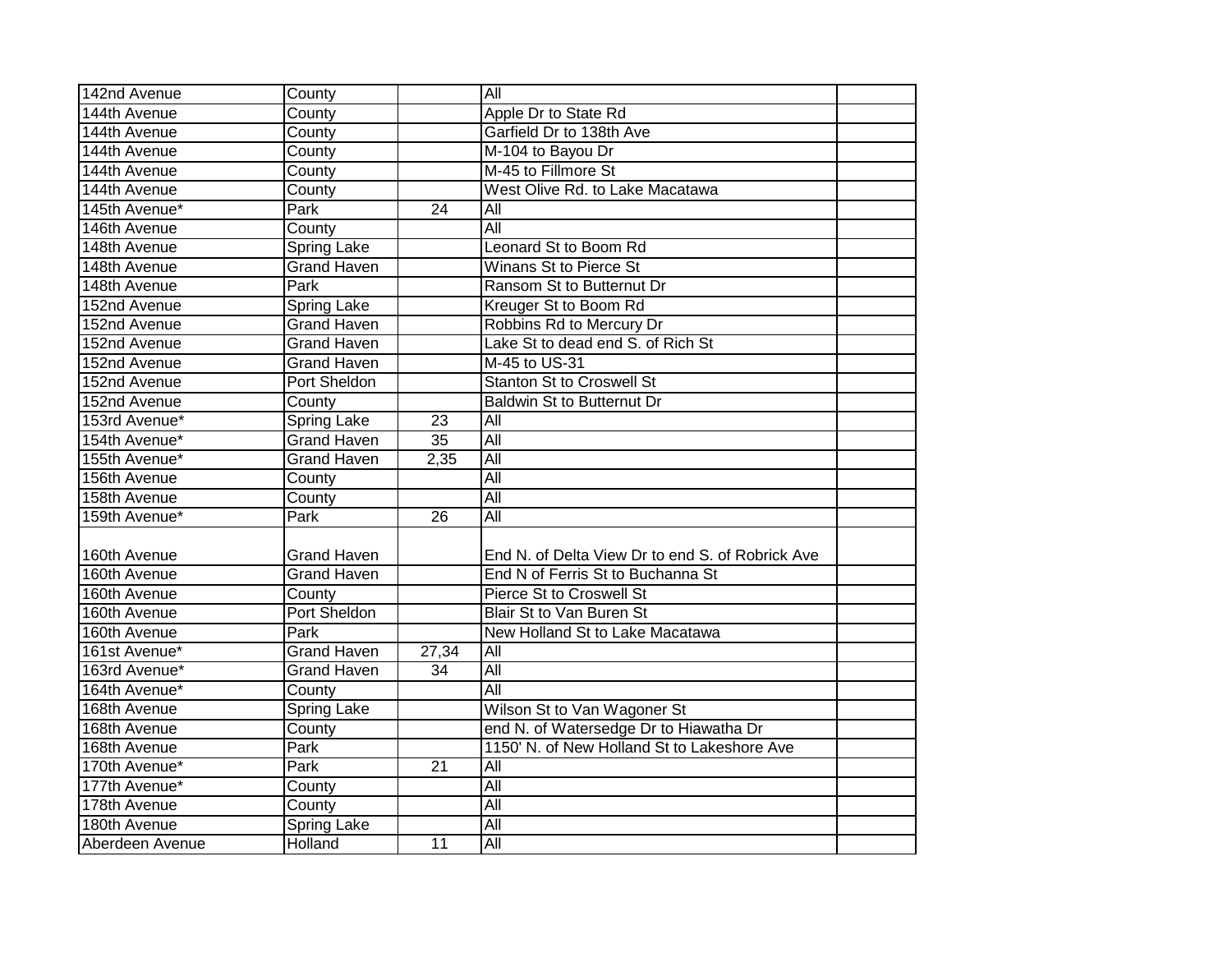| | | | | |
|---|---|---|---|---|
| 142nd Avenue | County | | All | |
| 144th Avenue | County | | Apple Dr to State Rd | |
| 144th Avenue | County | | Garfield Dr to 138th Ave | |
| 144th Avenue | County | | M-104 to Bayou Dr | |
| 144th Avenue | County | | M-45 to Fillmore St | |
| 144th Avenue | County | | West Olive Rd. to Lake Macatawa | |
| 145th Avenue* | Park | 24 | All | |
| 146th Avenue | County | | All | |
| 148th Avenue | Spring Lake | | Leonard St to Boom Rd | |
| 148th Avenue | Grand Haven | | Winans St to Pierce St | |
| 148th Avenue | Park | | Ransom St to Butternut Dr | |
| 152nd Avenue | Spring Lake | | Kreuger St to Boom Rd | |
| 152nd Avenue | Grand Haven | | Robbins Rd to Mercury Dr | |
| 152nd Avenue | Grand Haven | | Lake St to dead end S. of Rich St | |
| 152nd Avenue | Grand Haven | | M-45 to US-31 | |
| 152nd Avenue | Port Sheldon | | Stanton St to Croswell St | |
| 152nd Avenue | County | | Baldwin St to Butternut Dr | |
| 153rd Avenue* | Spring Lake | 23 | All | |
| 154th Avenue* | Grand Haven | 35 | All | |
| 155th Avenue* | Grand Haven | 2,35 | All | |
| 156th Avenue | County | | All | |
| 158th Avenue | County | | All | |
| 159th Avenue* | Park | 26 | All | |
| 160th Avenue | Grand Haven | | End N. of Delta View Dr to end S. of Robrick Ave | |
| 160th Avenue | Grand Haven | | End N of Ferris St to Buchanna St | |
| 160th Avenue | County | | Pierce St to Croswell St | |
| 160th Avenue | Port Sheldon | | Blair St to Van Buren St | |
| 160th Avenue | Park | | New Holland St to Lake Macatawa | |
| 161st Avenue* | Grand Haven | 27,34 | All | |
| 163rd Avenue* | Grand Haven | 34 | All | |
| 164th Avenue* | County | | All | |
| 168th Avenue | Spring Lake | | Wilson St to Van Wagoner St | |
| 168th Avenue | County | | end N. of Watersedge Dr to Hiawatha Dr | |
| 168th Avenue | Park | | 1150' N. of New Holland St to Lakeshore Ave | |
| 170th Avenue* | Park | 21 | All | |
| 177th Avenue* | County | | All | |
| 178th Avenue | County | | All | |
| 180th Avenue | Spring Lake | | All | |
| Aberdeen Avenue | Holland | 11 | All | |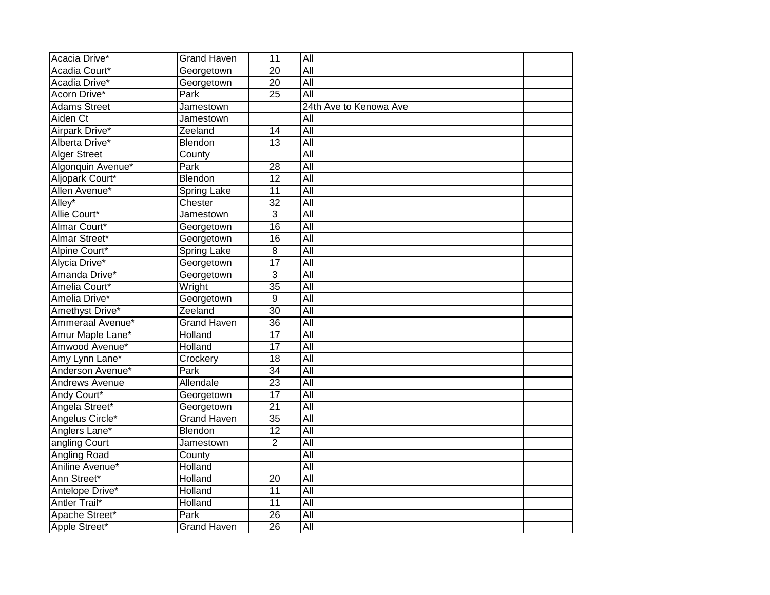| | | | | |
|---|---|---|---|---|
| Acacia Drive* | Grand Haven | 11 | All | |
| Acadia Court* | Georgetown | 20 | All | |
| Acadia Drive* | Georgetown | 20 | All | |
| Acorn Drive* | Park | 25 | All | |
| Adams Street | Jamestown | | 24th Ave to Kenowa Ave | |
| Aiden Ct | Jamestown | | All | |
| Airpark Drive* | Zeeland | 14 | All | |
| Alberta Drive* | Blendon | 13 | All | |
| Alger Street | County | | All | |
| Algonquin Avenue* | Park | 28 | All | |
| Aljopark Court* | Blendon | 12 | All | |
| Allen Avenue* | Spring Lake | 11 | All | |
| Alley* | Chester | 32 | All | |
| Allie Court* | Jamestown | 3 | All | |
| Almar Court* | Georgetown | 16 | All | |
| Almar Street* | Georgetown | 16 | All | |
| Alpine Court* | Spring Lake | 8 | All | |
| Alycia Drive* | Georgetown | 17 | All | |
| Amanda Drive* | Georgetown | 3 | All | |
| Amelia Court* | Wright | 35 | All | |
| Amelia Drive* | Georgetown | 9 | All | |
| Amethyst Drive* | Zeeland | 30 | All | |
| Ammeraal Avenue* | Grand Haven | 36 | All | |
| Amur Maple Lane* | Holland | 17 | All | |
| Amwood Avenue* | Holland | 17 | All | |
| Amy Lynn Lane* | Crockery | 18 | All | |
| Anderson Avenue* | Park | 34 | All | |
| Andrews Avenue | Allendale | 23 | All | |
| Andy Court* | Georgetown | 17 | All | |
| Angela Street* | Georgetown | 21 | All | |
| Angelus Circle* | Grand Haven | 35 | All | |
| Anglers Lane* | Blendon | 12 | All | |
| angling Court | Jamestown | 2 | All | |
| Angling Road | County | | All | |
| Aniline Avenue* | Holland | | All | |
| Ann Street* | Holland | 20 | All | |
| Antelope Drive* | Holland | 11 | All | |
| Antler Trail* | Holland | 11 | All | |
| Apache Street* | Park | 26 | All | |
| Apple Street* | Grand Haven | 26 | All | |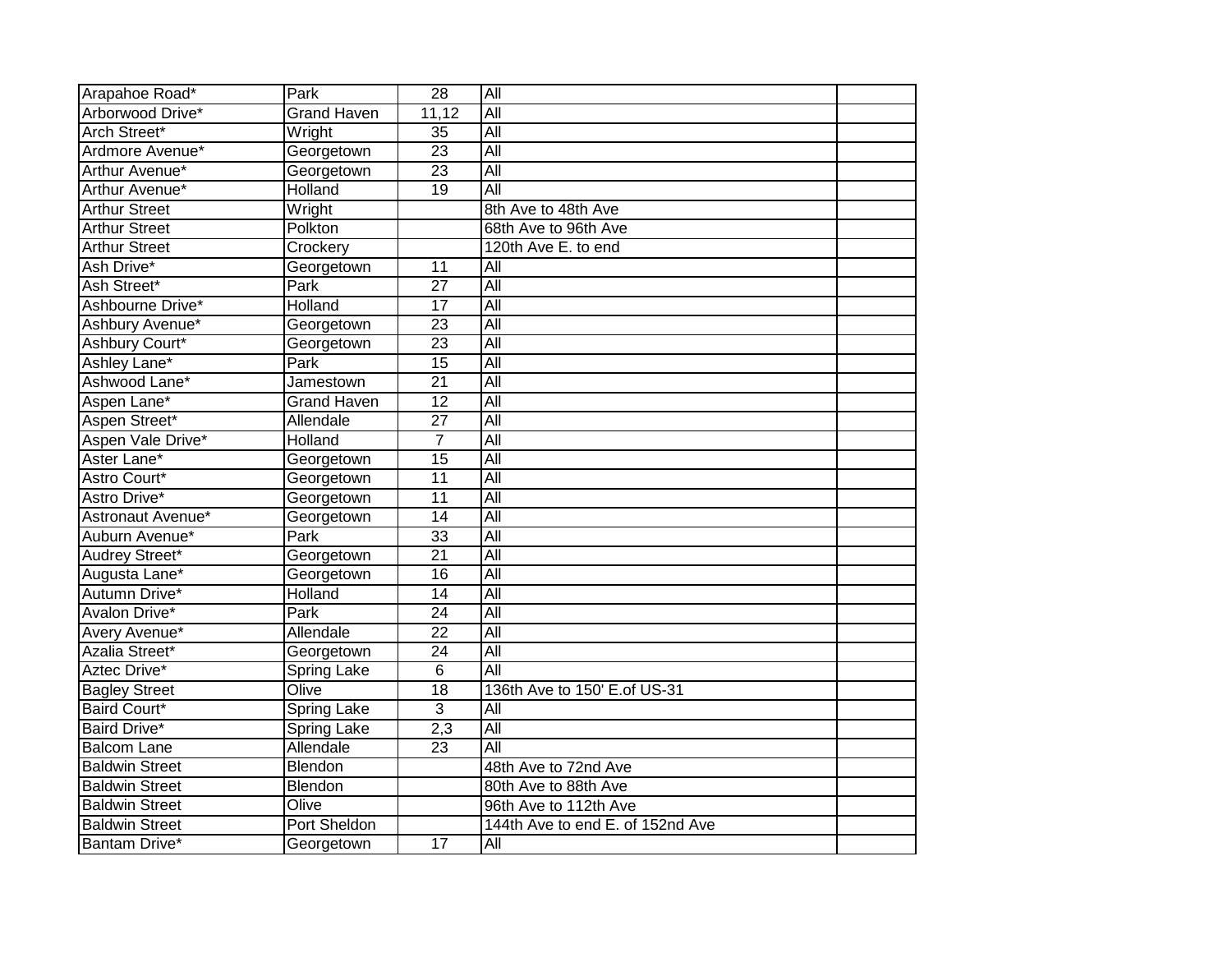| | | | | |
|---|---|---|---|---|
| Arapahoe Road* | Park | 28 | All | |
| Arborwood Drive* | Grand Haven | 11,12 | All | |
| Arch Street* | Wright | 35 | All | |
| Ardmore Avenue* | Georgetown | 23 | All | |
| Arthur Avenue* | Georgetown | 23 | All | |
| Arthur Avenue* | Holland | 19 | All | |
| Arthur Street | Wright | | 8th Ave to 48th Ave | |
| Arthur Street | Polkton | | 68th Ave to 96th Ave | |
| Arthur Street | Crockery | | 120th Ave E. to end | |
| Ash Drive* | Georgetown | 11 | All | |
| Ash Street* | Park | 27 | All | |
| Ashbourne Drive* | Holland | 17 | All | |
| Ashbury Avenue* | Georgetown | 23 | All | |
| Ashbury Court* | Georgetown | 23 | All | |
| Ashley Lane* | Park | 15 | All | |
| Ashwood Lane* | Jamestown | 21 | All | |
| Aspen Lane* | Grand Haven | 12 | All | |
| Aspen Street* | Allendale | 27 | All | |
| Aspen Vale Drive* | Holland | 7 | All | |
| Aster Lane* | Georgetown | 15 | All | |
| Astro Court* | Georgetown | 11 | All | |
| Astro Drive* | Georgetown | 11 | All | |
| Astronaut Avenue* | Georgetown | 14 | All | |
| Auburn Avenue* | Park | 33 | All | |
| Audrey Street* | Georgetown | 21 | All | |
| Augusta Lane* | Georgetown | 16 | All | |
| Autumn Drive* | Holland | 14 | All | |
| Avalon Drive* | Park | 24 | All | |
| Avery Avenue* | Allendale | 22 | All | |
| Azalia Street* | Georgetown | 24 | All | |
| Aztec Drive* | Spring Lake | 6 | All | |
| Bagley Street | Olive | 18 | 136th Ave to 150' E.of US-31 | |
| Baird Court* | Spring Lake | 3 | All | |
| Baird Drive* | Spring Lake | 2,3 | All | |
| Balcom Lane | Allendale | 23 | All | |
| Baldwin Street | Blendon | | 48th Ave to 72nd Ave | |
| Baldwin Street | Blendon | | 80th Ave to 88th Ave | |
| Baldwin Street | Olive | | 96th Ave to 112th Ave | |
| Baldwin Street | Port Sheldon | | 144th Ave to end E. of 152nd Ave | |
| Bantam Drive* | Georgetown | 17 | All | |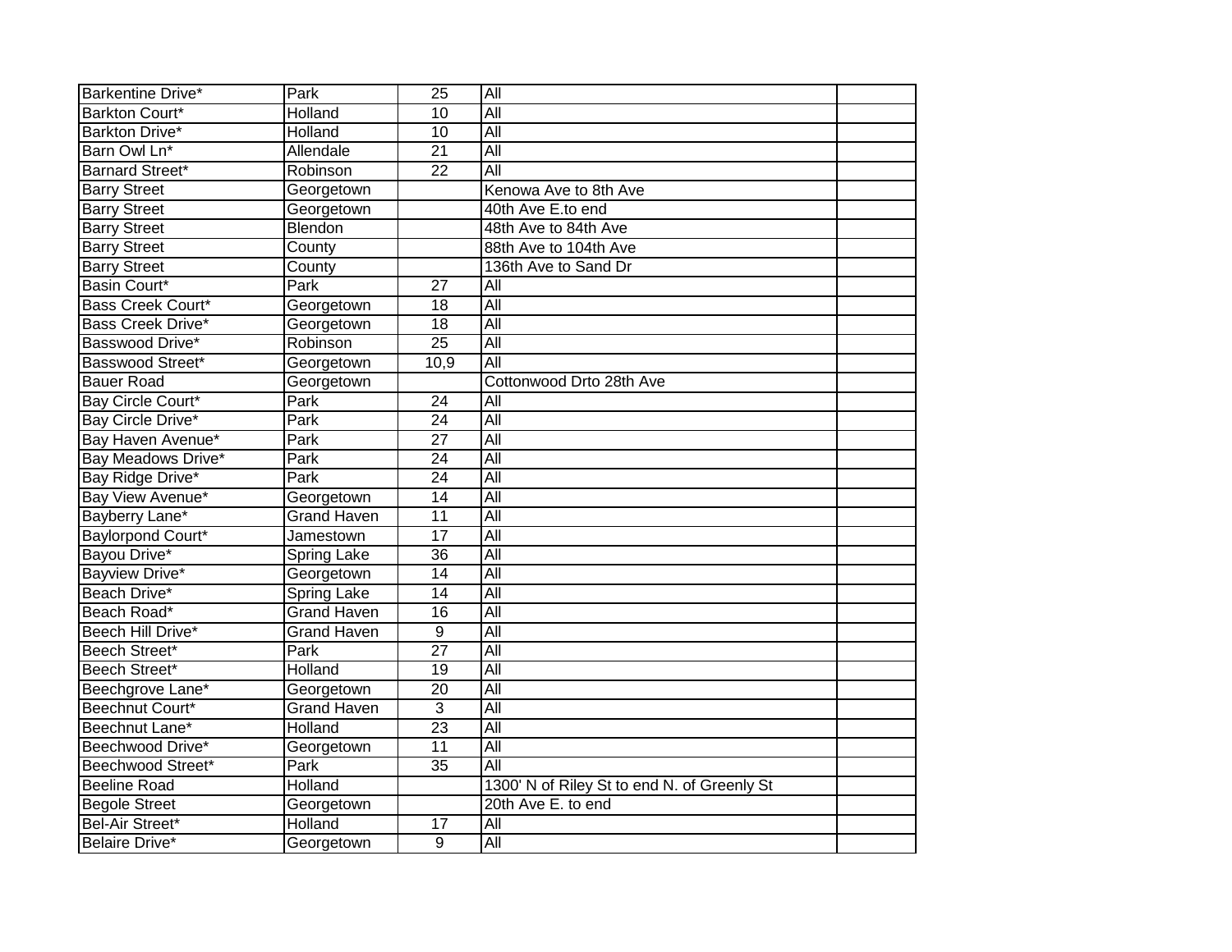| | | | | |
|---|---|---|---|---|
| Barkentine Drive* | Park | 25 | All | |
| Barkton Court* | Holland | 10 | All | |
| Barkton Drive* | Holland | 10 | All | |
| Barn Owl Ln* | Allendale | 21 | All | |
| Barnard Street* | Robinson | 22 | All | |
| Barry Street | Georgetown | | Kenowa Ave to 8th Ave | |
| Barry Street | Georgetown | | 40th Ave E.to end | |
| Barry Street | Blendon | | 48th Ave to 84th Ave | |
| Barry Street | County | | 88th Ave to 104th Ave | |
| Barry Street | County | | 136th Ave to Sand Dr | |
| Basin Court* | Park | 27 | All | |
| Bass Creek Court* | Georgetown | 18 | All | |
| Bass Creek Drive* | Georgetown | 18 | All | |
| Basswood Drive* | Robinson | 25 | All | |
| Basswood Street* | Georgetown | 10,9 | All | |
| Bauer Road | Georgetown | | Cottonwood Drto 28th Ave | |
| Bay Circle Court* | Park | 24 | All | |
| Bay Circle Drive* | Park | 24 | All | |
| Bay Haven Avenue* | Park | 27 | All | |
| Bay Meadows Drive* | Park | 24 | All | |
| Bay Ridge Drive* | Park | 24 | All | |
| Bay View Avenue* | Georgetown | 14 | All | |
| Bayberry Lane* | Grand Haven | 11 | All | |
| Baylorpond Court* | Jamestown | 17 | All | |
| Bayou Drive* | Spring Lake | 36 | All | |
| Bayview Drive* | Georgetown | 14 | All | |
| Beach Drive* | Spring Lake | 14 | All | |
| Beach Road* | Grand Haven | 16 | All | |
| Beech Hill Drive* | Grand Haven | 9 | All | |
| Beech Street* | Park | 27 | All | |
| Beech Street* | Holland | 19 | All | |
| Beechgrove Lane* | Georgetown | 20 | All | |
| Beechnut Court* | Grand Haven | 3 | All | |
| Beechnut Lane* | Holland | 23 | All | |
| Beechwood Drive* | Georgetown | 11 | All | |
| Beechwood Street* | Park | 35 | All | |
| Beeline Road | Holland | | 1300' N of Riley St to end N. of Greenly St | |
| Begole Street | Georgetown | | 20th Ave E. to end | |
| Bel-Air Street* | Holland | 17 | All | |
| Belaire Drive* | Georgetown | 9 | All | |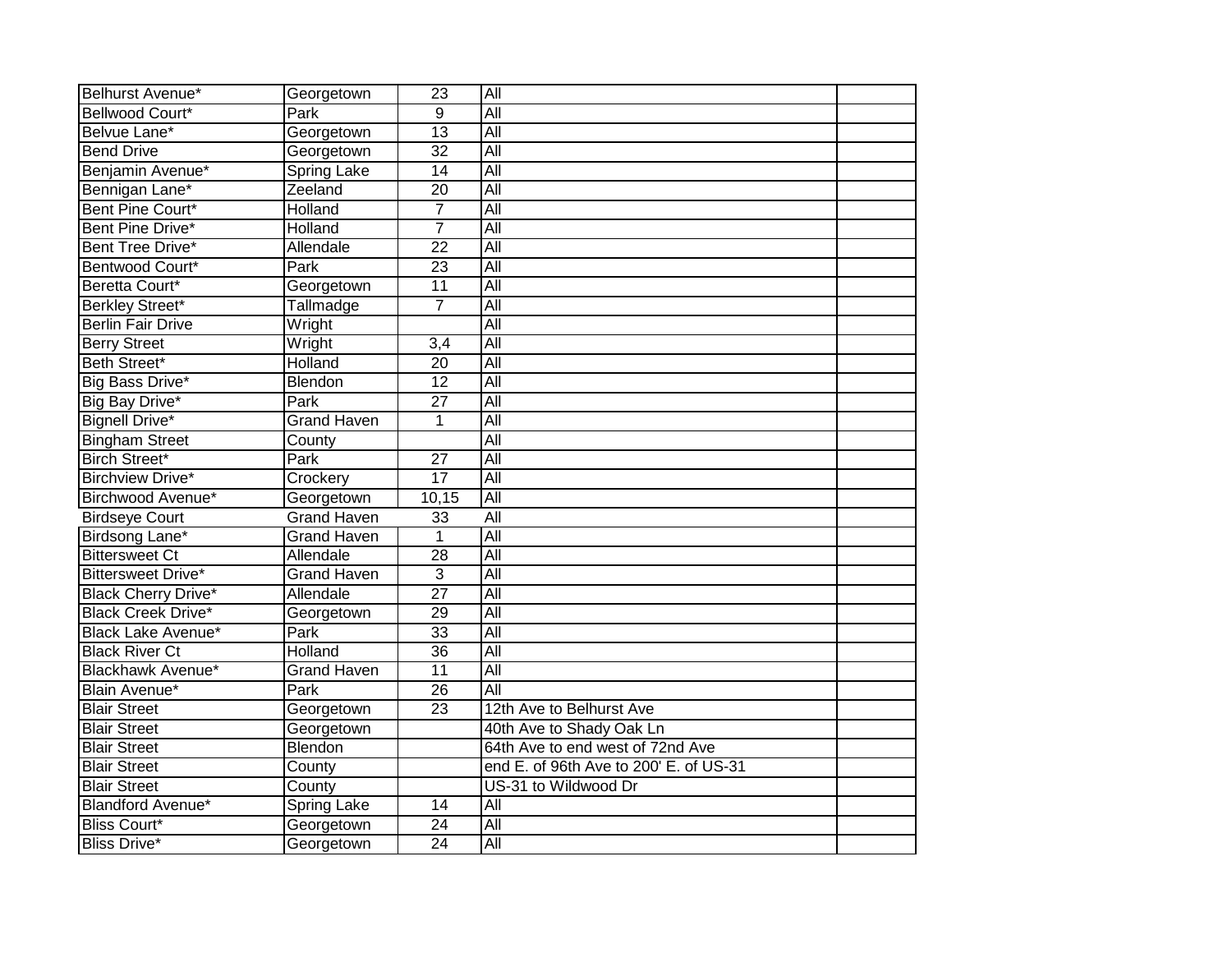| | | | | |
|---|---|---|---|---|
| Belhurst Avenue* | Georgetown | 23 | All | |
| Bellwood Court* | Park | 9 | All | |
| Belvue Lane* | Georgetown | 13 | All | |
| Bend Drive | Georgetown | 32 | All | |
| Benjamin Avenue* | Spring Lake | 14 | All | |
| Bennigan Lane* | Zeeland | 20 | All | |
| Bent Pine Court* | Holland | 7 | All | |
| Bent Pine Drive* | Holland | 7 | All | |
| Bent Tree Drive* | Allendale | 22 | All | |
| Bentwood Court* | Park | 23 | All | |
| Beretta Court* | Georgetown | 11 | All | |
| Berkley Street* | Tallmadge | 7 | All | |
| Berlin Fair Drive | Wright | | All | |
| Berry Street | Wright | 3,4 | All | |
| Beth Street* | Holland | 20 | All | |
| Big Bass Drive* | Blendon | 12 | All | |
| Big Bay Drive* | Park | 27 | All | |
| Bignell Drive* | Grand Haven | 1 | All | |
| Bingham Street | County | | All | |
| Birch Street* | Park | 27 | All | |
| Birchview Drive* | Crockery | 17 | All | |
| Birchwood Avenue* | Georgetown | 10,15 | All | |
| Birdseye Court | Grand Haven | 33 | All | |
| Birdsong Lane* | Grand Haven | 1 | All | |
| Bittersweet Ct | Allendale | 28 | All | |
| Bittersweet Drive* | Grand Haven | 3 | All | |
| Black Cherry Drive* | Allendale | 27 | All | |
| Black Creek Drive* | Georgetown | 29 | All | |
| Black Lake Avenue* | Park | 33 | All | |
| Black River Ct | Holland | 36 | All | |
| Blackhawk Avenue* | Grand Haven | 11 | All | |
| Blain Avenue* | Park | 26 | All | |
| Blair Street | Georgetown | 23 | 12th Ave to Belhurst Ave | |
| Blair Street | Georgetown | | 40th Ave to Shady Oak Ln | |
| Blair Street | Blendon | | 64th Ave to end west of 72nd Ave | |
| Blair Street | County | | end E. of 96th Ave to 200' E. of US-31 | |
| Blair Street | County | | US-31 to Wildwood Dr | |
| Blandford Avenue* | Spring Lake | 14 | All | |
| Bliss Court* | Georgetown | 24 | All | |
| Bliss Drive* | Georgetown | 24 | All | |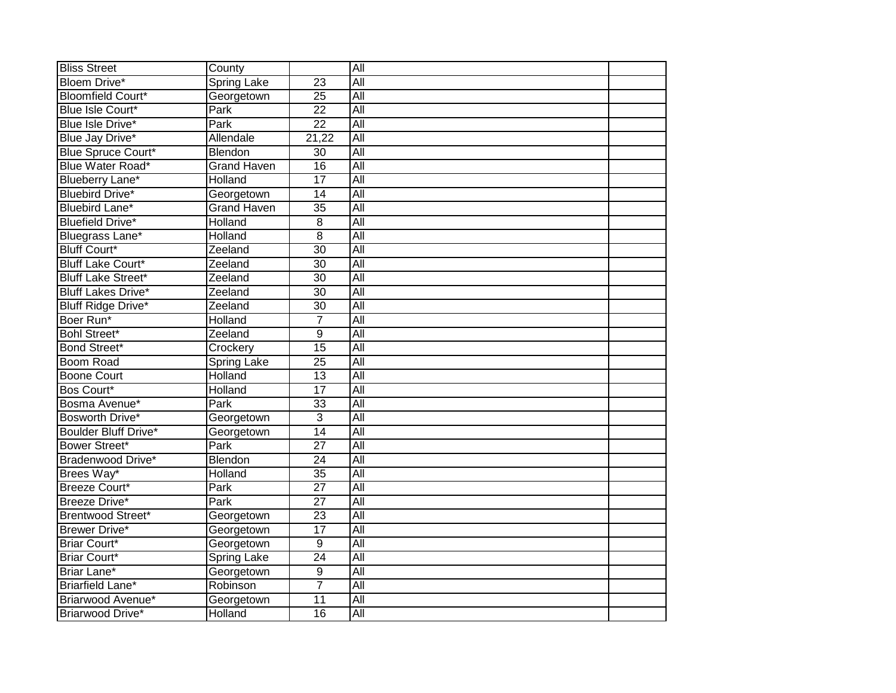| | | | | |
|---|---|---|---|---|
| Bliss Street | County | | All | |
| Bloem Drive* | Spring Lake | 23 | All | |
| Bloomfield Court* | Georgetown | 25 | All | |
| Blue Isle Court* | Park | 22 | All | |
| Blue Isle Drive* | Park | 22 | All | |
| Blue Jay Drive* | Allendale | 21,22 | All | |
| Blue Spruce Court* | Blendon | 30 | All | |
| Blue Water Road* | Grand Haven | 16 | All | |
| Blueberry Lane* | Holland | 17 | All | |
| Bluebird Drive* | Georgetown | 14 | All | |
| Bluebird Lane* | Grand Haven | 35 | All | |
| Bluefield Drive* | Holland | 8 | All | |
| Bluegrass Lane* | Holland | 8 | All | |
| Bluff Court* | Zeeland | 30 | All | |
| Bluff Lake Court* | Zeeland | 30 | All | |
| Bluff Lake Street* | Zeeland | 30 | All | |
| Bluff Lakes Drive* | Zeeland | 30 | All | |
| Bluff Ridge Drive* | Zeeland | 30 | All | |
| Boer Run* | Holland | 7 | All | |
| Bohl Street* | Zeeland | 9 | All | |
| Bond Street* | Crockery | 15 | All | |
| Boom Road | Spring Lake | 25 | All | |
| Boone Court | Holland | 13 | All | |
| Bos Court* | Holland | 17 | All | |
| Bosma Avenue* | Park | 33 | All | |
| Bosworth Drive* | Georgetown | 3 | All | |
| Boulder Bluff Drive* | Georgetown | 14 | All | |
| Bower Street* | Park | 27 | All | |
| Bradenwood Drive* | Blendon | 24 | All | |
| Brees Way* | Holland | 35 | All | |
| Breeze Court* | Park | 27 | All | |
| Breeze Drive* | Park | 27 | All | |
| Brentwood Street* | Georgetown | 23 | All | |
| Brewer Drive* | Georgetown | 17 | All | |
| Briar Court* | Georgetown | 9 | All | |
| Briar Court* | Spring Lake | 24 | All | |
| Briar Lane* | Georgetown | 9 | All | |
| Briarfield Lane* | Robinson | 7 | All | |
| Briarwood Avenue* | Georgetown | 11 | All | |
| Briarwood Drive* | Holland | 16 | All | |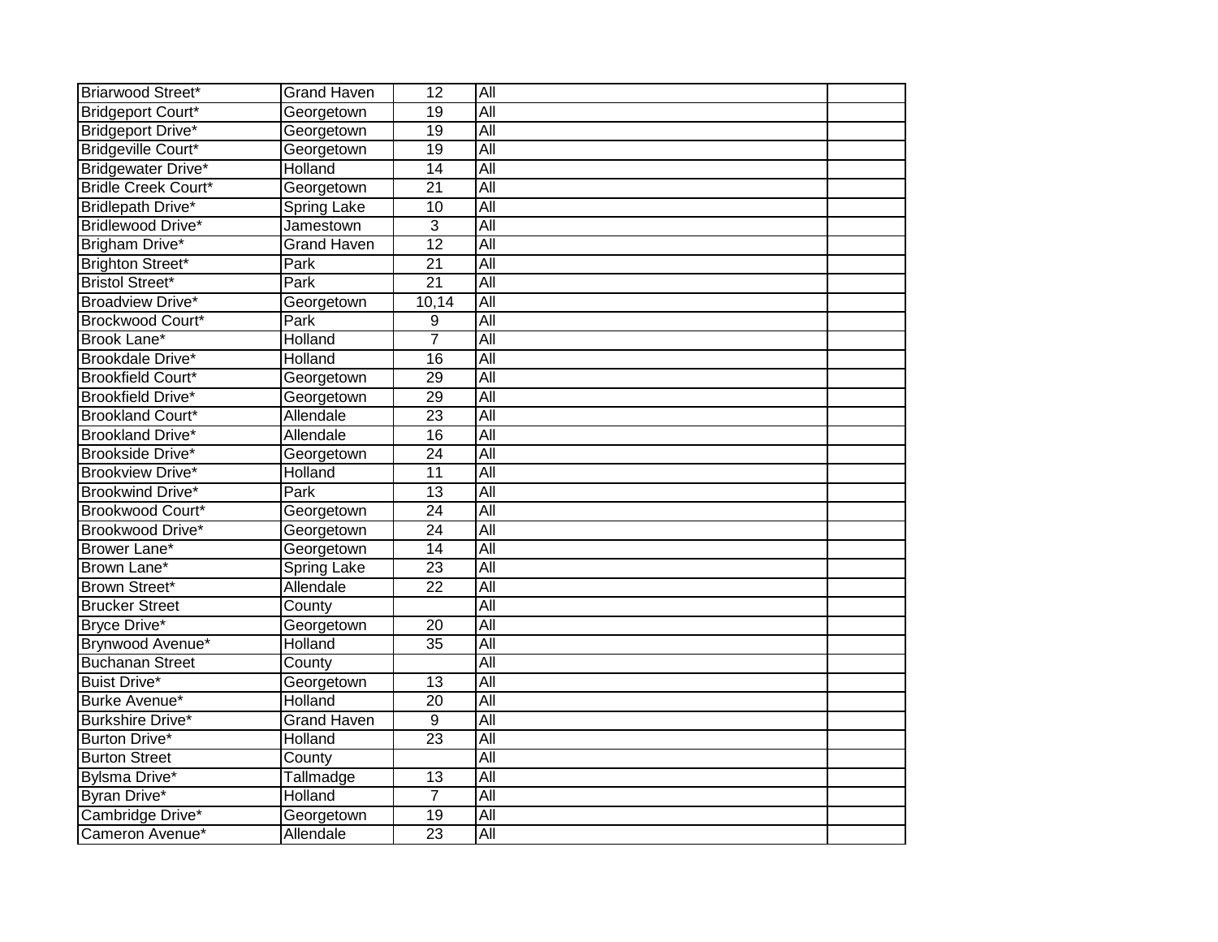| | | | | |
|---|---|---|---|---|
| Briarwood Street* | Grand Haven | 12 | All | |
| Bridgeport Court* | Georgetown | 19 | All | |
| Bridgeport Drive* | Georgetown | 19 | All | |
| Bridgeville Court* | Georgetown | 19 | All | |
| Bridgewater Drive* | Holland | 14 | All | |
| Bridle Creek Court* | Georgetown | 21 | All | |
| Bridlepath Drive* | Spring Lake | 10 | All | |
| Bridlewood Drive* | Jamestown | 3 | All | |
| Brigham Drive* | Grand Haven | 12 | All | |
| Brighton Street* | Park | 21 | All | |
| Bristol Street* | Park | 21 | All | |
| Broadview Drive* | Georgetown | 10,14 | All | |
| Brockwood Court* | Park | 9 | All | |
| Brook Lane* | Holland | 7 | All | |
| Brookdale Drive* | Holland | 16 | All | |
| Brookfield Court* | Georgetown | 29 | All | |
| Brookfield Drive* | Georgetown | 29 | All | |
| Brookland Court* | Allendale | 23 | All | |
| Brookland Drive* | Allendale | 16 | All | |
| Brookside Drive* | Georgetown | 24 | All | |
| Brookview Drive* | Holland | 11 | All | |
| Brookwind Drive* | Park | 13 | All | |
| Brookwood Court* | Georgetown | 24 | All | |
| Brookwood Drive* | Georgetown | 24 | All | |
| Brower Lane* | Georgetown | 14 | All | |
| Brown Lane* | Spring Lake | 23 | All | |
| Brown Street* | Allendale | 22 | All | |
| Brucker Street | County | | All | |
| Bryce Drive* | Georgetown | 20 | All | |
| Brynwood Avenue* | Holland | 35 | All | |
| Buchanan Street | County | | All | |
| Buist Drive* | Georgetown | 13 | All | |
| Burke Avenue* | Holland | 20 | All | |
| Burkshire Drive* | Grand Haven | 9 | All | |
| Burton Drive* | Holland | 23 | All | |
| Burton Street | County | | All | |
| Bylsma Drive* | Tallmadge | 13 | All | |
| Byran Drive* | Holland | 7 | All | |
| Cambridge Drive* | Georgetown | 19 | All | |
| Cameron Avenue* | Allendale | 23 | All | |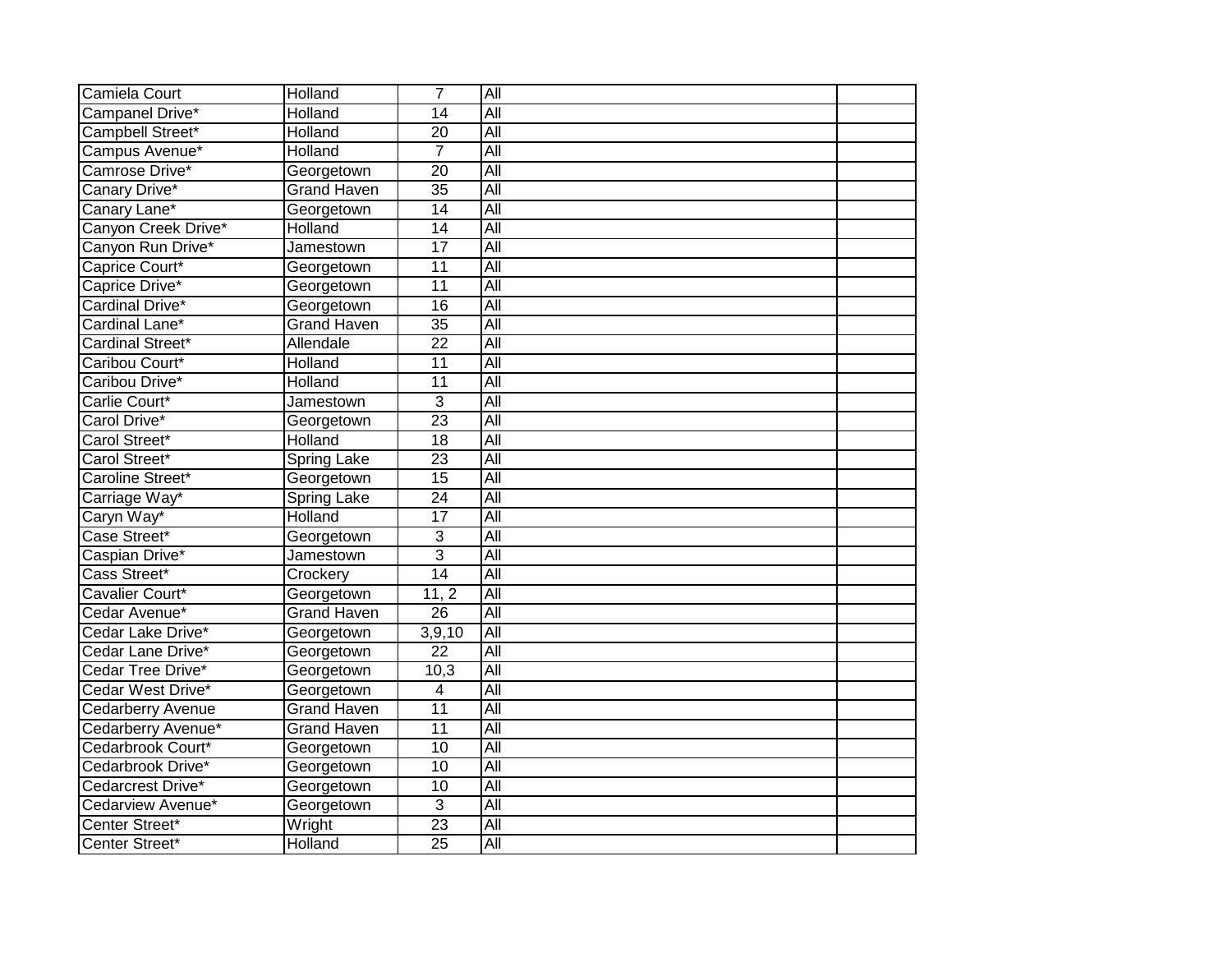| | | | | |
|---|---|---|---|---|
| Camiela Court | Holland | 7 | All | |
| Campanel Drive* | Holland | 14 | All | |
| Campbell Street* | Holland | 20 | All | |
| Campus Avenue* | Holland | 7 | All | |
| Camrose Drive* | Georgetown | 20 | All | |
| Canary Drive* | Grand Haven | 35 | All | |
| Canary Lane* | Georgetown | 14 | All | |
| Canyon Creek Drive* | Holland | 14 | All | |
| Canyon Run Drive* | Jamestown | 17 | All | |
| Caprice Court* | Georgetown | 11 | All | |
| Caprice Drive* | Georgetown | 11 | All | |
| Cardinal Drive* | Georgetown | 16 | All | |
| Cardinal Lane* | Grand Haven | 35 | All | |
| Cardinal Street* | Allendale | 22 | All | |
| Caribou Court* | Holland | 11 | All | |
| Caribou Drive* | Holland | 11 | All | |
| Carlie Court* | Jamestown | 3 | All | |
| Carol Drive* | Georgetown | 23 | All | |
| Carol Street* | Holland | 18 | All | |
| Carol Street* | Spring Lake | 23 | All | |
| Caroline Street* | Georgetown | 15 | All | |
| Carriage Way* | Spring Lake | 24 | All | |
| Caryn Way* | Holland | 17 | All | |
| Case Street* | Georgetown | 3 | All | |
| Caspian Drive* | Jamestown | 3 | All | |
| Cass Street* | Crockery | 14 | All | |
| Cavalier Court* | Georgetown | 11, 2 | All | |
| Cedar Avenue* | Grand Haven | 26 | All | |
| Cedar Lake Drive* | Georgetown | 3,9,10 | All | |
| Cedar Lane Drive* | Georgetown | 22 | All | |
| Cedar Tree Drive* | Georgetown | 10,3 | All | |
| Cedar West Drive* | Georgetown | 4 | All | |
| Cedarberry Avenue | Grand Haven | 11 | All | |
| Cedarberry Avenue* | Grand Haven | 11 | All | |
| Cedarbrook Court* | Georgetown | 10 | All | |
| Cedarbrook Drive* | Georgetown | 10 | All | |
| Cedarcrest Drive* | Georgetown | 10 | All | |
| Cedarview Avenue* | Georgetown | 3 | All | |
| Center Street* | Wright | 23 | All | |
| Center Street* | Holland | 25 | All | |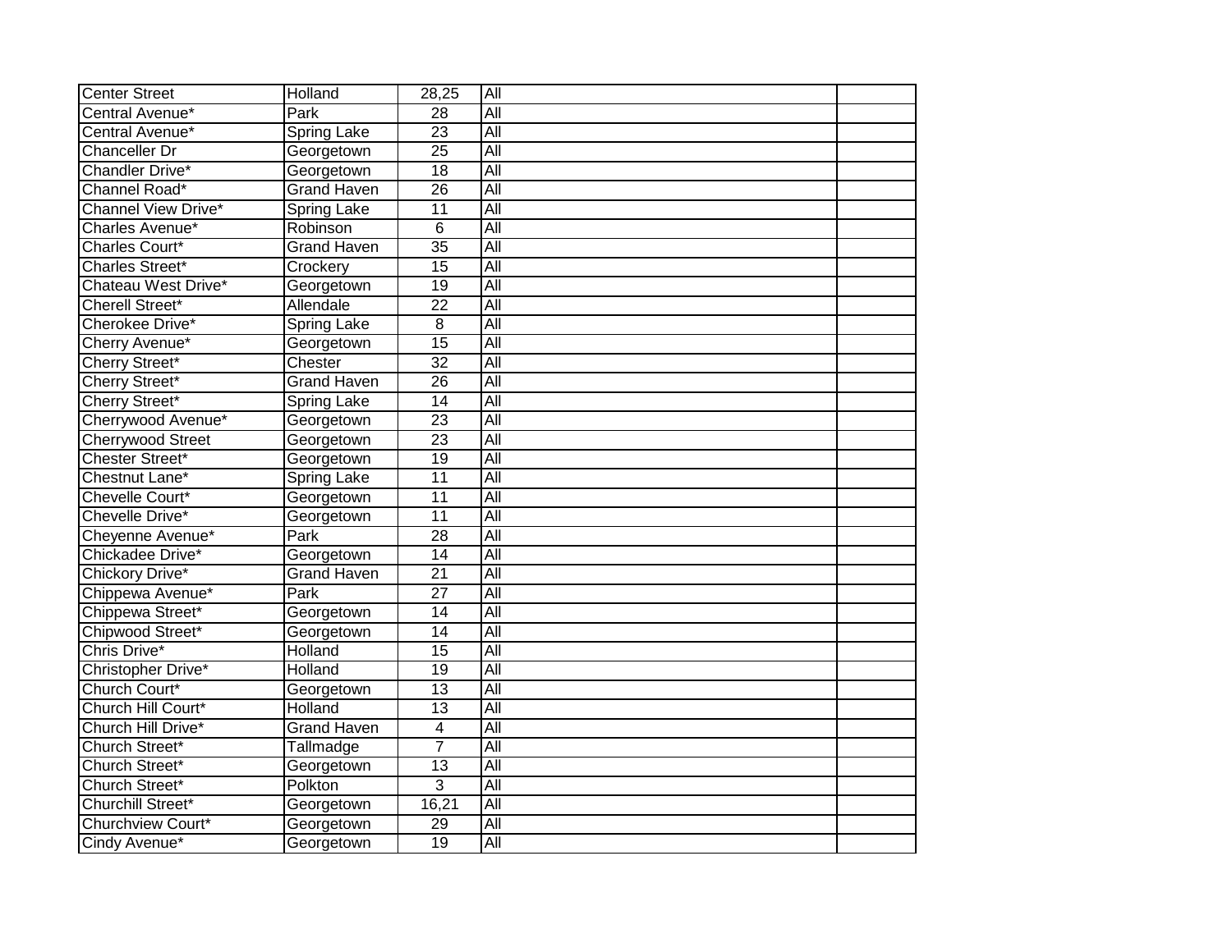| | | | | |
|---|---|---|---|---|
| Center Street | Holland | 28,25 | All | |
| Central Avenue* | Park | 28 | All | |
| Central Avenue* | Spring Lake | 23 | All | |
| Chanceller Dr | Georgetown | 25 | All | |
| Chandler Drive* | Georgetown | 18 | All | |
| Channel Road* | Grand Haven | 26 | All | |
| Channel View Drive* | Spring Lake | 11 | All | |
| Charles Avenue* | Robinson | 6 | All | |
| Charles Court* | Grand Haven | 35 | All | |
| Charles Street* | Crockery | 15 | All | |
| Chateau West Drive* | Georgetown | 19 | All | |
| Cherell Street* | Allendale | 22 | All | |
| Cherokee Drive* | Spring Lake | 8 | All | |
| Cherry Avenue* | Georgetown | 15 | All | |
| Cherry Street* | Chester | 32 | All | |
| Cherry Street* | Grand Haven | 26 | All | |
| Cherry Street* | Spring Lake | 14 | All | |
| Cherrywood Avenue* | Georgetown | 23 | All | |
| Cherrywood Street | Georgetown | 23 | All | |
| Chester Street* | Georgetown | 19 | All | |
| Chestnut Lane* | Spring Lake | 11 | All | |
| Chevelle Court* | Georgetown | 11 | All | |
| Chevelle Drive* | Georgetown | 11 | All | |
| Cheyenne Avenue* | Park | 28 | All | |
| Chickadee Drive* | Georgetown | 14 | All | |
| Chickory Drive* | Grand Haven | 21 | All | |
| Chippewa Avenue* | Park | 27 | All | |
| Chippewa Street* | Georgetown | 14 | All | |
| Chipwood Street* | Georgetown | 14 | All | |
| Chris Drive* | Holland | 15 | All | |
| Christopher Drive* | Holland | 19 | All | |
| Church Court* | Georgetown | 13 | All | |
| Church Hill Court* | Holland | 13 | All | |
| Church Hill Drive* | Grand Haven | 4 | All | |
| Church Street* | Tallmadge | 7 | All | |
| Church Street* | Georgetown | 13 | All | |
| Church Street* | Polkton | 3 | All | |
| Churchill Street* | Georgetown | 16,21 | All | |
| Churchview Court* | Georgetown | 29 | All | |
| Cindy Avenue* | Georgetown | 19 | All | |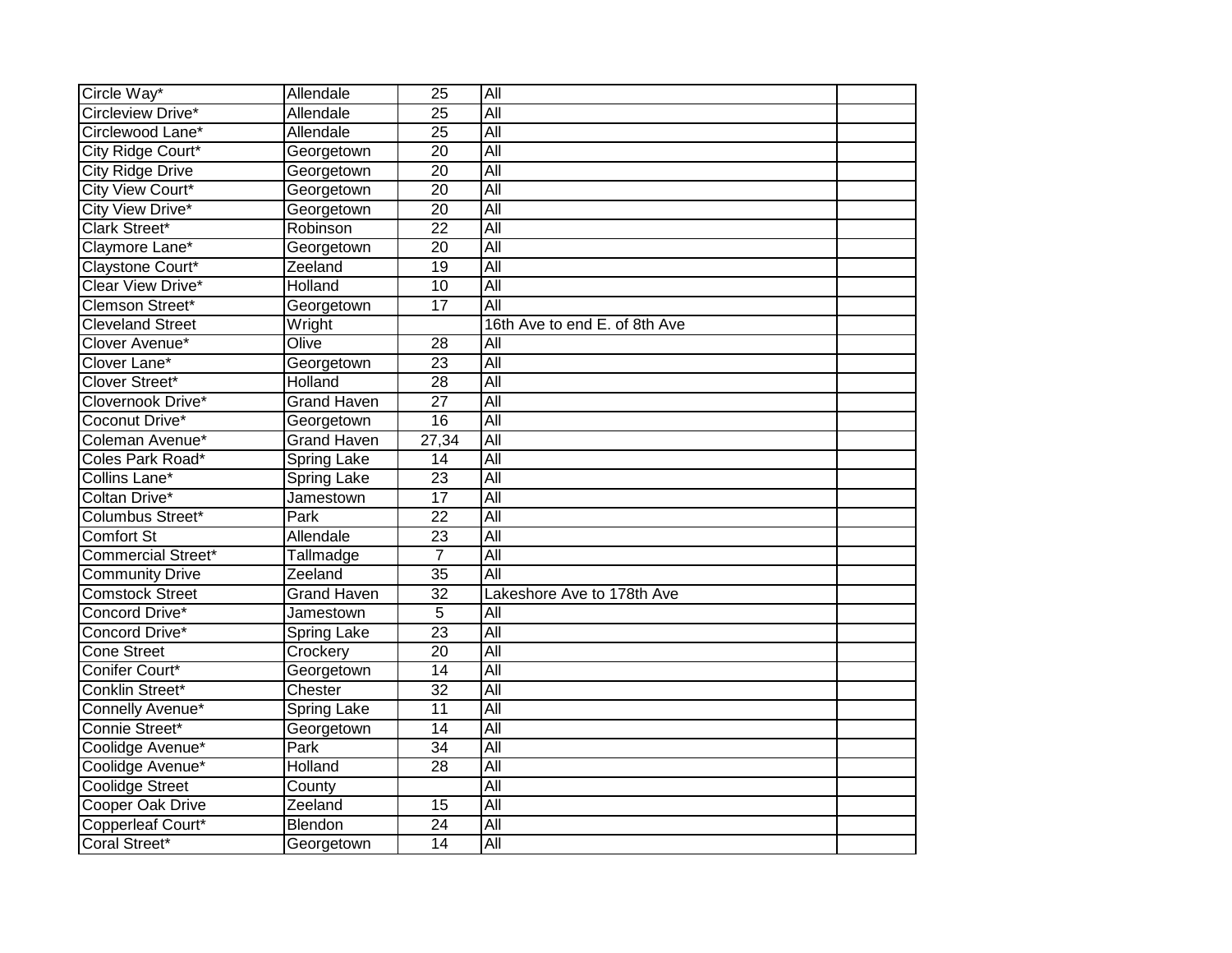| Circle Way* | Allendale | 25 | All | |
|---|---|---|---|---|
| Circleview Drive* | Allendale | 25 | All | |
| Circlewood Lane* | Allendale | 25 | All | |
| City Ridge Court* | Georgetown | 20 | All | |
| City Ridge Drive | Georgetown | 20 | All | |
| City View Court* | Georgetown | 20 | All | |
| City View Drive* | Georgetown | 20 | All | |
| Clark Street* | Robinson | 22 | All | |
| Claymore Lane* | Georgetown | 20 | All | |
| Claystone Court* | Zeeland | 19 | All | |
| Clear View Drive* | Holland | 10 | All | |
| Clemson Street* | Georgetown | 17 | All | |
| Cleveland Street | Wright | | 16th Ave to end E. of 8th Ave | |
| Clover Avenue* | Olive | 28 | All | |
| Clover Lane* | Georgetown | 23 | All | |
| Clover Street* | Holland | 28 | All | |
| Clovernook Drive* | Grand Haven | 27 | All | |
| Coconut Drive* | Georgetown | 16 | All | |
| Coleman Avenue* | Grand Haven | 27,34 | All | |
| Coles Park Road* | Spring Lake | 14 | All | |
| Collins Lane* | Spring Lake | 23 | All | |
| Coltan Drive* | Jamestown | 17 | All | |
| Columbus Street* | Park | 22 | All | |
| Comfort St | Allendale | 23 | All | |
| Commercial Street* | Tallmadge | 7 | All | |
| Community Drive | Zeeland | 35 | All | |
| Comstock Street | Grand Haven | 32 | Lakeshore Ave to 178th Ave | |
| Concord Drive* | Jamestown | 5 | All | |
| Concord Drive* | Spring Lake | 23 | All | |
| Cone Street | Crockery | 20 | All | |
| Conifer Court* | Georgetown | 14 | All | |
| Conklin Street* | Chester | 32 | All | |
| Connelly Avenue* | Spring Lake | 11 | All | |
| Connie Street* | Georgetown | 14 | All | |
| Coolidge Avenue* | Park | 34 | All | |
| Coolidge Avenue* | Holland | 28 | All | |
| Coolidge Street | County | | All | |
| Cooper Oak Drive | Zeeland | 15 | All | |
| Copperleaf Court* | Blendon | 24 | All | |
| Coral Street* | Georgetown | 14 | All | |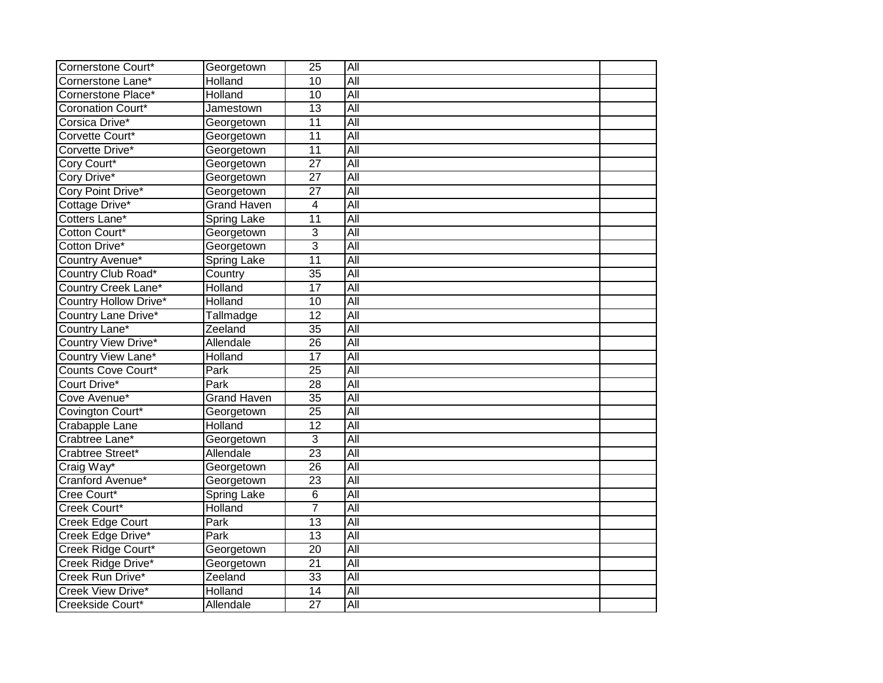| | | | | |
|---|---|---|---|---|
| Cornerstone Court* | Georgetown | 25 | All | |
| Cornerstone Lane* | Holland | 10 | All | |
| Cornerstone Place* | Holland | 10 | All | |
| Coronation Court* | Jamestown | 13 | All | |
| Corsica Drive* | Georgetown | 11 | All | |
| Corvette Court* | Georgetown | 11 | All | |
| Corvette Drive* | Georgetown | 11 | All | |
| Cory Court* | Georgetown | 27 | All | |
| Cory Drive* | Georgetown | 27 | All | |
| Cory Point Drive* | Georgetown | 27 | All | |
| Cottage Drive* | Grand Haven | 4 | All | |
| Cotters Lane* | Spring Lake | 11 | All | |
| Cotton Court* | Georgetown | 3 | All | |
| Cotton Drive* | Georgetown | 3 | All | |
| Country Avenue* | Spring Lake | 11 | All | |
| Country Club Road* | Country | 35 | All | |
| Country Creek Lane* | Holland | 17 | All | |
| Country Hollow Drive* | Holland | 10 | All | |
| Country Lane Drive* | Tallmadge | 12 | All | |
| Country Lane* | Zeeland | 35 | All | |
| Country View Drive* | Allendale | 26 | All | |
| Country View Lane* | Holland | 17 | All | |
| Counts Cove Court* | Park | 25 | All | |
| Court Drive* | Park | 28 | All | |
| Cove Avenue* | Grand Haven | 35 | All | |
| Covington Court* | Georgetown | 25 | All | |
| Crabapple Lane | Holland | 12 | All | |
| Crabtree Lane* | Georgetown | 3 | All | |
| Crabtree Street* | Allendale | 23 | All | |
| Craig Way* | Georgetown | 26 | All | |
| Cranford Avenue* | Georgetown | 23 | All | |
| Cree Court* | Spring Lake | 6 | All | |
| Creek Court* | Holland | 7 | All | |
| Creek Edge Court | Park | 13 | All | |
| Creek Edge Drive* | Park | 13 | All | |
| Creek Ridge Court* | Georgetown | 20 | All | |
| Creek Ridge Drive* | Georgetown | 21 | All | |
| Creek Run Drive* | Zeeland | 33 | All | |
| Creek View Drive* | Holland | 14 | All | |
| Creekside Court* | Allendale | 27 | All | |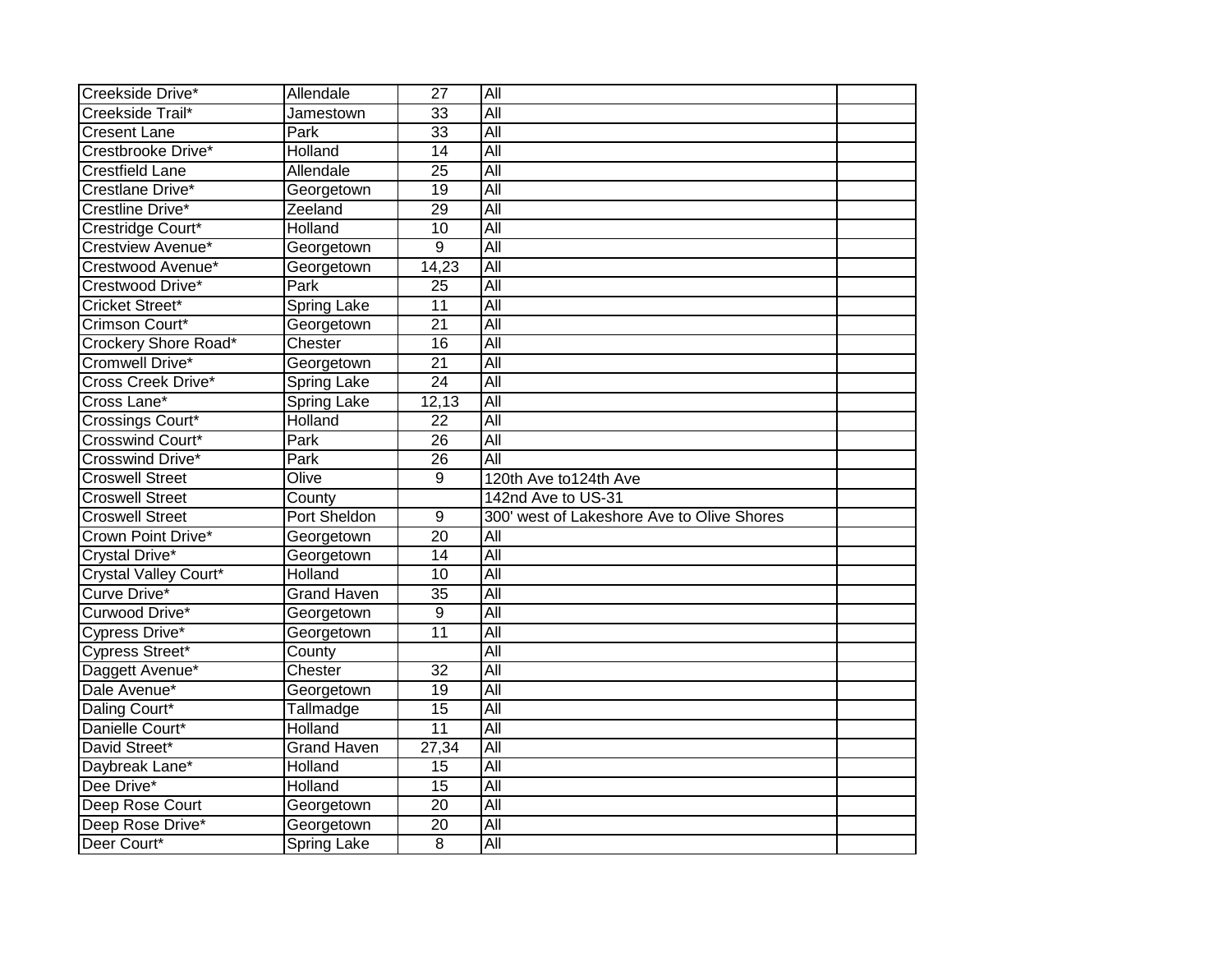| | | | | |
|---|---|---|---|---|
| Creekside Drive* | Allendale | 27 | All | |
| Creekside Trail* | Jamestown | 33 | All | |
| Cresent Lane | Park | 33 | All | |
| Crestbrooke Drive* | Holland | 14 | All | |
| Crestfield Lane | Allendale | 25 | All | |
| Crestlane Drive* | Georgetown | 19 | All | |
| Crestline Drive* | Zeeland | 29 | All | |
| Crestridge Court* | Holland | 10 | All | |
| Crestview Avenue* | Georgetown | 9 | All | |
| Crestwood Avenue* | Georgetown | 14,23 | All | |
| Crestwood Drive* | Park | 25 | All | |
| Cricket Street* | Spring Lake | 11 | All | |
| Crimson Court* | Georgetown | 21 | All | |
| Crockery Shore Road* | Chester | 16 | All | |
| Cromwell Drive* | Georgetown | 21 | All | |
| Cross Creek Drive* | Spring Lake | 24 | All | |
| Cross Lane* | Spring Lake | 12,13 | All | |
| Crossings Court* | Holland | 22 | All | |
| Crosswind Court* | Park | 26 | All | |
| Crosswind Drive* | Park | 26 | All | |
| Croswell Street | Olive | 9 | 120th Ave to124th Ave | |
| Croswell Street | County | | 142nd Ave to US-31 | |
| Croswell Street | Port Sheldon | 9 | 300' west of Lakeshore Ave to Olive Shores | |
| Crown Point Drive* | Georgetown | 20 | All | |
| Crystal Drive* | Georgetown | 14 | All | |
| Crystal Valley Court* | Holland | 10 | All | |
| Curve Drive* | Grand Haven | 35 | All | |
| Curwood Drive* | Georgetown | 9 | All | |
| Cypress Drive* | Georgetown | 11 | All | |
| Cypress Street* | County | | All | |
| Daggett Avenue* | Chester | 32 | All | |
| Dale Avenue* | Georgetown | 19 | All | |
| Daling Court* | Tallmadge | 15 | All | |
| Danielle Court* | Holland | 11 | All | |
| David Street* | Grand Haven | 27,34 | All | |
| Daybreak Lane* | Holland | 15 | All | |
| Dee Drive* | Holland | 15 | All | |
| Deep Rose Court | Georgetown | 20 | All | |
| Deep Rose Drive* | Georgetown | 20 | All | |
| Deer Court* | Spring Lake | 8 | All | |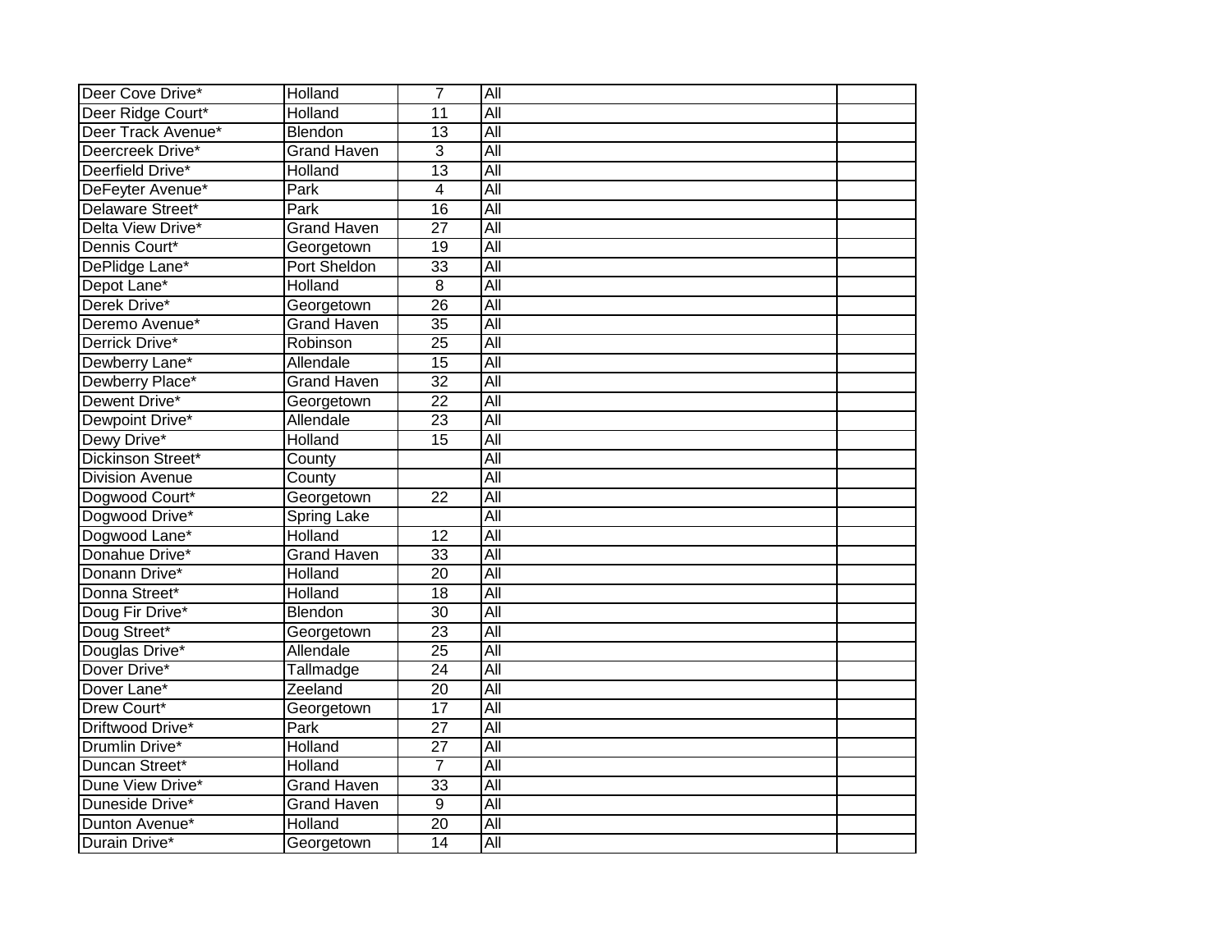| | | | | |
|---|---|---|---|---|
| Deer Cove Drive* | Holland | 7 | All | |
| Deer Ridge Court* | Holland | 11 | All | |
| Deer Track Avenue* | Blendon | 13 | All | |
| Deercreek Drive* | Grand Haven | 3 | All | |
| Deerfield Drive* | Holland | 13 | All | |
| DeFeyter Avenue* | Park | 4 | All | |
| Delaware Street* | Park | 16 | All | |
| Delta View Drive* | Grand Haven | 27 | All | |
| Dennis Court* | Georgetown | 19 | All | |
| DePlidge Lane* | Port Sheldon | 33 | All | |
| Depot Lane* | Holland | 8 | All | |
| Derek Drive* | Georgetown | 26 | All | |
| Deremo Avenue* | Grand Haven | 35 | All | |
| Derrick Drive* | Robinson | 25 | All | |
| Dewberry Lane* | Allendale | 15 | All | |
| Dewberry Place* | Grand Haven | 32 | All | |
| Dewent Drive* | Georgetown | 22 | All | |
| Dewpoint Drive* | Allendale | 23 | All | |
| Dewy Drive* | Holland | 15 | All | |
| Dickinson Street* | County | | All | |
| Division Avenue | County | | All | |
| Dogwood Court* | Georgetown | 22 | All | |
| Dogwood Drive* | Spring Lake | | All | |
| Dogwood Lane* | Holland | 12 | All | |
| Donahue Drive* | Grand Haven | 33 | All | |
| Donann Drive* | Holland | 20 | All | |
| Donna Street* | Holland | 18 | All | |
| Doug Fir Drive* | Blendon | 30 | All | |
| Doug Street* | Georgetown | 23 | All | |
| Douglas Drive* | Allendale | 25 | All | |
| Dover Drive* | Tallmadge | 24 | All | |
| Dover Lane* | Zeeland | 20 | All | |
| Drew Court* | Georgetown | 17 | All | |
| Driftwood Drive* | Park | 27 | All | |
| Drumlin Drive* | Holland | 27 | All | |
| Duncan Street* | Holland | 7 | All | |
| Dune View Drive* | Grand Haven | 33 | All | |
| Duneside Drive* | Grand Haven | 9 | All | |
| Dunton Avenue* | Holland | 20 | All | |
| Durain Drive* | Georgetown | 14 | All | |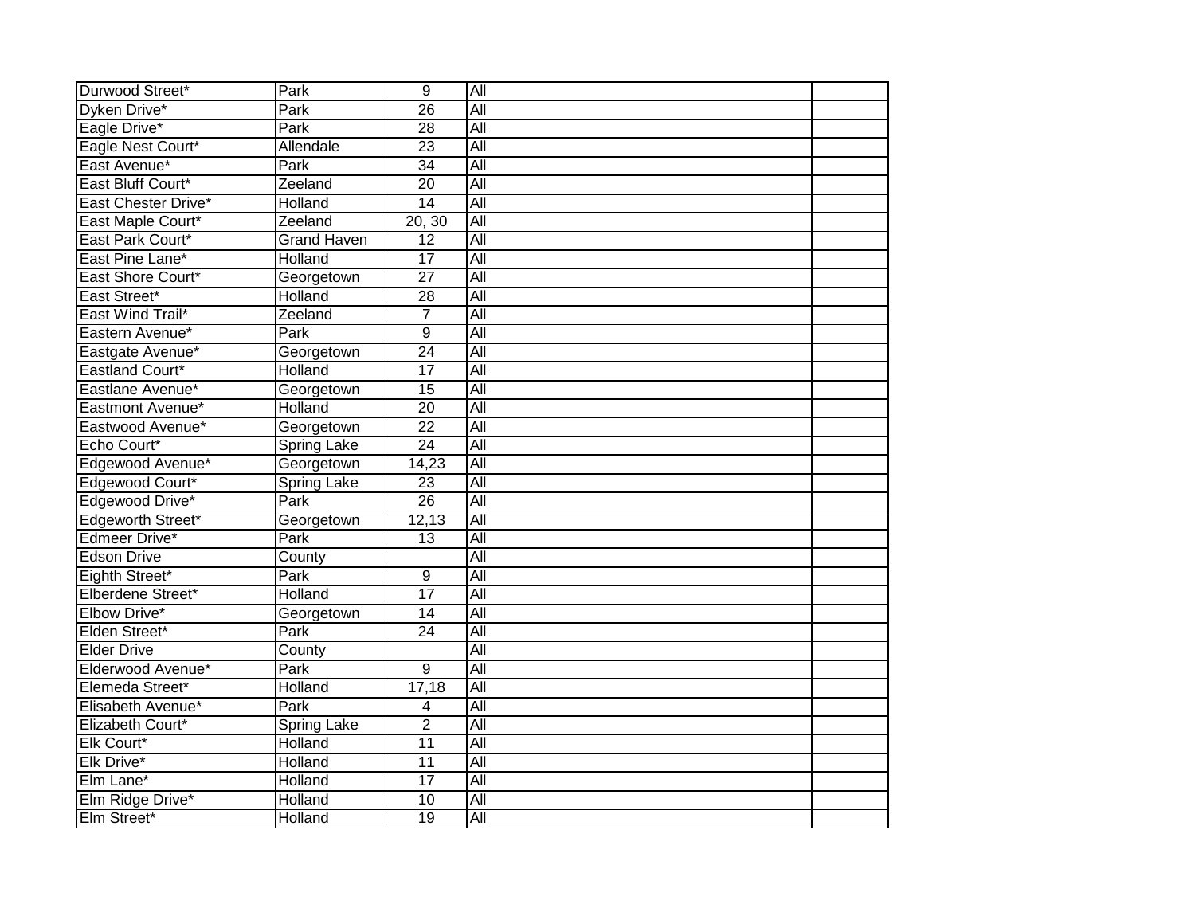| Durwood Street* | Park | 9 | All | |
|---|---|---|---|---|
| Dyken Drive* | Park | 26 | All | |
| Eagle Drive* | Park | 28 | All | |
| Eagle Nest Court* | Allendale | 23 | All | |
| East Avenue* | Park | 34 | All | |
| East Bluff Court* | Zeeland | 20 | All | |
| East Chester Drive* | Holland | 14 | All | |
| East Maple Court* | Zeeland | 20, 30 | All | |
| East Park Court* | Grand Haven | 12 | All | |
| East Pine Lane* | Holland | 17 | All | |
| East Shore Court* | Georgetown | 27 | All | |
| East Street* | Holland | 28 | All | |
| East Wind Trail* | Zeeland | 7 | All | |
| Eastern Avenue* | Park | 9 | All | |
| Eastgate Avenue* | Georgetown | 24 | All | |
| Eastland Court* | Holland | 17 | All | |
| Eastlane Avenue* | Georgetown | 15 | All | |
| Eastmont Avenue* | Holland | 20 | All | |
| Eastwood Avenue* | Georgetown | 22 | All | |
| Echo Court* | Spring Lake | 24 | All | |
| Edgewood Avenue* | Georgetown | 14,23 | All | |
| Edgewood Court* | Spring Lake | 23 | All | |
| Edgewood Drive* | Park | 26 | All | |
| Edgeworth Street* | Georgetown | 12,13 | All | |
| Edmeer Drive* | Park | 13 | All | |
| Edson Drive | County | | All | |
| Eighth Street* | Park | 9 | All | |
| Elberdene Street* | Holland | 17 | All | |
| Elbow Drive* | Georgetown | 14 | All | |
| Elden Street* | Park | 24 | All | |
| Elder Drive | County | | All | |
| Elderwood Avenue* | Park | 9 | All | |
| Elemeda Street* | Holland | 17,18 | All | |
| Elisabeth Avenue* | Park | 4 | All | |
| Elizabeth Court* | Spring Lake | 2 | All | |
| Elk Court* | Holland | 11 | All | |
| Elk Drive* | Holland | 11 | All | |
| Elm Lane* | Holland | 17 | All | |
| Elm Ridge Drive* | Holland | 10 | All | |
| Elm Street* | Holland | 19 | All | |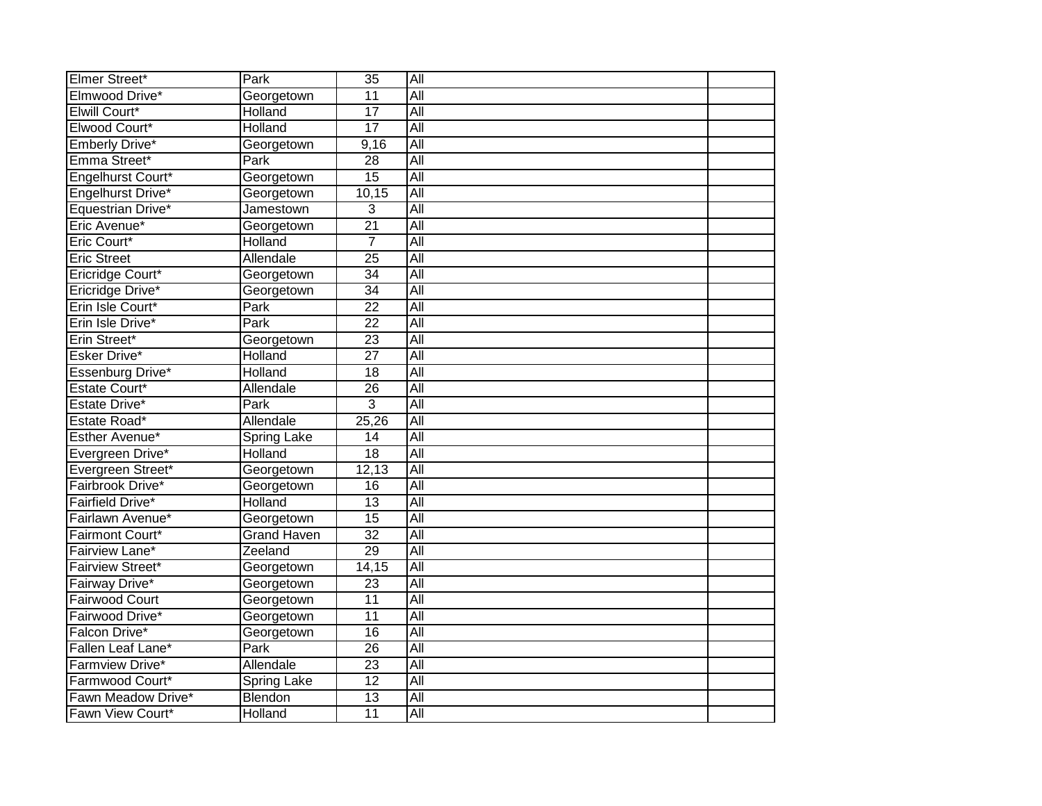| | | | | |
|---|---|---|---|---|
| Elmer Street* | Park | 35 | All | |
| Elmwood Drive* | Georgetown | 11 | All | |
| Elwill Court* | Holland | 17 | All | |
| Elwood Court* | Holland | 17 | All | |
| Emberly Drive* | Georgetown | 9,16 | All | |
| Emma Street* | Park | 28 | All | |
| Engelhurst Court* | Georgetown | 15 | All | |
| Engelhurst Drive* | Georgetown | 10,15 | All | |
| Equestrian Drive* | Jamestown | 3 | All | |
| Eric Avenue* | Georgetown | 21 | All | |
| Eric Court* | Holland | 7 | All | |
| Eric Street | Allendale | 25 | All | |
| Ericridge Court* | Georgetown | 34 | All | |
| Ericridge Drive* | Georgetown | 34 | All | |
| Erin Isle Court* | Park | 22 | All | |
| Erin Isle Drive* | Park | 22 | All | |
| Erin Street* | Georgetown | 23 | All | |
| Esker Drive* | Holland | 27 | All | |
| Essenburg Drive* | Holland | 18 | All | |
| Estate Court* | Allendale | 26 | All | |
| Estate Drive* | Park | 3 | All | |
| Estate Road* | Allendale | 25,26 | All | |
| Esther Avenue* | Spring Lake | 14 | All | |
| Evergreen Drive* | Holland | 18 | All | |
| Evergreen Street* | Georgetown | 12,13 | All | |
| Fairbrook Drive* | Georgetown | 16 | All | |
| Fairfield Drive* | Holland | 13 | All | |
| Fairlawn Avenue* | Georgetown | 15 | All | |
| Fairmont Court* | Grand Haven | 32 | All | |
| Fairview Lane* | Zeeland | 29 | All | |
| Fairview Street* | Georgetown | 14,15 | All | |
| Fairway Drive* | Georgetown | 23 | All | |
| Fairwood Court | Georgetown | 11 | All | |
| Fairwood Drive* | Georgetown | 11 | All | |
| Falcon Drive* | Georgetown | 16 | All | |
| Fallen Leaf Lane* | Park | 26 | All | |
| Farmview Drive* | Allendale | 23 | All | |
| Farmwood Court* | Spring Lake | 12 | All | |
| Fawn Meadow Drive* | Blendon | 13 | All | |
| Fawn View Court* | Holland | 11 | All | |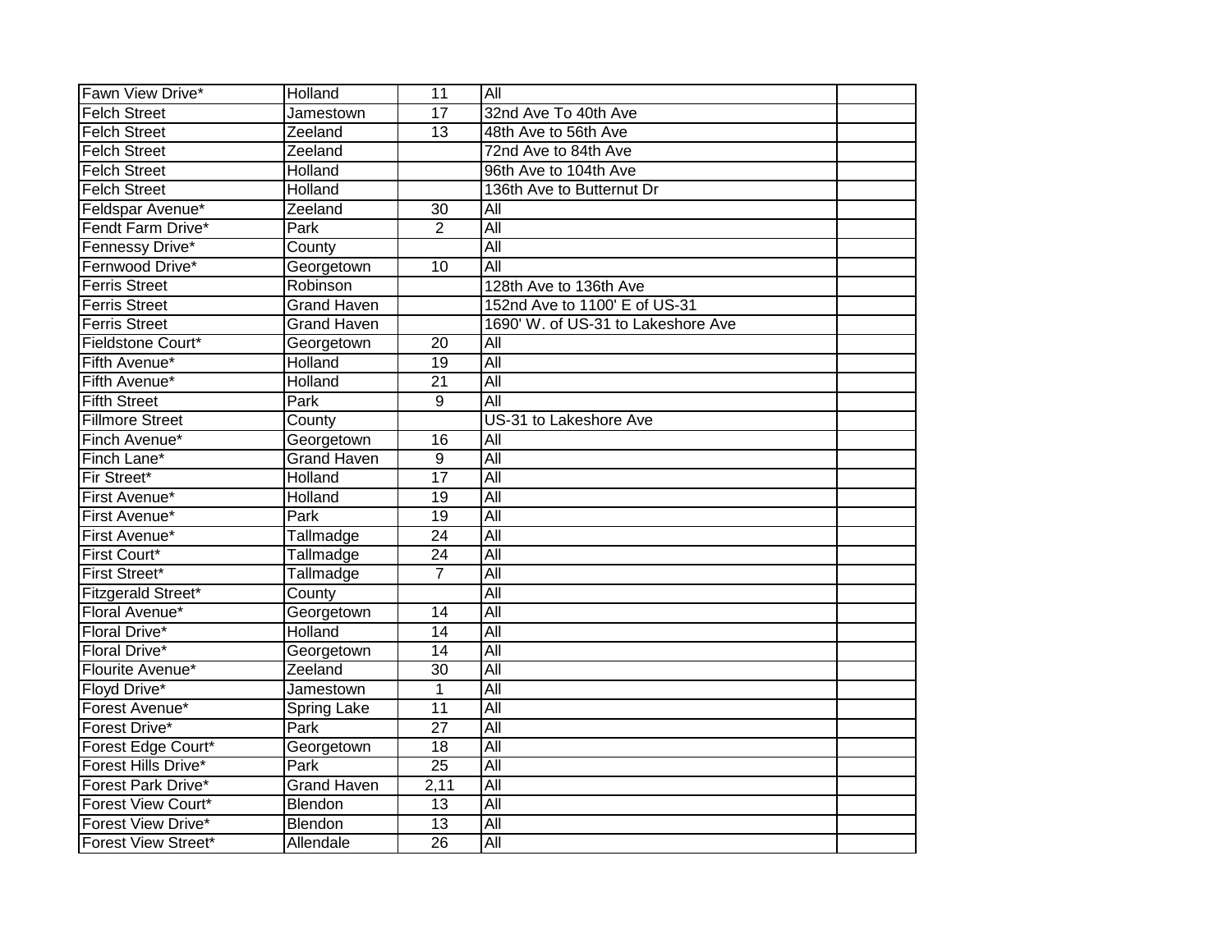| | | | | |
|---|---|---|---|---|
| Fawn View Drive* | Holland | 11 | All | |
| Felch Street | Jamestown | 17 | 32nd Ave To 40th Ave | |
| Felch Street | Zeeland | 13 | 48th Ave to 56th Ave | |
| Felch Street | Zeeland | | 72nd Ave to 84th Ave | |
| Felch Street | Holland | | 96th Ave to 104th Ave | |
| Felch Street | Holland | | 136th Ave to Butternut Dr | |
| Feldspar Avenue* | Zeeland | 30 | All | |
| Fendt Farm Drive* | Park | 2 | All | |
| Fennessy Drive* | County | | All | |
| Fernwood Drive* | Georgetown | 10 | All | |
| Ferris Street | Robinson | | 128th Ave to 136th Ave | |
| Ferris Street | Grand Haven | | 152nd Ave to 1100' E of US-31 | |
| Ferris Street | Grand Haven | | 1690' W. of US-31 to Lakeshore Ave | |
| Fieldstone Court* | Georgetown | 20 | All | |
| Fifth Avenue* | Holland | 19 | All | |
| Fifth Avenue* | Holland | 21 | All | |
| Fifth Street | Park | 9 | All | |
| Fillmore Street | County | | US-31 to Lakeshore Ave | |
| Finch Avenue* | Georgetown | 16 | All | |
| Finch Lane* | Grand Haven | 9 | All | |
| Fir Street* | Holland | 17 | All | |
| First Avenue* | Holland | 19 | All | |
| First Avenue* | Park | 19 | All | |
| First Avenue* | Tallmadge | 24 | All | |
| First Court* | Tallmadge | 24 | All | |
| First Street* | Tallmadge | 7 | All | |
| Fitzgerald Street* | County | | All | |
| Floral Avenue* | Georgetown | 14 | All | |
| Floral Drive* | Holland | 14 | All | |
| Floral Drive* | Georgetown | 14 | All | |
| Flourite Avenue* | Zeeland | 30 | All | |
| Floyd Drive* | Jamestown | 1 | All | |
| Forest Avenue* | Spring Lake | 11 | All | |
| Forest Drive* | Park | 27 | All | |
| Forest Edge Court* | Georgetown | 18 | All | |
| Forest Hills Drive* | Park | 25 | All | |
| Forest Park Drive* | Grand Haven | 2,11 | All | |
| Forest View Court* | Blendon | 13 | All | |
| Forest View Drive* | Blendon | 13 | All | |
| Forest View Street* | Allendale | 26 | All | |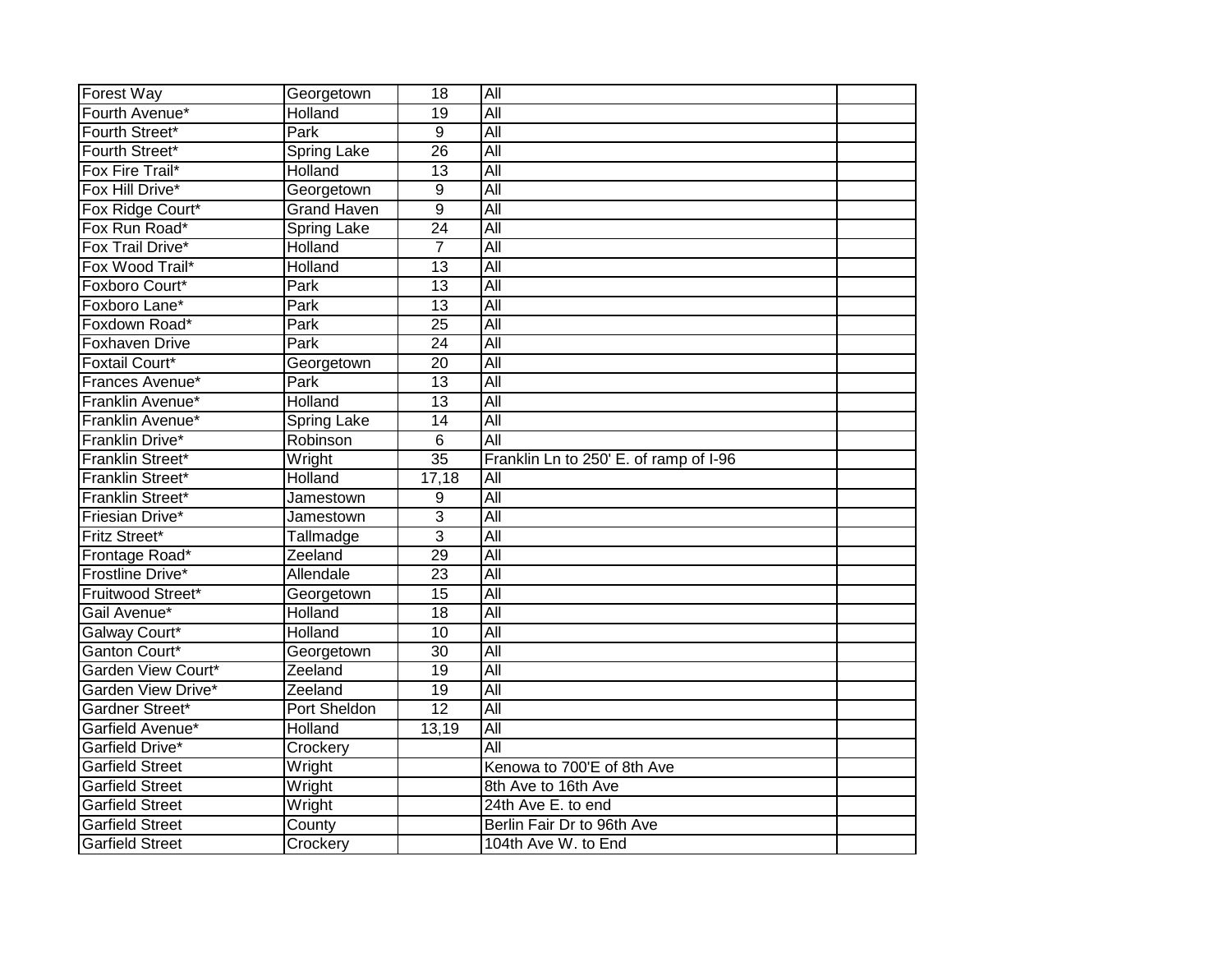| Forest Way | Georgetown | 18 | All | |
|---|---|---|---|---|
| Fourth Avenue* | Holland | 19 | All | |
| Fourth Street* | Park | 9 | All | |
| Fourth Street* | Spring Lake | 26 | All | |
| Fox Fire Trail* | Holland | 13 | All | |
| Fox Hill Drive* | Georgetown | 9 | All | |
| Fox Ridge Court* | Grand Haven | 9 | All | |
| Fox Run Road* | Spring Lake | 24 | All | |
| Fox Trail Drive* | Holland | 7 | All | |
| Fox Wood Trail* | Holland | 13 | All | |
| Foxboro Court* | Park | 13 | All | |
| Foxboro Lane* | Park | 13 | All | |
| Foxdown Road* | Park | 25 | All | |
| Foxhaven Drive | Park | 24 | All | |
| Foxtail Court* | Georgetown | 20 | All | |
| Frances Avenue* | Park | 13 | All | |
| Franklin Avenue* | Holland | 13 | All | |
| Franklin Avenue* | Spring Lake | 14 | All | |
| Franklin Drive* | Robinson | 6 | All | |
| Franklin Street* | Wright | 35 | Franklin Ln to 250' E. of ramp of I-96 | |
| Franklin Street* | Holland | 17,18 | All | |
| Franklin Street* | Jamestown | 9 | All | |
| Friesian Drive* | Jamestown | 3 | All | |
| Fritz Street* | Tallmadge | 3 | All | |
| Frontage Road* | Zeeland | 29 | All | |
| Frostline Drive* | Allendale | 23 | All | |
| Fruitwood Street* | Georgetown | 15 | All | |
| Gail Avenue* | Holland | 18 | All | |
| Galway Court* | Holland | 10 | All | |
| Ganton Court* | Georgetown | 30 | All | |
| Garden View Court* | Zeeland | 19 | All | |
| Garden View Drive* | Zeeland | 19 | All | |
| Gardner Street* | Port Sheldon | 12 | All | |
| Garfield Avenue* | Holland | 13,19 | All | |
| Garfield Drive* | Crockery | | All | |
| Garfield Street | Wright | | Kenowa to 700'E of 8th Ave | |
| Garfield Street | Wright | | 8th Ave to 16th Ave | |
| Garfield Street | Wright | | 24th Ave E. to end | |
| Garfield Street | County | | Berlin Fair Dr to 96th Ave | |
| Garfield Street | Crockery | | 104th Ave W. to End | |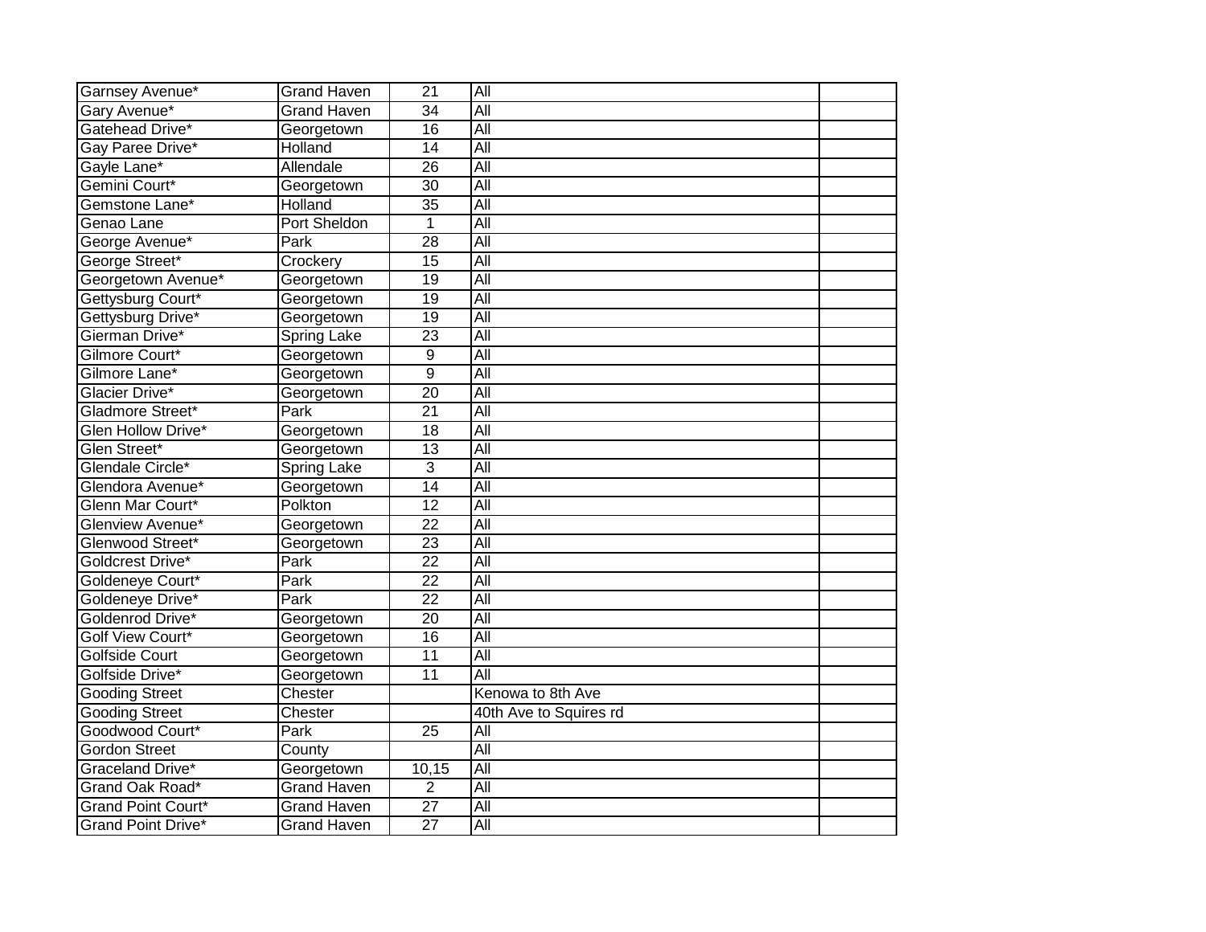| | | | | |
|---|---|---|---|---|
| Garnsey Avenue* | Grand Haven | 21 | All | |
| Gary Avenue* | Grand Haven | 34 | All | |
| Gatehead Drive* | Georgetown | 16 | All | |
| Gay Paree Drive* | Holland | 14 | All | |
| Gayle Lane* | Allendale | 26 | All | |
| Gemini Court* | Georgetown | 30 | All | |
| Gemstone Lane* | Holland | 35 | All | |
| Genao Lane | Port Sheldon | 1 | All | |
| George Avenue* | Park | 28 | All | |
| George Street* | Crockery | 15 | All | |
| Georgetown Avenue* | Georgetown | 19 | All | |
| Gettysburg Court* | Georgetown | 19 | All | |
| Gettysburg Drive* | Georgetown | 19 | All | |
| Gierman Drive* | Spring Lake | 23 | All | |
| Gilmore Court* | Georgetown | 9 | All | |
| Gilmore Lane* | Georgetown | 9 | All | |
| Glacier Drive* | Georgetown | 20 | All | |
| Gladmore Street* | Park | 21 | All | |
| Glen Hollow Drive* | Georgetown | 18 | All | |
| Glen Street* | Georgetown | 13 | All | |
| Glendale Circle* | Spring Lake | 3 | All | |
| Glendora Avenue* | Georgetown | 14 | All | |
| Glenn Mar Court* | Polkton | 12 | All | |
| Glenview Avenue* | Georgetown | 22 | All | |
| Glenwood Street* | Georgetown | 23 | All | |
| Goldcrest Drive* | Park | 22 | All | |
| Goldeneye Court* | Park | 22 | All | |
| Goldeneye Drive* | Park | 22 | All | |
| Goldenrod Drive* | Georgetown | 20 | All | |
| Golf View Court* | Georgetown | 16 | All | |
| Golfside Court | Georgetown | 11 | All | |
| Golfside Drive* | Georgetown | 11 | All | |
| Gooding Street | Chester | | Kenowa to 8th Ave | |
| Gooding Street | Chester | | 40th Ave to Squires rd | |
| Goodwood Court* | Park | 25 | All | |
| Gordon Street | County | | All | |
| Graceland Drive* | Georgetown | 10,15 | All | |
| Grand Oak Road* | Grand Haven | 2 | All | |
| Grand Point Court* | Grand Haven | 27 | All | |
| Grand Point Drive* | Grand Haven | 27 | All | |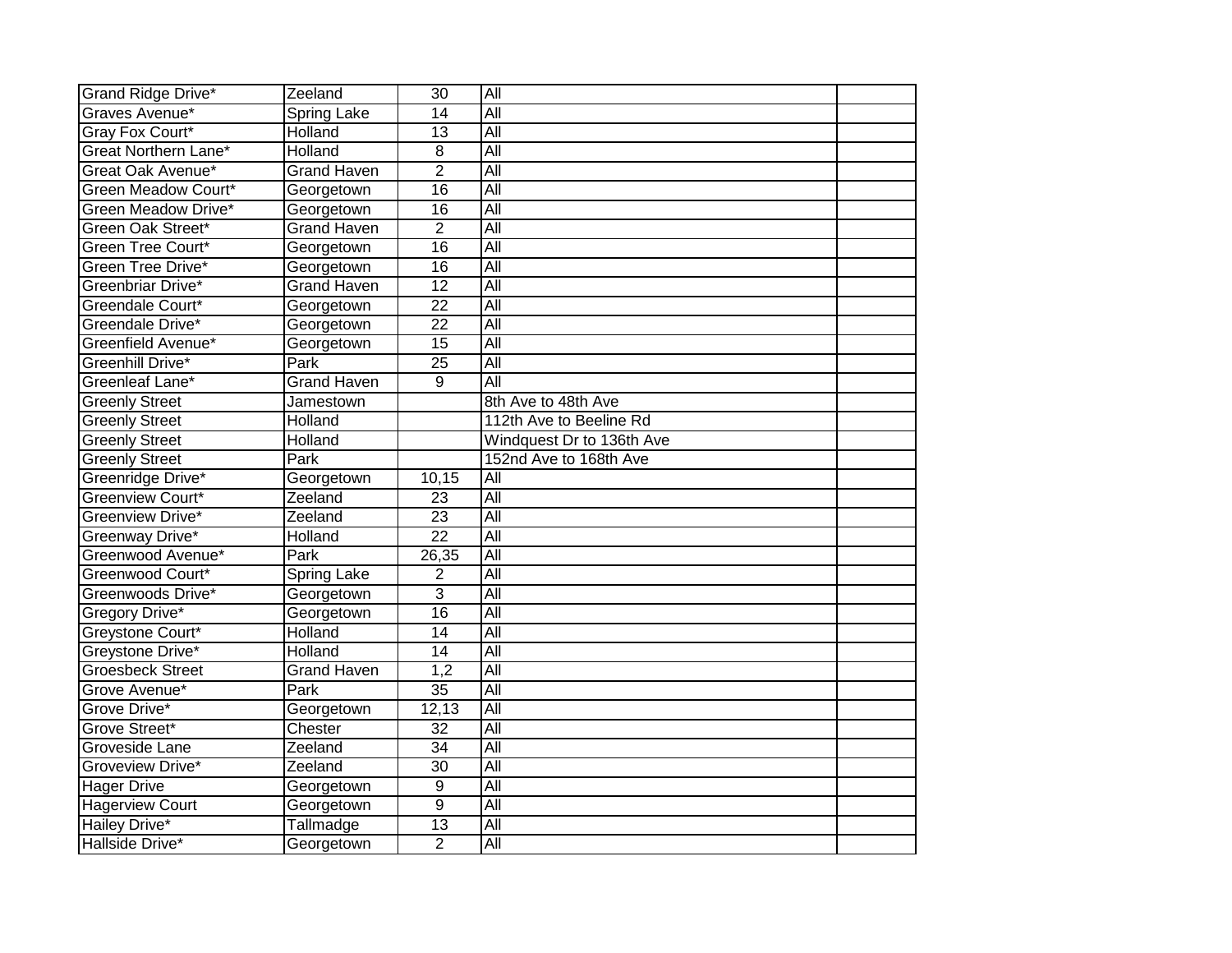| | | | | |
|---|---|---|---|---|
| Grand Ridge Drive* | Zeeland | 30 | All | |
| Graves Avenue* | Spring Lake | 14 | All | |
| Gray Fox Court* | Holland | 13 | All | |
| Great Northern Lane* | Holland | 8 | All | |
| Great Oak Avenue* | Grand Haven | 2 | All | |
| Green Meadow Court* | Georgetown | 16 | All | |
| Green Meadow Drive* | Georgetown | 16 | All | |
| Green Oak Street* | Grand Haven | 2 | All | |
| Green Tree Court* | Georgetown | 16 | All | |
| Green Tree Drive* | Georgetown | 16 | All | |
| Greenbriar Drive* | Grand Haven | 12 | All | |
| Greendale Court* | Georgetown | 22 | All | |
| Greendale Drive* | Georgetown | 22 | All | |
| Greenfield Avenue* | Georgetown | 15 | All | |
| Greenhill Drive* | Park | 25 | All | |
| Greenleaf Lane* | Grand Haven | 9 | All | |
| Greenly Street | Jamestown | | 8th Ave to 48th Ave | |
| Greenly Street | Holland | | 112th Ave to Beeline Rd | |
| Greenly Street | Holland | | Windquest Dr to 136th Ave | |
| Greenly Street | Park | | 152nd Ave to 168th Ave | |
| Greenridge Drive* | Georgetown | 10,15 | All | |
| Greenview Court* | Zeeland | 23 | All | |
| Greenview Drive* | Zeeland | 23 | All | |
| Greenway Drive* | Holland | 22 | All | |
| Greenwood Avenue* | Park | 26,35 | All | |
| Greenwood Court* | Spring Lake | 2 | All | |
| Greenwoods Drive* | Georgetown | 3 | All | |
| Gregory Drive* | Georgetown | 16 | All | |
| Greystone Court* | Holland | 14 | All | |
| Greystone Drive* | Holland | 14 | All | |
| Groesbeck Street | Grand Haven | 1,2 | All | |
| Grove Avenue* | Park | 35 | All | |
| Grove Drive* | Georgetown | 12,13 | All | |
| Grove Street* | Chester | 32 | All | |
| Groveside Lane | Zeeland | 34 | All | |
| Groveview Drive* | Zeeland | 30 | All | |
| Hager Drive | Georgetown | 9 | All | |
| Hagerview Court | Georgetown | 9 | All | |
| Hailey Drive* | Tallmadge | 13 | All | |
| Hallside Drive* | Georgetown | 2 | All | |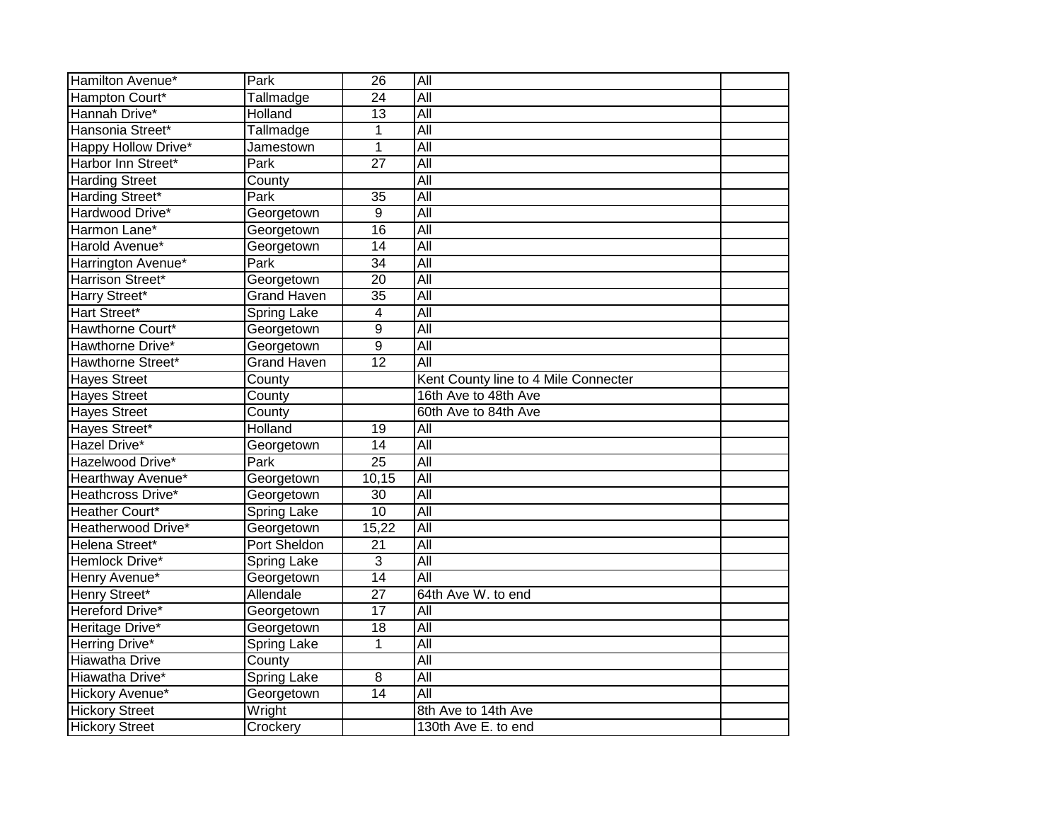| | | | | |
|---|---|---|---|---|
| Hamilton Avenue* | Park | 26 | All | |
| Hampton Court* | Tallmadge | 24 | All | |
| Hannah Drive* | Holland | 13 | All | |
| Hansonia Street* | Tallmadge | 1 | All | |
| Happy Hollow Drive* | Jamestown | 1 | All | |
| Harbor Inn Street* | Park | 27 | All | |
| Harding Street | County | | All | |
| Harding Street* | Park | 35 | All | |
| Hardwood Drive* | Georgetown | 9 | All | |
| Harmon Lane* | Georgetown | 16 | All | |
| Harold Avenue* | Georgetown | 14 | All | |
| Harrington Avenue* | Park | 34 | All | |
| Harrison Street* | Georgetown | 20 | All | |
| Harry Street* | Grand Haven | 35 | All | |
| Hart Street* | Spring Lake | 4 | All | |
| Hawthorne Court* | Georgetown | 9 | All | |
| Hawthorne Drive* | Georgetown | 9 | All | |
| Hawthorne Street* | Grand Haven | 12 | All | |
| Hayes Street | County | | Kent County line to 4 Mile Connecter | |
| Hayes Street | County | | 16th Ave to 48th Ave | |
| Hayes Street | County | | 60th Ave to 84th Ave | |
| Hayes Street* | Holland | 19 | All | |
| Hazel Drive* | Georgetown | 14 | All | |
| Hazelwood Drive* | Park | 25 | All | |
| Hearthway Avenue* | Georgetown | 10,15 | All | |
| Heathcross Drive* | Georgetown | 30 | All | |
| Heather Court* | Spring Lake | 10 | All | |
| Heatherwood Drive* | Georgetown | 15,22 | All | |
| Helena Street* | Port Sheldon | 21 | All | |
| Hemlock Drive* | Spring Lake | 3 | All | |
| Henry Avenue* | Georgetown | 14 | All | |
| Henry Street* | Allendale | 27 | 64th Ave W. to end | |
| Hereford Drive* | Georgetown | 17 | All | |
| Heritage Drive* | Georgetown | 18 | All | |
| Herring Drive* | Spring Lake | 1 | All | |
| Hiawatha Drive | County | | All | |
| Hiawatha Drive* | Spring Lake | 8 | All | |
| Hickory Avenue* | Georgetown | 14 | All | |
| Hickory Street | Wright | | 8th Ave to 14th Ave | |
| Hickory Street | Crockery | | 130th Ave E. to end | |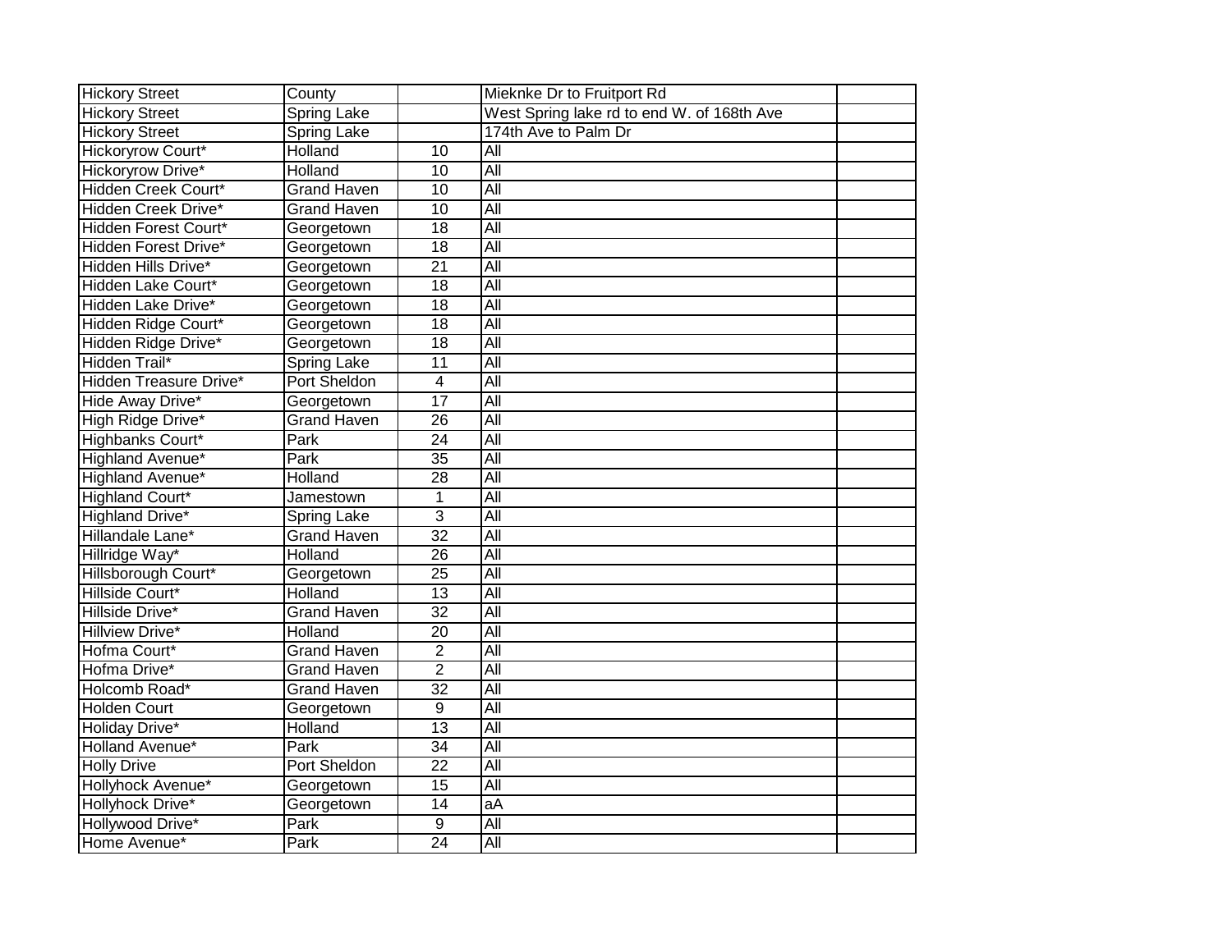| Hickory Street | County | | Mieknke Dr to Fruitport Rd | |
|---|---|---|---|---|
| Hickory Street | Spring Lake | | West Spring lake rd to end W. of 168th Ave | |
| Hickory Street | Spring Lake | | 174th Ave to Palm Dr | |
| Hickoryrow Court* | Holland | 10 | All | |
| Hickoryrow Drive* | Holland | 10 | All | |
| Hidden Creek Court* | Grand Haven | 10 | All | |
| Hidden Creek Drive* | Grand Haven | 10 | All | |
| Hidden Forest Court* | Georgetown | 18 | All | |
| Hidden Forest Drive* | Georgetown | 18 | All | |
| Hidden Hills Drive* | Georgetown | 21 | All | |
| Hidden Lake Court* | Georgetown | 18 | All | |
| Hidden Lake Drive* | Georgetown | 18 | All | |
| Hidden Ridge Court* | Georgetown | 18 | All | |
| Hidden Ridge Drive* | Georgetown | 18 | All | |
| Hidden Trail* | Spring Lake | 11 | All | |
| Hidden Treasure Drive* | Port Sheldon | 4 | All | |
| Hide Away Drive* | Georgetown | 17 | All | |
| High Ridge Drive* | Grand Haven | 26 | All | |
| Highbanks Court* | Park | 24 | All | |
| Highland Avenue* | Park | 35 | All | |
| Highland Avenue* | Holland | 28 | All | |
| Highland Court* | Jamestown | 1 | All | |
| Highland Drive* | Spring Lake | 3 | All | |
| Hillandale Lane* | Grand Haven | 32 | All | |
| Hillridge Way* | Holland | 26 | All | |
| Hillsborough Court* | Georgetown | 25 | All | |
| Hillside Court* | Holland | 13 | All | |
| Hillside Drive* | Grand Haven | 32 | All | |
| Hillview Drive* | Holland | 20 | All | |
| Hofma Court* | Grand Haven | 2 | All | |
| Hofma Drive* | Grand Haven | 2 | All | |
| Holcomb Road* | Grand Haven | 32 | All | |
| Holden Court | Georgetown | 9 | All | |
| Holiday Drive* | Holland | 13 | All | |
| Holland Avenue* | Park | 34 | All | |
| Holly Drive | Port Sheldon | 22 | All | |
| Hollyhock Avenue* | Georgetown | 15 | All | |
| Hollyhock Drive* | Georgetown | 14 | aA | |
| Hollywood Drive* | Park | 9 | All | |
| Home Avenue* | Park | 24 | All | |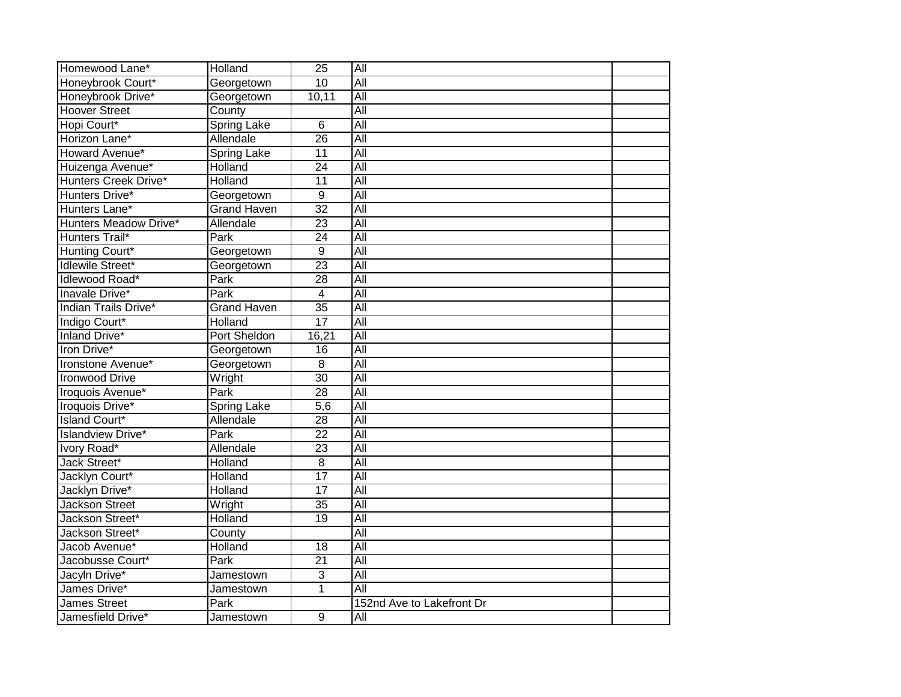| | | | | |
|---|---|---|---|---|
| Homewood Lane* | Holland | 25 | All | |
| Honeybrook Court* | Georgetown | 10 | All | |
| Honeybrook Drive* | Georgetown | 10,11 | All | |
| Hoover Street | County | | All | |
| Hopi Court* | Spring Lake | 6 | All | |
| Horizon Lane* | Allendale | 26 | All | |
| Howard Avenue* | Spring Lake | 11 | All | |
| Huizenga Avenue* | Holland | 24 | All | |
| Hunters Creek Drive* | Holland | 11 | All | |
| Hunters Drive* | Georgetown | 9 | All | |
| Hunters Lane* | Grand Haven | 32 | All | |
| Hunters Meadow Drive* | Allendale | 23 | All | |
| Hunters Trail* | Park | 24 | All | |
| Hunting Court* | Georgetown | 9 | All | |
| Idlewile Street* | Georgetown | 23 | All | |
| Idlewood Road* | Park | 28 | All | |
| Inavale Drive* | Park | 4 | All | |
| Indian Trails Drive* | Grand Haven | 35 | All | |
| Indigo Court* | Holland | 17 | All | |
| Inland Drive* | Port Sheldon | 16,21 | All | |
| Iron Drive* | Georgetown | 16 | All | |
| Ironstone Avenue* | Georgetown | 8 | All | |
| Ironwood Drive | Wright | 30 | All | |
| Iroquois Avenue* | Park | 28 | All | |
| Iroquois Drive* | Spring Lake | 5,6 | All | |
| Island Court* | Allendale | 28 | All | |
| Islandview Drive* | Park | 22 | All | |
| Ivory Road* | Allendale | 23 | All | |
| Jack Street* | Holland | 8 | All | |
| Jacklyn Court* | Holland | 17 | All | |
| Jacklyn Drive* | Holland | 17 | All | |
| Jackson Street | Wright | 35 | All | |
| Jackson Street* | Holland | 19 | All | |
| Jackson Street* | County | | All | |
| Jacob Avenue* | Holland | 18 | All | |
| Jacobusse Court* | Park | 21 | All | |
| Jacyln Drive* | Jamestown | 3 | All | |
| James Drive* | Jamestown | 1 | All | |
| James Street | Park | | 152nd Ave to Lakefront Dr | |
| Jamesfield Drive* | Jamestown | 9 | All | |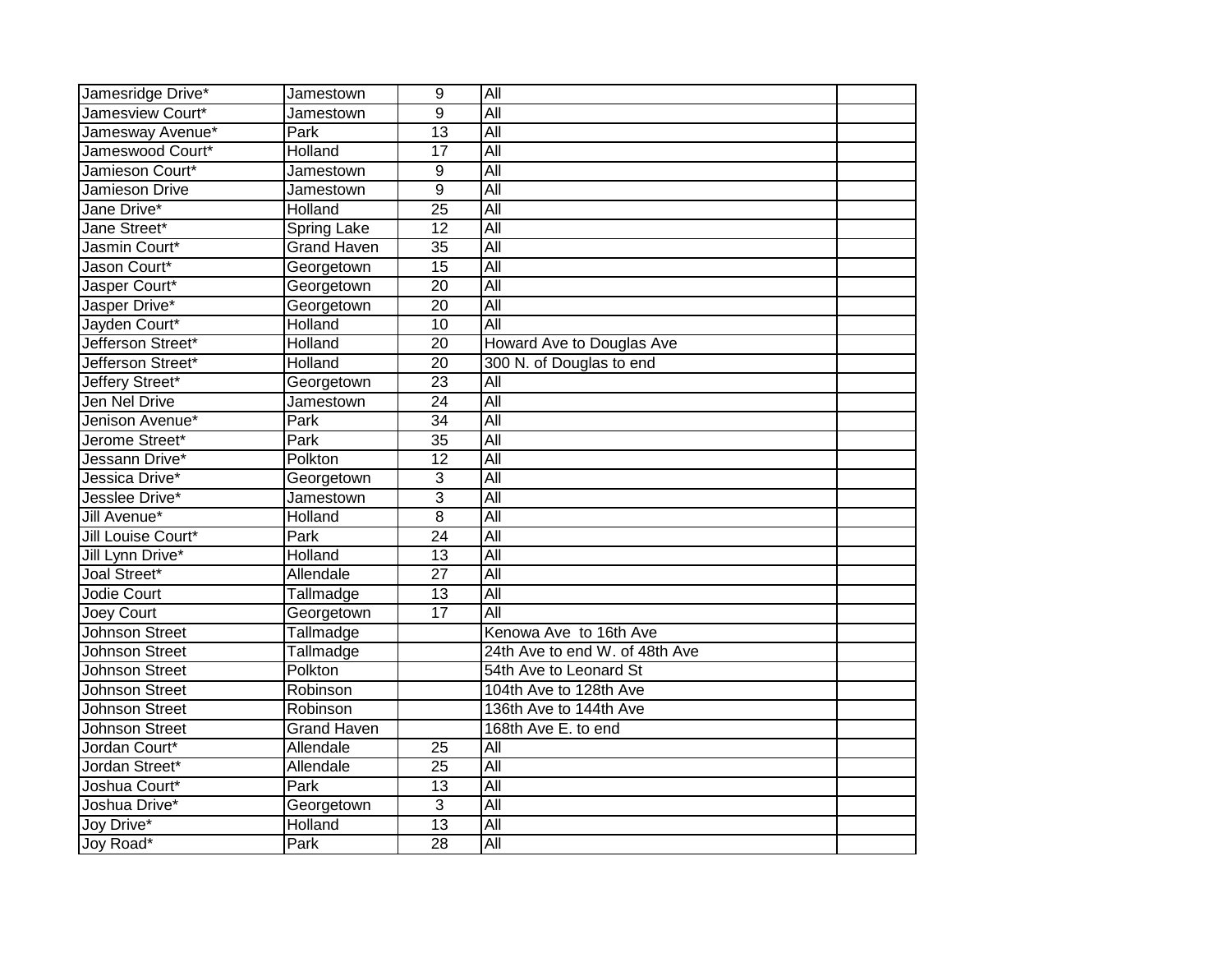| | | | | |
|---|---|---|---|---|
| Jamesridge Drive* | Jamestown | 9 | All | |
| Jamesview Court* | Jamestown | 9 | All | |
| Jamesway Avenue* | Park | 13 | All | |
| Jameswood Court* | Holland | 17 | All | |
| Jamieson Court* | Jamestown | 9 | All | |
| Jamieson Drive | Jamestown | 9 | All | |
| Jane Drive* | Holland | 25 | All | |
| Jane Street* | Spring Lake | 12 | All | |
| Jasmin Court* | Grand Haven | 35 | All | |
| Jason Court* | Georgetown | 15 | All | |
| Jasper Court* | Georgetown | 20 | All | |
| Jasper Drive* | Georgetown | 20 | All | |
| Jayden Court* | Holland | 10 | All | |
| Jefferson Street* | Holland | 20 | Howard Ave to Douglas Ave | |
| Jefferson Street* | Holland | 20 | 300 N. of Douglas to end | |
| Jeffery Street* | Georgetown | 23 | All | |
| Jen Nel Drive | Jamestown | 24 | All | |
| Jenison Avenue* | Park | 34 | All | |
| Jerome Street* | Park | 35 | All | |
| Jessann Drive* | Polkton | 12 | All | |
| Jessica Drive* | Georgetown | 3 | All | |
| Jesslee Drive* | Jamestown | 3 | All | |
| Jill Avenue* | Holland | 8 | All | |
| Jill Louise Court* | Park | 24 | All | |
| Jill Lynn Drive* | Holland | 13 | All | |
| Joal Street* | Allendale | 27 | All | |
| Jodie Court | Tallmadge | 13 | All | |
| Joey Court | Georgetown | 17 | All | |
| Johnson Street | Tallmadge | | Kenowa Ave to 16th Ave | |
| Johnson Street | Tallmadge | | 24th Ave to end W. of 48th Ave | |
| Johnson Street | Polkton | | 54th Ave to Leonard St | |
| Johnson Street | Robinson | | 104th Ave to 128th Ave | |
| Johnson Street | Robinson | | 136th Ave to 144th Ave | |
| Johnson Street | Grand Haven | | 168th Ave E. to end | |
| Jordan Court* | Allendale | 25 | All | |
| Jordan Street* | Allendale | 25 | All | |
| Joshua Court* | Park | 13 | All | |
| Joshua Drive* | Georgetown | 3 | All | |
| Joy Drive* | Holland | 13 | All | |
| Joy Road* | Park | 28 | All | |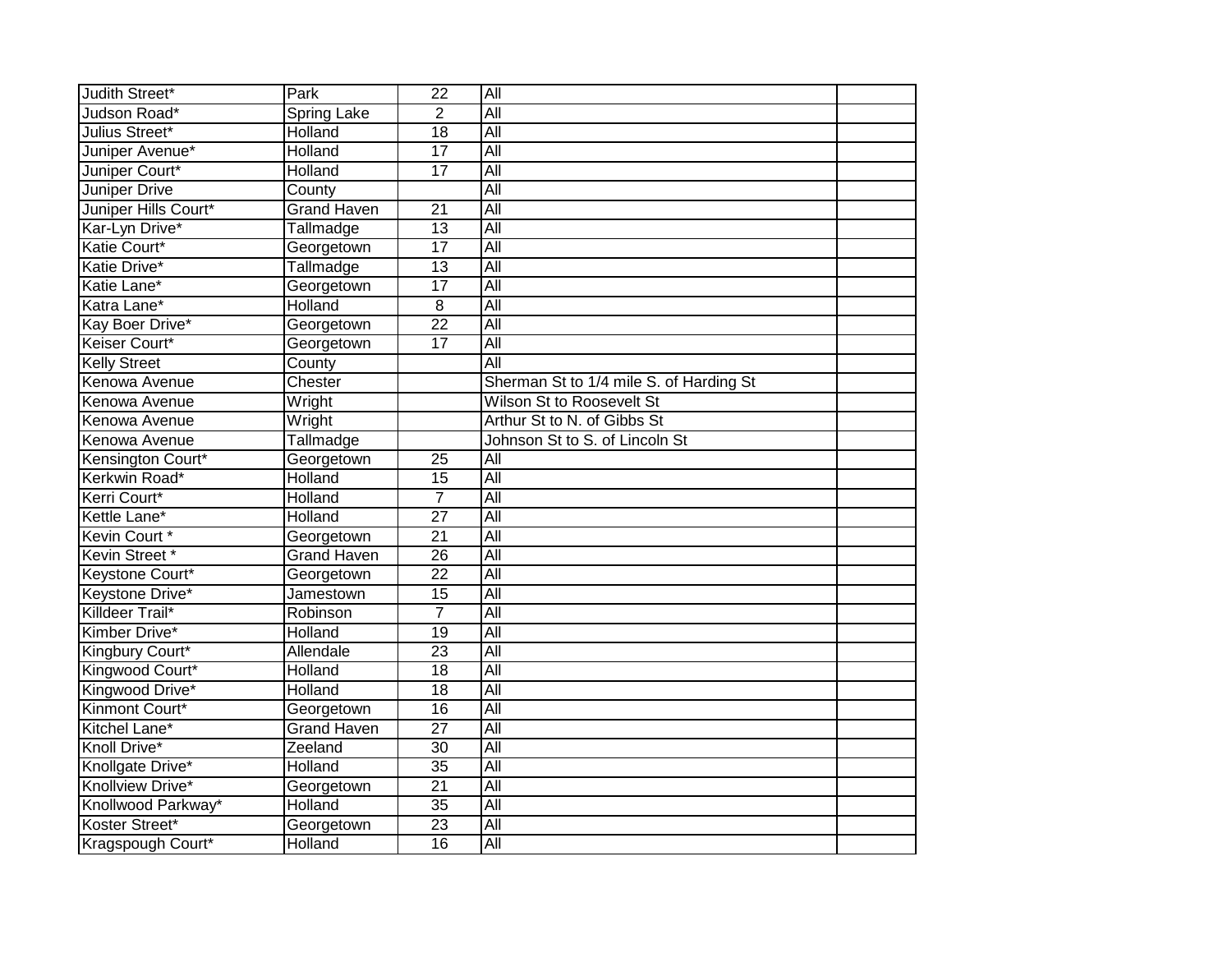| | | | | |
|---|---|---|---|---|
| Judith Street* | Park | 22 | All | |
| Judson Road* | Spring Lake | 2 | All | |
| Julius Street* | Holland | 18 | All | |
| Juniper Avenue* | Holland | 17 | All | |
| Juniper Court* | Holland | 17 | All | |
| Juniper Drive | County | | All | |
| Juniper Hills Court* | Grand Haven | 21 | All | |
| Kar-Lyn Drive* | Tallmadge | 13 | All | |
| Katie Court* | Georgetown | 17 | All | |
| Katie Drive* | Tallmadge | 13 | All | |
| Katie Lane* | Georgetown | 17 | All | |
| Katra Lane* | Holland | 8 | All | |
| Kay Boer Drive* | Georgetown | 22 | All | |
| Keiser Court* | Georgetown | 17 | All | |
| Kelly Street | County | | All | |
| Kenowa Avenue | Chester | | Sherman St to 1/4 mile S. of Harding St | |
| Kenowa Avenue | Wright | | Wilson St to Roosevelt St | |
| Kenowa Avenue | Wright | | Arthur St to N. of Gibbs St | |
| Kenowa Avenue | Tallmadge | | Johnson St to S. of Lincoln St | |
| Kensington Court* | Georgetown | 25 | All | |
| Kerkwin Road* | Holland | 15 | All | |
| Kerri Court* | Holland | 7 | All | |
| Kettle Lane* | Holland | 27 | All | |
| Kevin Court * | Georgetown | 21 | All | |
| Kevin Street * | Grand Haven | 26 | All | |
| Keystone Court* | Georgetown | 22 | All | |
| Keystone Drive* | Jamestown | 15 | All | |
| Killdeer Trail* | Robinson | 7 | All | |
| Kimber Drive* | Holland | 19 | All | |
| Kingbury Court* | Allendale | 23 | All | |
| Kingwood Court* | Holland | 18 | All | |
| Kingwood Drive* | Holland | 18 | All | |
| Kinmont Court* | Georgetown | 16 | All | |
| Kitchel Lane* | Grand Haven | 27 | All | |
| Knoll Drive* | Zeeland | 30 | All | |
| Knollgate Drive* | Holland | 35 | All | |
| Knollview Drive* | Georgetown | 21 | All | |
| Knollwood Parkway* | Holland | 35 | All | |
| Koster Street* | Georgetown | 23 | All | |
| Kragspough Court* | Holland | 16 | All | |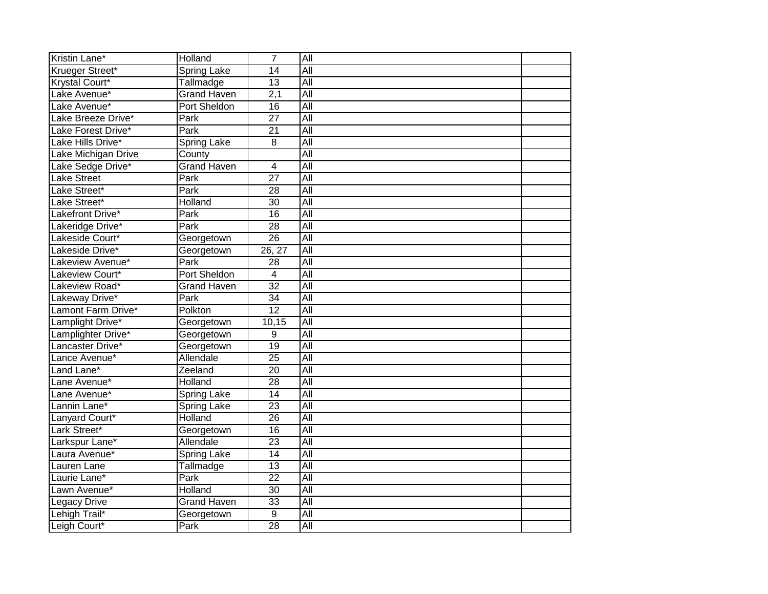| | | | | |
|---|---|---|---|---|
| Kristin Lane* | Holland | 7 | All | |
| Krueger Street* | Spring Lake | 14 | All | |
| Krystal Court* | Tallmadge | 13 | All | |
| Lake Avenue* | Grand Haven | 2,1 | All | |
| Lake Avenue* | Port Sheldon | 16 | All | |
| Lake Breeze Drive* | Park | 27 | All | |
| Lake Forest Drive* | Park | 21 | All | |
| Lake Hills Drive* | Spring Lake | 8 | All | |
| Lake Michigan Drive | County | | All | |
| Lake Sedge Drive* | Grand Haven | 4 | All | |
| Lake Street | Park | 27 | All | |
| Lake Street* | Park | 28 | All | |
| Lake Street* | Holland | 30 | All | |
| Lakefront Drive* | Park | 16 | All | |
| Lakeridge Drive* | Park | 28 | All | |
| Lakeside Court* | Georgetown | 26 | All | |
| Lakeside Drive* | Georgetown | 26, 27 | All | |
| Lakeview Avenue* | Park | 28 | All | |
| Lakeview Court* | Port Sheldon | 4 | All | |
| Lakeview Road* | Grand Haven | 32 | All | |
| Lakeway Drive* | Park | 34 | All | |
| Lamont Farm Drive* | Polkton | 12 | All | |
| Lamplight Drive* | Georgetown | 10,15 | All | |
| Lamplighter Drive* | Georgetown | 9 | All | |
| Lancaster Drive* | Georgetown | 19 | All | |
| Lance Avenue* | Allendale | 25 | All | |
| Land Lane* | Zeeland | 20 | All | |
| Lane Avenue* | Holland | 28 | All | |
| Lane Avenue* | Spring Lake | 14 | All | |
| Lannin Lane* | Spring Lake | 23 | All | |
| Lanyard Court* | Holland | 26 | All | |
| Lark Street* | Georgetown | 16 | All | |
| Larkspur Lane* | Allendale | 23 | All | |
| Laura Avenue* | Spring Lake | 14 | All | |
| Lauren Lane | Tallmadge | 13 | All | |
| Laurie Lane* | Park | 22 | All | |
| Lawn Avenue* | Holland | 30 | All | |
| Legacy Drive | Grand Haven | 33 | All | |
| Lehigh Trail* | Georgetown | 9 | All | |
| Leigh Court* | Park | 28 | All | |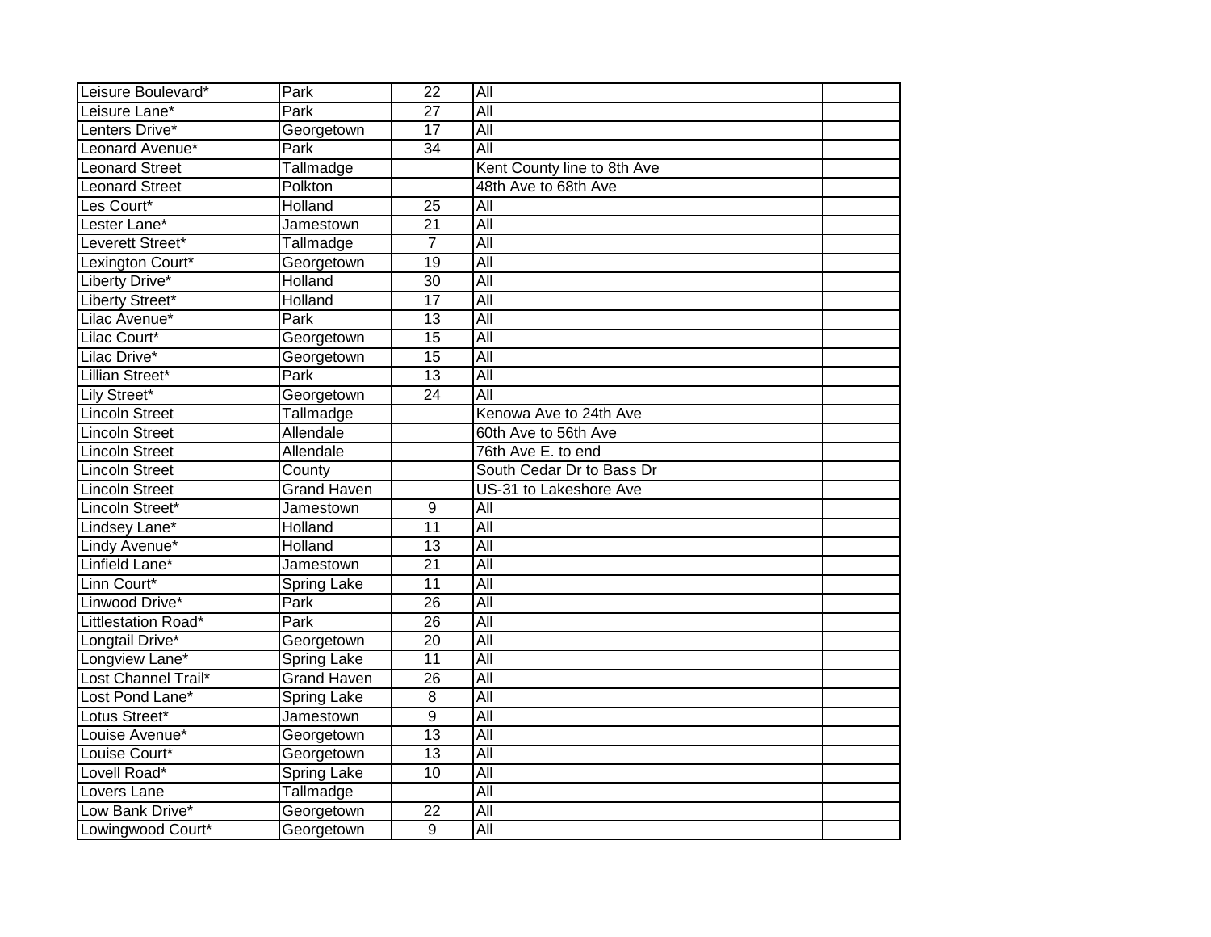| Leisure Boulevard* | Park | 22 | All | |
|---|---|---|---|---|
| Leisure Lane* | Park | 27 | All | |
| Lenters Drive* | Georgetown | 17 | All | |
| Leonard Avenue* | Park | 34 | All | |
| Leonard Street | Tallmadge | | Kent County line to 8th Ave | |
| Leonard Street | Polkton | | 48th Ave to 68th Ave | |
| Les Court* | Holland | 25 | All | |
| Lester Lane* | Jamestown | 21 | All | |
| Leverett Street* | Tallmadge | 7 | All | |
| Lexington Court* | Georgetown | 19 | All | |
| Liberty Drive* | Holland | 30 | All | |
| Liberty Street* | Holland | 17 | All | |
| Lilac Avenue* | Park | 13 | All | |
| Lilac Court* | Georgetown | 15 | All | |
| Lilac Drive* | Georgetown | 15 | All | |
| Lillian Street* | Park | 13 | All | |
| Lily Street* | Georgetown | 24 | All | |
| Lincoln Street | Tallmadge | | Kenowa Ave to 24th Ave | |
| Lincoln Street | Allendale | | 60th Ave to 56th Ave | |
| Lincoln Street | Allendale | | 76th Ave E. to end | |
| Lincoln Street | County | | South Cedar Dr to Bass Dr | |
| Lincoln Street | Grand Haven | | US-31 to Lakeshore Ave | |
| Lincoln Street* | Jamestown | 9 | All | |
| Lindsey Lane* | Holland | 11 | All | |
| Lindy Avenue* | Holland | 13 | All | |
| Linfield Lane* | Jamestown | 21 | All | |
| Linn Court* | Spring Lake | 11 | All | |
| Linwood Drive* | Park | 26 | All | |
| Littlestation Road* | Park | 26 | All | |
| Longtail Drive* | Georgetown | 20 | All | |
| Longview Lane* | Spring Lake | 11 | All | |
| Lost Channel Trail* | Grand Haven | 26 | All | |
| Lost Pond Lane* | Spring Lake | 8 | All | |
| Lotus Street* | Jamestown | 9 | All | |
| Louise Avenue* | Georgetown | 13 | All | |
| Louise Court* | Georgetown | 13 | All | |
| Lovell Road* | Spring Lake | 10 | All | |
| Lovers Lane | Tallmadge | | All | |
| Low Bank Drive* | Georgetown | 22 | All | |
| Lowingwood Court* | Georgetown | 9 | All | |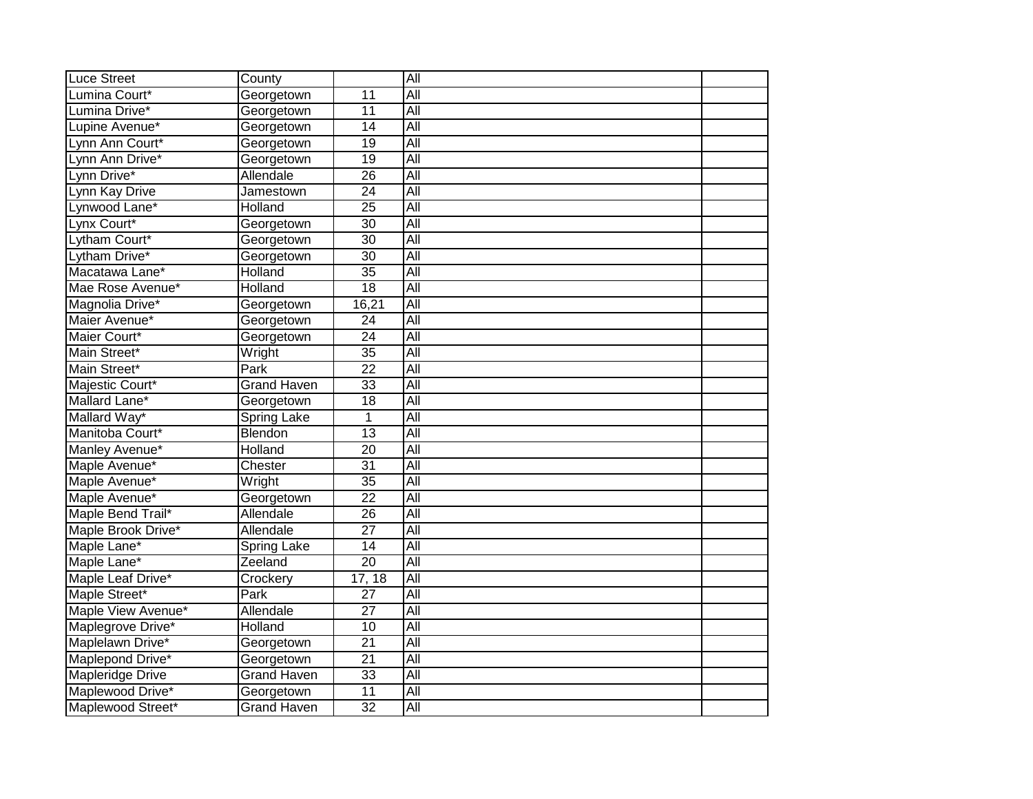| Luce Street | County | | All | |
|---|---|---|---|---|
| Lumina Court* | Georgetown | 11 | All | |
| Lumina Drive* | Georgetown | 11 | All | |
| Lupine Avenue* | Georgetown | 14 | All | |
| Lynn Ann Court* | Georgetown | 19 | All | |
| Lynn Ann Drive* | Georgetown | 19 | All | |
| Lynn Drive* | Allendale | 26 | All | |
| Lynn Kay Drive | Jamestown | 24 | All | |
| Lynwood Lane* | Holland | 25 | All | |
| Lynx Court* | Georgetown | 30 | All | |
| Lytham Court* | Georgetown | 30 | All | |
| Lytham Drive* | Georgetown | 30 | All | |
| Macatawa Lane* | Holland | 35 | All | |
| Mae Rose Avenue* | Holland | 18 | All | |
| Magnolia Drive* | Georgetown | 16,21 | All | |
| Maier Avenue* | Georgetown | 24 | All | |
| Maier Court* | Georgetown | 24 | All | |
| Main Street* | Wright | 35 | All | |
| Main Street* | Park | 22 | All | |
| Majestic Court* | Grand Haven | 33 | All | |
| Mallard Lane* | Georgetown | 18 | All | |
| Mallard Way* | Spring Lake | 1 | All | |
| Manitoba Court* | Blendon | 13 | All | |
| Manley Avenue* | Holland | 20 | All | |
| Maple Avenue* | Chester | 31 | All | |
| Maple Avenue* | Wright | 35 | All | |
| Maple Avenue* | Georgetown | 22 | All | |
| Maple Bend Trail* | Allendale | 26 | All | |
| Maple Brook Drive* | Allendale | 27 | All | |
| Maple Lane* | Spring Lake | 14 | All | |
| Maple Lane* | Zeeland | 20 | All | |
| Maple Leaf Drive* | Crockery | 17, 18 | All | |
| Maple Street* | Park | 27 | All | |
| Maple View Avenue* | Allendale | 27 | All | |
| Maplegrove Drive* | Holland | 10 | All | |
| Maplelawn Drive* | Georgetown | 21 | All | |
| Maplepond Drive* | Georgetown | 21 | All | |
| Mapleridge Drive | Grand Haven | 33 | All | |
| Maplewood Drive* | Georgetown | 11 | All | |
| Maplewood Street* | Grand Haven | 32 | All | |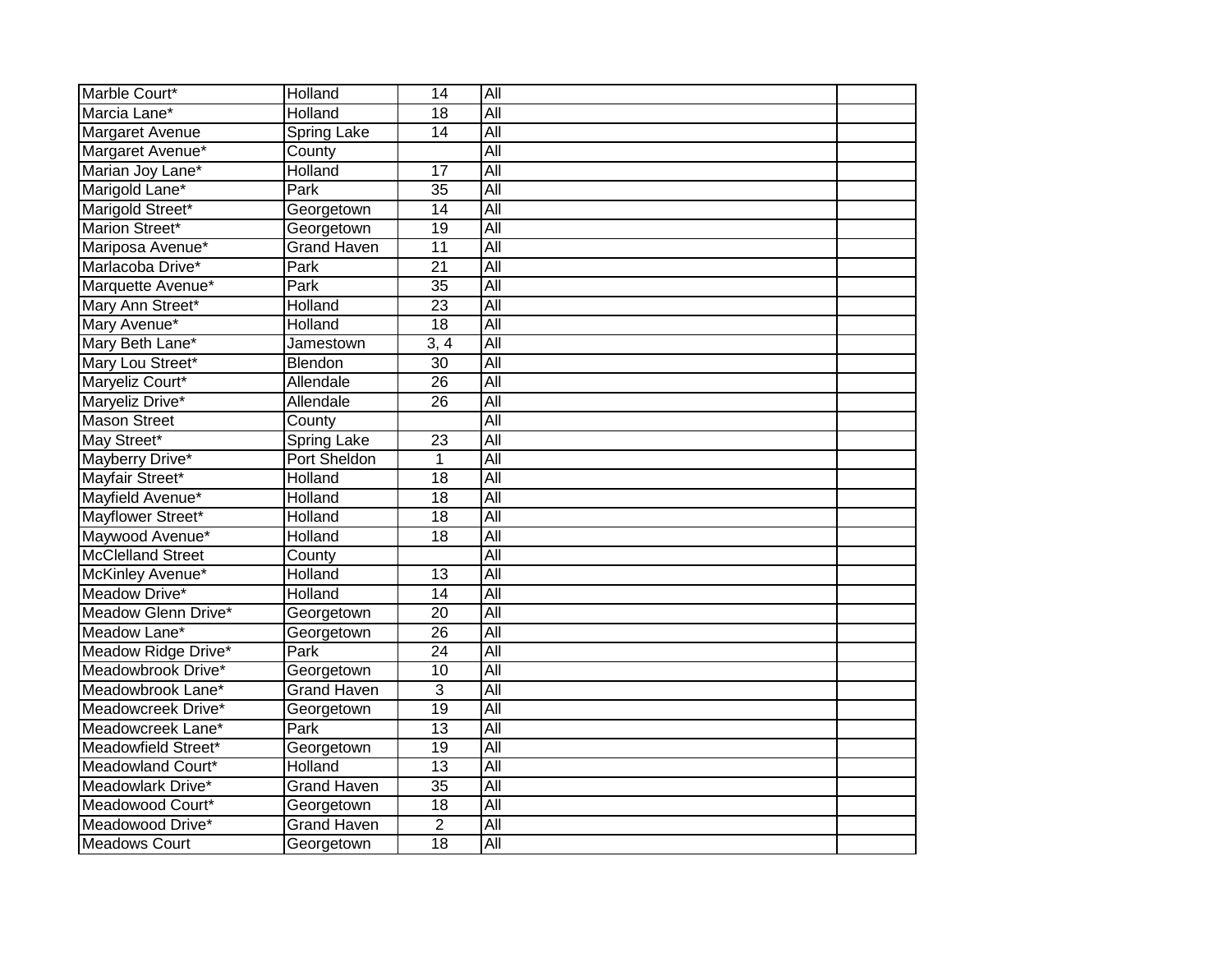| | | | | |
|---|---|---|---|---|
| Marble Court* | Holland | 14 | All | |
| Marcia Lane* | Holland | 18 | All | |
| Margaret Avenue | Spring Lake | 14 | All | |
| Margaret Avenue* | County | | All | |
| Marian Joy Lane* | Holland | 17 | All | |
| Marigold Lane* | Park | 35 | All | |
| Marigold Street* | Georgetown | 14 | All | |
| Marion Street* | Georgetown | 19 | All | |
| Mariposa Avenue* | Grand Haven | 11 | All | |
| Marlacoba Drive* | Park | 21 | All | |
| Marquette Avenue* | Park | 35 | All | |
| Mary Ann Street* | Holland | 23 | All | |
| Mary Avenue* | Holland | 18 | All | |
| Mary Beth Lane* | Jamestown | 3, 4 | All | |
| Mary Lou Street* | Blendon | 30 | All | |
| Maryeliz Court* | Allendale | 26 | All | |
| Maryeliz Drive* | Allendale | 26 | All | |
| Mason Street | County | | All | |
| May Street* | Spring Lake | 23 | All | |
| Mayberry Drive* | Port Sheldon | 1 | All | |
| Mayfair Street* | Holland | 18 | All | |
| Mayfield Avenue* | Holland | 18 | All | |
| Mayflower Street* | Holland | 18 | All | |
| Maywood Avenue* | Holland | 18 | All | |
| McClelland Street | County | | All | |
| McKinley Avenue* | Holland | 13 | All | |
| Meadow Drive* | Holland | 14 | All | |
| Meadow Glenn Drive* | Georgetown | 20 | All | |
| Meadow Lane* | Georgetown | 26 | All | |
| Meadow Ridge Drive* | Park | 24 | All | |
| Meadowbrook Drive* | Georgetown | 10 | All | |
| Meadowbrook Lane* | Grand Haven | 3 | All | |
| Meadowcreek Drive* | Georgetown | 19 | All | |
| Meadowcreek Lane* | Park | 13 | All | |
| Meadowfield Street* | Georgetown | 19 | All | |
| Meadowland Court* | Holland | 13 | All | |
| Meadowlark Drive* | Grand Haven | 35 | All | |
| Meadowood Court* | Georgetown | 18 | All | |
| Meadowood Drive* | Grand Haven | 2 | All | |
| Meadows Court | Georgetown | 18 | All | |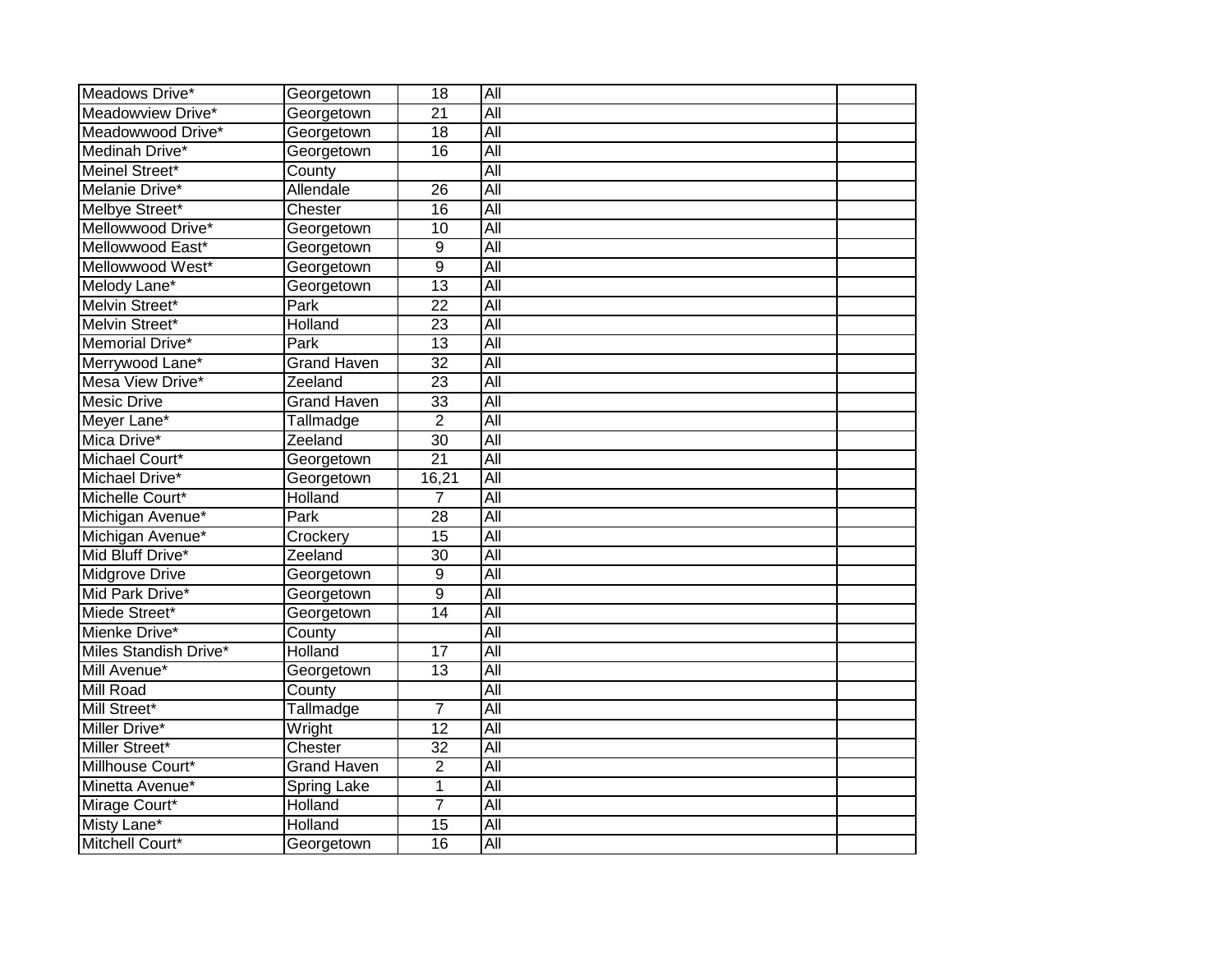| | | | | |
|---|---|---|---|---|
| Meadows Drive* | Georgetown | 18 | All | |
| Meadowview Drive* | Georgetown | 21 | All | |
| Meadowwood Drive* | Georgetown | 18 | All | |
| Medinah Drive* | Georgetown | 16 | All | |
| Meinel Street* | County | | All | |
| Melanie Drive* | Allendale | 26 | All | |
| Melbye Street* | Chester | 16 | All | |
| Mellowwood Drive* | Georgetown | 10 | All | |
| Mellowwood East* | Georgetown | 9 | All | |
| Mellowwood West* | Georgetown | 9 | All | |
| Melody Lane* | Georgetown | 13 | All | |
| Melvin Street* | Park | 22 | All | |
| Melvin Street* | Holland | 23 | All | |
| Memorial Drive* | Park | 13 | All | |
| Merrywood Lane* | Grand Haven | 32 | All | |
| Mesa View Drive* | Zeeland | 23 | All | |
| Mesic Drive | Grand Haven | 33 | All | |
| Meyer Lane* | Tallmadge | 2 | All | |
| Mica Drive* | Zeeland | 30 | All | |
| Michael Court* | Georgetown | 21 | All | |
| Michael Drive* | Georgetown | 16,21 | All | |
| Michelle Court* | Holland | 7 | All | |
| Michigan Avenue* | Park | 28 | All | |
| Michigan Avenue* | Crockery | 15 | All | |
| Mid Bluff Drive* | Zeeland | 30 | All | |
| Midgrove Drive | Georgetown | 9 | All | |
| Mid Park Drive* | Georgetown | 9 | All | |
| Miede Street* | Georgetown | 14 | All | |
| Mienke Drive* | County | | All | |
| Miles Standish Drive* | Holland | 17 | All | |
| Mill Avenue* | Georgetown | 13 | All | |
| Mill Road | County | | All | |
| Mill Street* | Tallmadge | 7 | All | |
| Miller Drive* | Wright | 12 | All | |
| Miller Street* | Chester | 32 | All | |
| Millhouse Court* | Grand Haven | 2 | All | |
| Minetta Avenue* | Spring Lake | 1 | All | |
| Mirage Court* | Holland | 7 | All | |
| Misty Lane* | Holland | 15 | All | |
| Mitchell Court* | Georgetown | 16 | All | |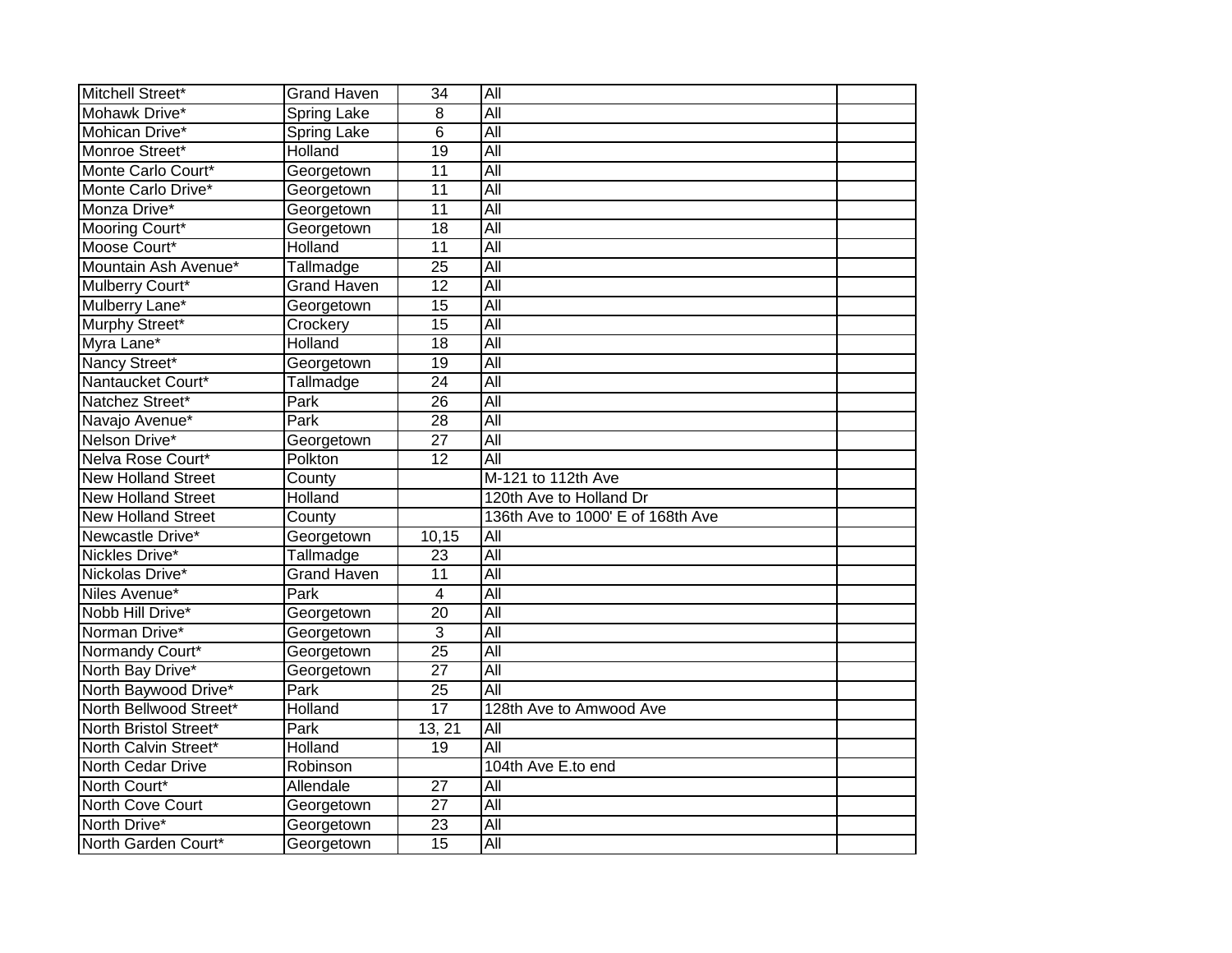| | | | | |
|---|---|---|---|---|
| Mitchell Street* | Grand Haven | 34 | All | |
| Mohawk Drive* | Spring Lake | 8 | All | |
| Mohican Drive* | Spring Lake | 6 | All | |
| Monroe Street* | Holland | 19 | All | |
| Monte Carlo Court* | Georgetown | 11 | All | |
| Monte Carlo Drive* | Georgetown | 11 | All | |
| Monza Drive* | Georgetown | 11 | All | |
| Mooring Court* | Georgetown | 18 | All | |
| Moose Court* | Holland | 11 | All | |
| Mountain Ash Avenue* | Tallmadge | 25 | All | |
| Mulberry Court* | Grand Haven | 12 | All | |
| Mulberry Lane* | Georgetown | 15 | All | |
| Murphy Street* | Crockery | 15 | All | |
| Myra Lane* | Holland | 18 | All | |
| Nancy Street* | Georgetown | 19 | All | |
| Nantaucket Court* | Tallmadge | 24 | All | |
| Natchez Street* | Park | 26 | All | |
| Navajo Avenue* | Park | 28 | All | |
| Nelson Drive* | Georgetown | 27 | All | |
| Nelva Rose Court* | Polkton | 12 | All | |
| New Holland Street | County | | M-121 to 112th Ave | |
| New Holland Street | Holland | | 120th Ave to Holland Dr | |
| New Holland Street | County | | 136th Ave to 1000' E of 168th Ave | |
| Newcastle Drive* | Georgetown | 10,15 | All | |
| Nickles Drive* | Tallmadge | 23 | All | |
| Nickolas Drive* | Grand Haven | 11 | All | |
| Niles Avenue* | Park | 4 | All | |
| Nobb Hill Drive* | Georgetown | 20 | All | |
| Norman Drive* | Georgetown | 3 | All | |
| Normandy Court* | Georgetown | 25 | All | |
| North Bay Drive* | Georgetown | 27 | All | |
| North Baywood Drive* | Park | 25 | All | |
| North Bellwood Street* | Holland | 17 | 128th Ave to Amwood Ave | |
| North Bristol Street* | Park | 13, 21 | All | |
| North Calvin Street* | Holland | 19 | All | |
| North Cedar Drive | Robinson | | 104th Ave E.to end | |
| North Court* | Allendale | 27 | All | |
| North Cove Court | Georgetown | 27 | All | |
| North Drive* | Georgetown | 23 | All | |
| North Garden Court* | Georgetown | 15 | All | |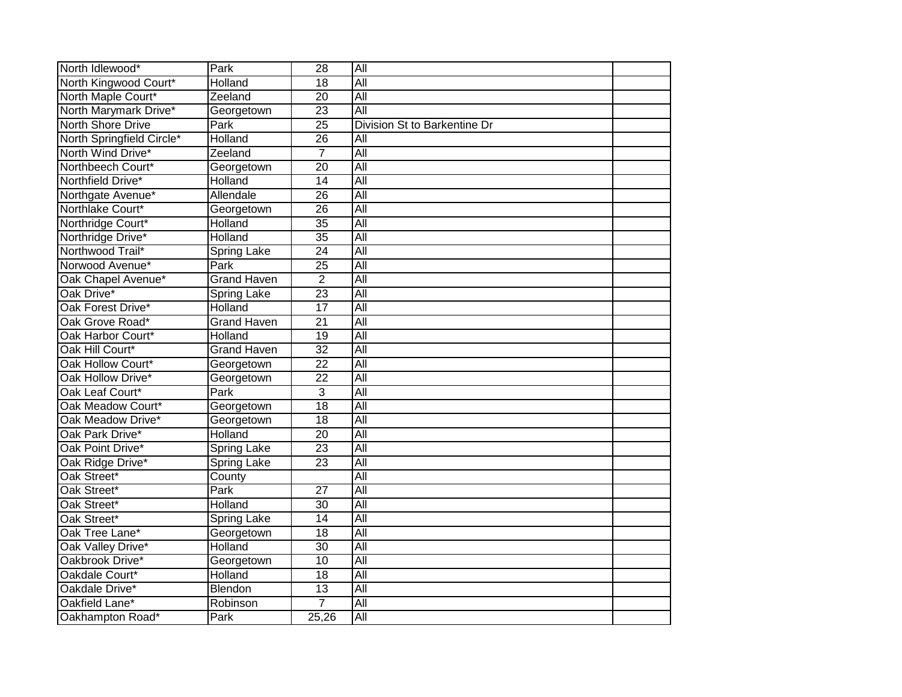| | | | | |
|---|---|---|---|---|
| North Idlewood* | Park | 28 | All | |
| North Kingwood Court* | Holland | 18 | All | |
| North Maple Court* | Zeeland | 20 | All | |
| North Marymark Drive* | Georgetown | 23 | All | |
| North Shore Drive | Park | 25 | Division St to Barkentine Dr | |
| North Springfield Circle* | Holland | 26 | All | |
| North Wind Drive* | Zeeland | 7 | All | |
| Northbeech Court* | Georgetown | 20 | All | |
| Northfield Drive* | Holland | 14 | All | |
| Northgate Avenue* | Allendale | 26 | All | |
| Northlake Court* | Georgetown | 26 | All | |
| Northridge Court* | Holland | 35 | All | |
| Northridge Drive* | Holland | 35 | All | |
| Northwood Trail* | Spring Lake | 24 | All | |
| Norwood Avenue* | Park | 25 | All | |
| Oak Chapel Avenue* | Grand Haven | 2 | All | |
| Oak Drive* | Spring Lake | 23 | All | |
| Oak Forest Drive* | Holland | 17 | All | |
| Oak Grove Road* | Grand Haven | 21 | All | |
| Oak Harbor Court* | Holland | 19 | All | |
| Oak Hill Court* | Grand Haven | 32 | All | |
| Oak Hollow Court* | Georgetown | 22 | All | |
| Oak Hollow Drive* | Georgetown | 22 | All | |
| Oak Leaf Court* | Park | 3 | All | |
| Oak Meadow Court* | Georgetown | 18 | All | |
| Oak Meadow Drive* | Georgetown | 18 | All | |
| Oak Park Drive* | Holland | 20 | All | |
| Oak Point Drive* | Spring Lake | 23 | All | |
| Oak Ridge Drive* | Spring Lake | 23 | All | |
| Oak Street* | County | | All | |
| Oak Street* | Park | 27 | All | |
| Oak Street* | Holland | 30 | All | |
| Oak Street* | Spring Lake | 14 | All | |
| Oak Tree Lane* | Georgetown | 18 | All | |
| Oak Valley Drive* | Holland | 30 | All | |
| Oakbrook Drive* | Georgetown | 10 | All | |
| Oakdale Court* | Holland | 18 | All | |
| Oakdale Drive* | Blendon | 13 | All | |
| Oakfield Lane* | Robinson | 7 | All | |
| Oakhampton Road* | Park | 25,26 | All | |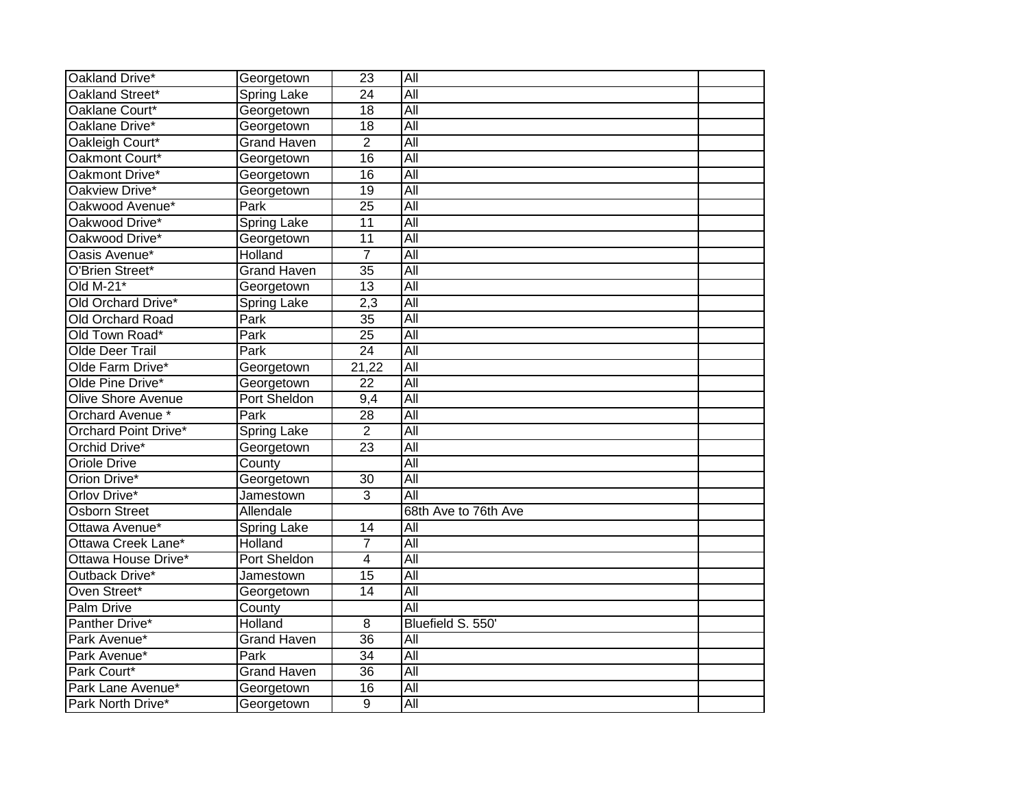| | | | | |
|---|---|---|---|---|
| Oakland Drive* | Georgetown | 23 | All | |
| Oakland Street* | Spring Lake | 24 | All | |
| Oaklane Court* | Georgetown | 18 | All | |
| Oaklane Drive* | Georgetown | 18 | All | |
| Oakleigh Court* | Grand Haven | 2 | All | |
| Oakmont Court* | Georgetown | 16 | All | |
| Oakmont Drive* | Georgetown | 16 | All | |
| Oakview Drive* | Georgetown | 19 | All | |
| Oakwood Avenue* | Park | 25 | All | |
| Oakwood Drive* | Spring Lake | 11 | All | |
| Oakwood Drive* | Georgetown | 11 | All | |
| Oasis Avenue* | Holland | 7 | All | |
| O'Brien Street* | Grand Haven | 35 | All | |
| Old M-21* | Georgetown | 13 | All | |
| Old Orchard Drive* | Spring Lake | 2,3 | All | |
| Old Orchard Road | Park | 35 | All | |
| Old Town Road* | Park | 25 | All | |
| Olde Deer Trail | Park | 24 | All | |
| Olde Farm Drive* | Georgetown | 21,22 | All | |
| Olde Pine Drive* | Georgetown | 22 | All | |
| Olive Shore Avenue | Port Sheldon | 9,4 | All | |
| Orchard Avenue * | Park | 28 | All | |
| Orchard Point Drive* | Spring Lake | 2 | All | |
| Orchid Drive* | Georgetown | 23 | All | |
| Oriole Drive | County | | All | |
| Orion Drive* | Georgetown | 30 | All | |
| Orlov Drive* | Jamestown | 3 | All | |
| Osborn Street | Allendale | | 68th Ave to 76th Ave | |
| Ottawa Avenue* | Spring Lake | 14 | All | |
| Ottawa Creek Lane* | Holland | 7 | All | |
| Ottawa House Drive* | Port Sheldon | 4 | All | |
| Outback Drive* | Jamestown | 15 | All | |
| Oven Street* | Georgetown | 14 | All | |
| Palm Drive | County | | All | |
| Panther Drive* | Holland | 8 | Bluefield S. 550' | |
| Park Avenue* | Grand Haven | 36 | All | |
| Park Avenue* | Park | 34 | All | |
| Park Court* | Grand Haven | 36 | All | |
| Park Lane Avenue* | Georgetown | 16 | All | |
| Park North Drive* | Georgetown | 9 | All | |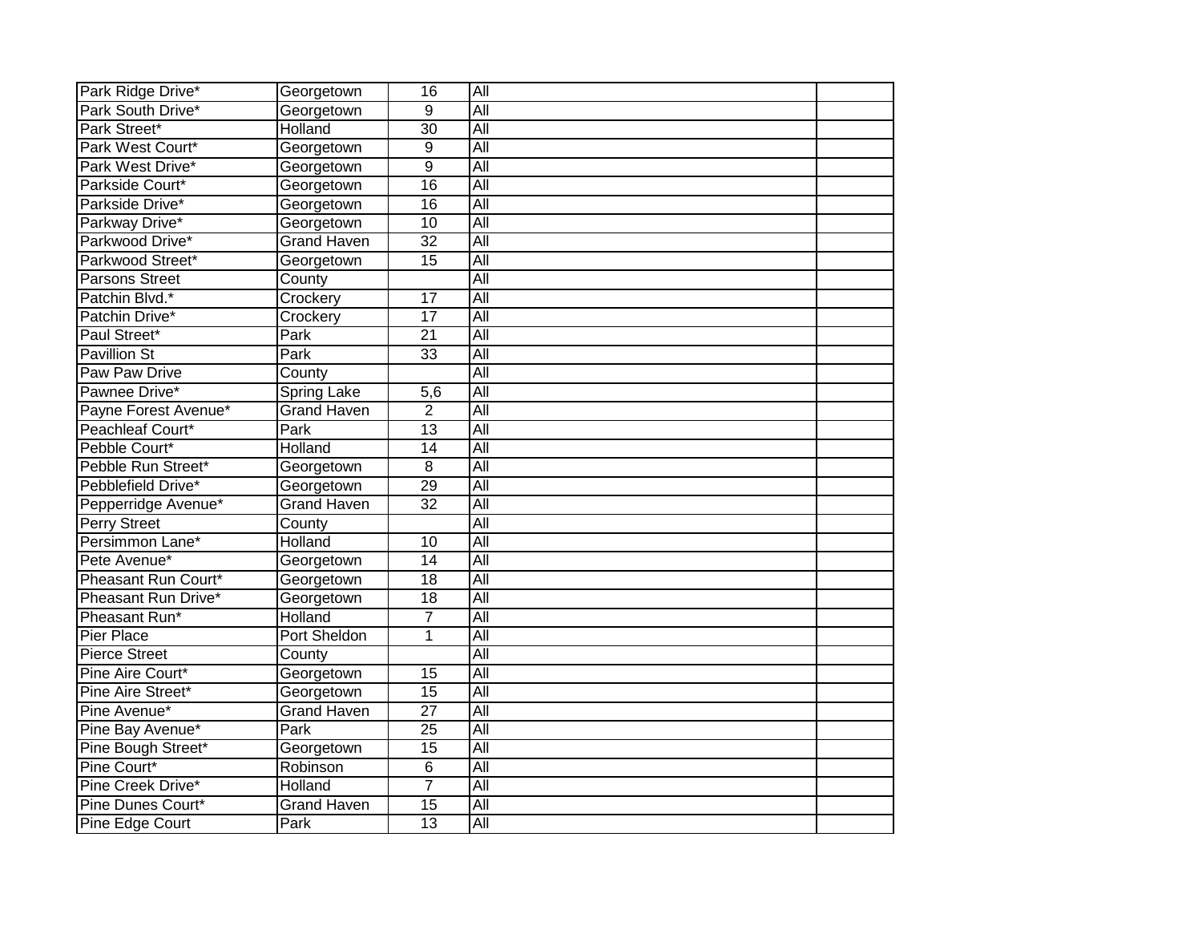| | | | | |
|---|---|---|---|---|
| Park Ridge Drive* | Georgetown | 16 | All | |
| Park South Drive* | Georgetown | 9 | All | |
| Park Street* | Holland | 30 | All | |
| Park West Court* | Georgetown | 9 | All | |
| Park West Drive* | Georgetown | 9 | All | |
| Parkside Court* | Georgetown | 16 | All | |
| Parkside Drive* | Georgetown | 16 | All | |
| Parkway Drive* | Georgetown | 10 | All | |
| Parkwood Drive* | Grand Haven | 32 | All | |
| Parkwood Street* | Georgetown | 15 | All | |
| Parsons Street | County | | All | |
| Patchin Blvd.* | Crockery | 17 | All | |
| Patchin Drive* | Crockery | 17 | All | |
| Paul Street* | Park | 21 | All | |
| Pavillion St | Park | 33 | All | |
| Paw Paw Drive | County | | All | |
| Pawnee Drive* | Spring Lake | 5,6 | All | |
| Payne Forest Avenue* | Grand Haven | 2 | All | |
| Peachleaf Court* | Park | 13 | All | |
| Pebble Court* | Holland | 14 | All | |
| Pebble Run Street* | Georgetown | 8 | All | |
| Pebblefield Drive* | Georgetown | 29 | All | |
| Pepperridge Avenue* | Grand Haven | 32 | All | |
| Perry Street | County | | All | |
| Persimmon Lane* | Holland | 10 | All | |
| Pete Avenue* | Georgetown | 14 | All | |
| Pheasant Run Court* | Georgetown | 18 | All | |
| Pheasant Run Drive* | Georgetown | 18 | All | |
| Pheasant Run* | Holland | 7 | All | |
| Pier Place | Port Sheldon | 1 | All | |
| Pierce Street | County | | All | |
| Pine Aire Court* | Georgetown | 15 | All | |
| Pine Aire Street* | Georgetown | 15 | All | |
| Pine Avenue* | Grand Haven | 27 | All | |
| Pine Bay Avenue* | Park | 25 | All | |
| Pine Bough Street* | Georgetown | 15 | All | |
| Pine Court* | Robinson | 6 | All | |
| Pine Creek Drive* | Holland | 7 | All | |
| Pine Dunes Court* | Grand Haven | 15 | All | |
| Pine Edge Court | Park | 13 | All | |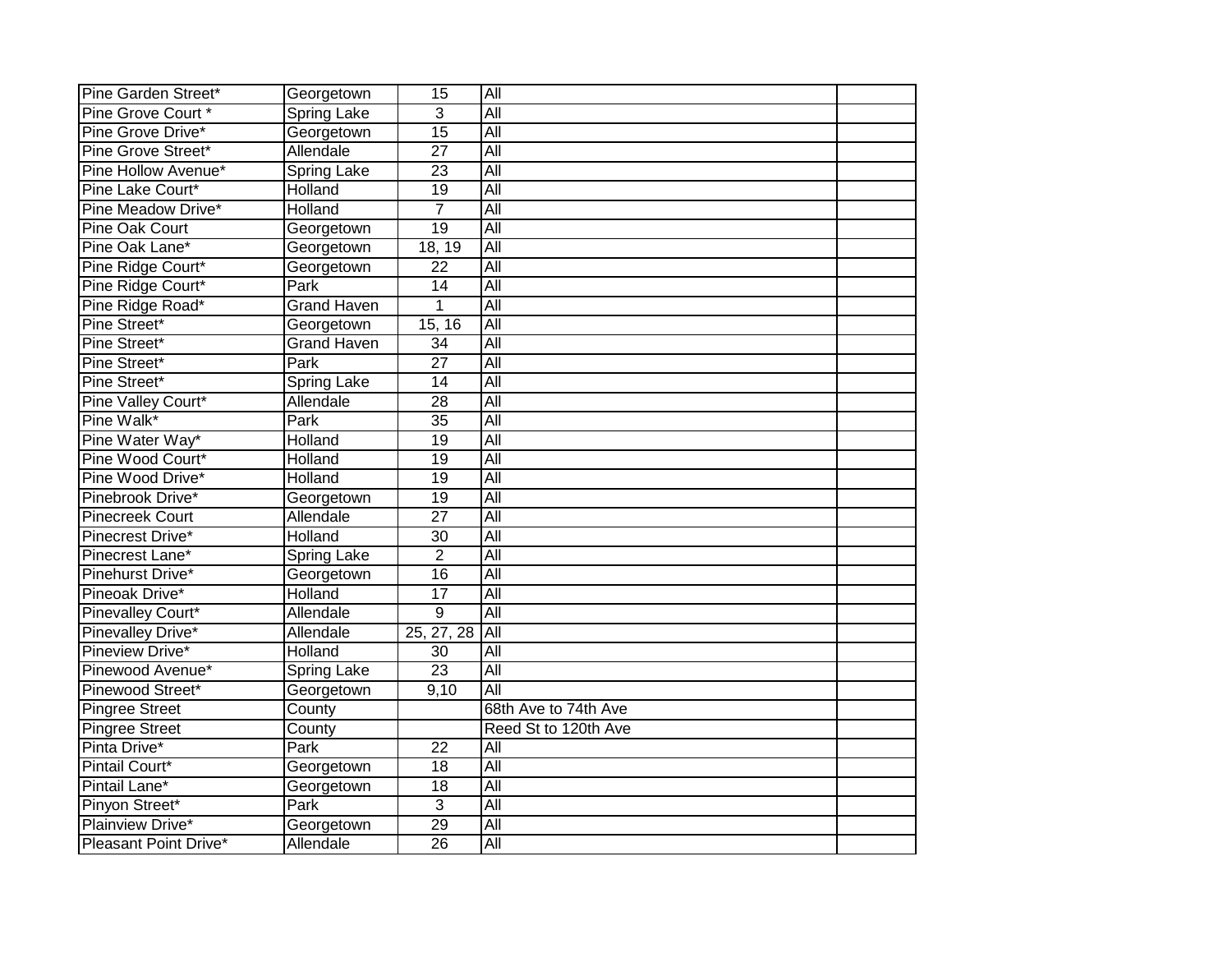| Pine Garden Street* | Georgetown | 15 | All | |
|---|---|---|---|---|
| Pine Grove Court * | Spring Lake | 3 | All | |
| Pine Grove Drive* | Georgetown | 15 | All | |
| Pine Grove Street* | Allendale | 27 | All | |
| Pine Hollow Avenue* | Spring Lake | 23 | All | |
| Pine Lake Court* | Holland | 19 | All | |
| Pine Meadow Drive* | Holland | 7 | All | |
| Pine Oak Court | Georgetown | 19 | All | |
| Pine Oak Lane* | Georgetown | 18, 19 | All | |
| Pine Ridge Court* | Georgetown | 22 | All | |
| Pine Ridge Court* | Park | 14 | All | |
| Pine Ridge Road* | Grand Haven | 1 | All | |
| Pine Street* | Georgetown | 15, 16 | All | |
| Pine Street* | Grand Haven | 34 | All | |
| Pine Street* | Park | 27 | All | |
| Pine Street* | Spring Lake | 14 | All | |
| Pine Valley Court* | Allendale | 28 | All | |
| Pine Walk* | Park | 35 | All | |
| Pine Water Way* | Holland | 19 | All | |
| Pine Wood Court* | Holland | 19 | All | |
| Pine Wood Drive* | Holland | 19 | All | |
| Pinebrook Drive* | Georgetown | 19 | All | |
| Pinecreek Court | Allendale | 27 | All | |
| Pinecrest Drive* | Holland | 30 | All | |
| Pinecrest Lane* | Spring Lake | 2 | All | |
| Pinehurst Drive* | Georgetown | 16 | All | |
| Pineoak Drive* | Holland | 17 | All | |
| Pinevalley Court* | Allendale | 9 | All | |
| Pinevalley Drive* | Allendale | 25, 27, 28 | All | |
| Pineview Drive* | Holland | 30 | All | |
| Pinewood Avenue* | Spring Lake | 23 | All | |
| Pinewood Street* | Georgetown | 9,10 | All | |
| Pingree Street | County | | 68th Ave to 74th Ave | |
| Pingree Street | County | | Reed St to 120th Ave | |
| Pinta Drive* | Park | 22 | All | |
| Pintail Court* | Georgetown | 18 | All | |
| Pintail Lane* | Georgetown | 18 | All | |
| Pinyon Street* | Park | 3 | All | |
| Plainview Drive* | Georgetown | 29 | All | |
| Pleasant Point Drive* | Allendale | 26 | All | |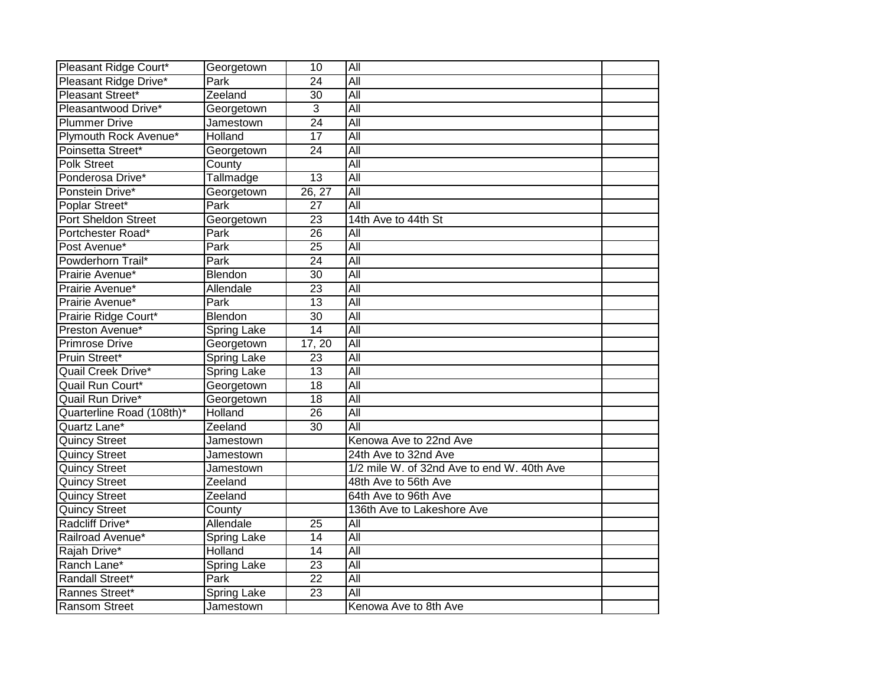| | | | | |
|---|---|---|---|---|
| Pleasant Ridge Court* | Georgetown | 10 | All | |
| Pleasant Ridge Drive* | Park | 24 | All | |
| Pleasant Street* | Zeeland | 30 | All | |
| Pleasantwood Drive* | Georgetown | 3 | All | |
| Plummer Drive | Jamestown | 24 | All | |
| Plymouth Rock Avenue* | Holland | 17 | All | |
| Poinsetta Street* | Georgetown | 24 | All | |
| Polk Street | County | | All | |
| Ponderosa Drive* | Tallmadge | 13 | All | |
| Ponstein Drive* | Georgetown | 26, 27 | All | |
| Poplar Street* | Park | 27 | All | |
| Port Sheldon Street | Georgetown | 23 | 14th Ave to 44th St | |
| Portchester Road* | Park | 26 | All | |
| Post Avenue* | Park | 25 | All | |
| Powderhorn Trail* | Park | 24 | All | |
| Prairie Avenue* | Blendon | 30 | All | |
| Prairie Avenue* | Allendale | 23 | All | |
| Prairie Avenue* | Park | 13 | All | |
| Prairie Ridge Court* | Blendon | 30 | All | |
| Preston Avenue* | Spring Lake | 14 | All | |
| Primrose Drive | Georgetown | 17, 20 | All | |
| Pruin Street* | Spring Lake | 23 | All | |
| Quail Creek Drive* | Spring Lake | 13 | All | |
| Quail Run Court* | Georgetown | 18 | All | |
| Quail Run Drive* | Georgetown | 18 | All | |
| Quarterline Road (108th)* | Holland | 26 | All | |
| Quartz Lane* | Zeeland | 30 | All | |
| Quincy Street | Jamestown | | Kenowa Ave to 22nd Ave | |
| Quincy Street | Jamestown | | 24th Ave to 32nd Ave | |
| Quincy Street | Jamestown | | 1/2 mile W. of 32nd Ave to end W. 40th Ave | |
| Quincy Street | Zeeland | | 48th Ave to 56th Ave | |
| Quincy Street | Zeeland | | 64th Ave to 96th Ave | |
| Quincy Street | County | | 136th Ave to Lakeshore Ave | |
| Radcliff Drive* | Allendale | 25 | All | |
| Railroad Avenue* | Spring Lake | 14 | All | |
| Rajah Drive* | Holland | 14 | All | |
| Ranch Lane* | Spring Lake | 23 | All | |
| Randall Street* | Park | 22 | All | |
| Rannes Street* | Spring Lake | 23 | All | |
| Ransom Street | Jamestown | | Kenowa Ave to 8th Ave | |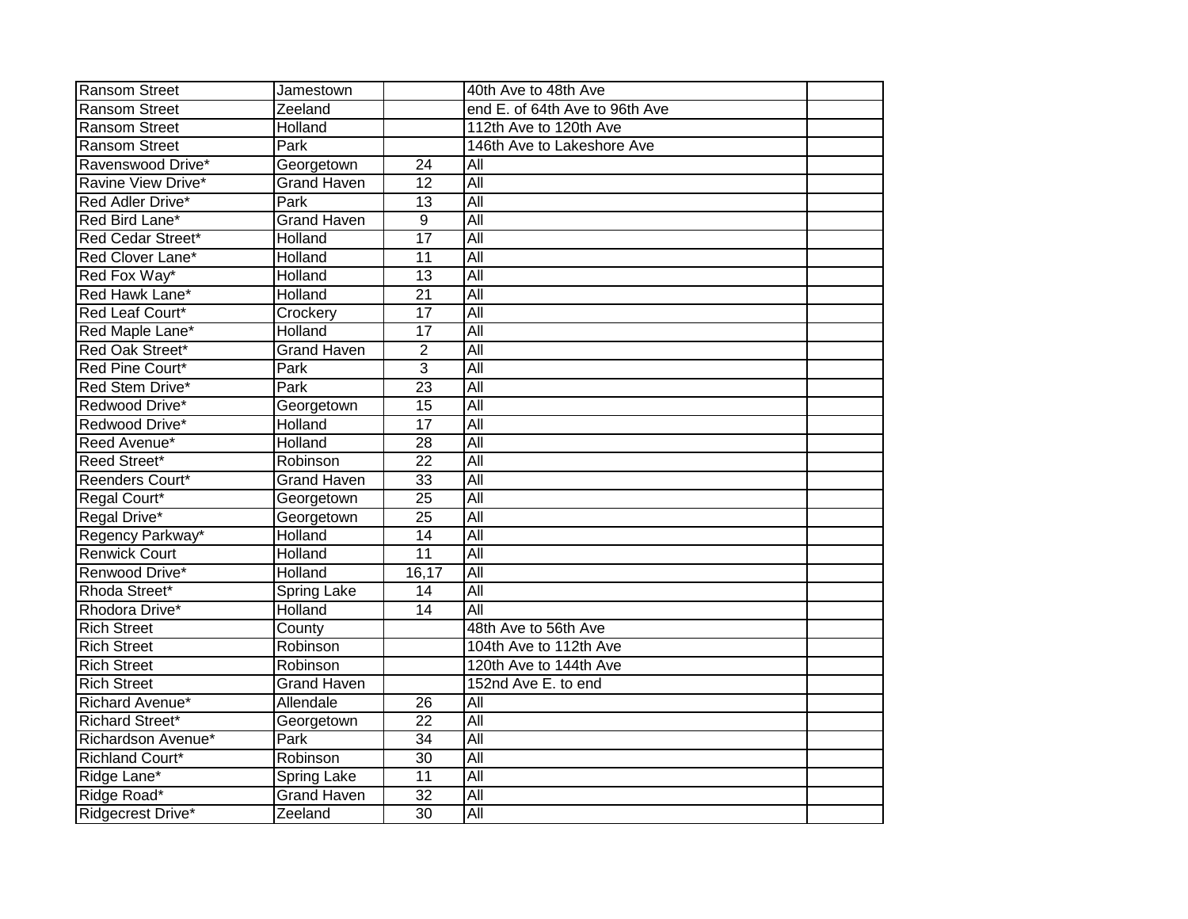| | | | | |
|---|---|---|---|---|
| Ransom Street | Jamestown | | 40th Ave to 48th Ave | |
| Ransom Street | Zeeland | | end E. of 64th Ave to 96th Ave | |
| Ransom Street | Holland | | 112th Ave to 120th Ave | |
| Ransom Street | Park | | 146th Ave to Lakeshore Ave | |
| Ravenswood Drive* | Georgetown | 24 | All | |
| Ravine View Drive* | Grand Haven | 12 | All | |
| Red Adler Drive* | Park | 13 | All | |
| Red Bird Lane* | Grand Haven | 9 | All | |
| Red Cedar Street* | Holland | 17 | All | |
| Red Clover Lane* | Holland | 11 | All | |
| Red Fox Way* | Holland | 13 | All | |
| Red Hawk Lane* | Holland | 21 | All | |
| Red Leaf Court* | Crockery | 17 | All | |
| Red Maple Lane* | Holland | 17 | All | |
| Red Oak Street* | Grand Haven | 2 | All | |
| Red Pine Court* | Park | 3 | All | |
| Red Stem Drive* | Park | 23 | All | |
| Redwood Drive* | Georgetown | 15 | All | |
| Redwood Drive* | Holland | 17 | All | |
| Reed Avenue* | Holland | 28 | All | |
| Reed Street* | Robinson | 22 | All | |
| Reenders Court* | Grand Haven | 33 | All | |
| Regal Court* | Georgetown | 25 | All | |
| Regal Drive* | Georgetown | 25 | All | |
| Regency Parkway* | Holland | 14 | All | |
| Renwick Court | Holland | 11 | All | |
| Renwood Drive* | Holland | 16,17 | All | |
| Rhoda Street* | Spring Lake | 14 | All | |
| Rhodora Drive* | Holland | 14 | All | |
| Rich Street | County | | 48th Ave to 56th Ave | |
| Rich Street | Robinson | | 104th Ave to 112th Ave | |
| Rich Street | Robinson | | 120th Ave to 144th Ave | |
| Rich Street | Grand Haven | | 152nd Ave E. to end | |
| Richard Avenue* | Allendale | 26 | All | |
| Richard Street* | Georgetown | 22 | All | |
| Richardson Avenue* | Park | 34 | All | |
| Richland Court* | Robinson | 30 | All | |
| Ridge Lane* | Spring Lake | 11 | All | |
| Ridge Road* | Grand Haven | 32 | All | |
| Ridgecrest Drive* | Zeeland | 30 | All | |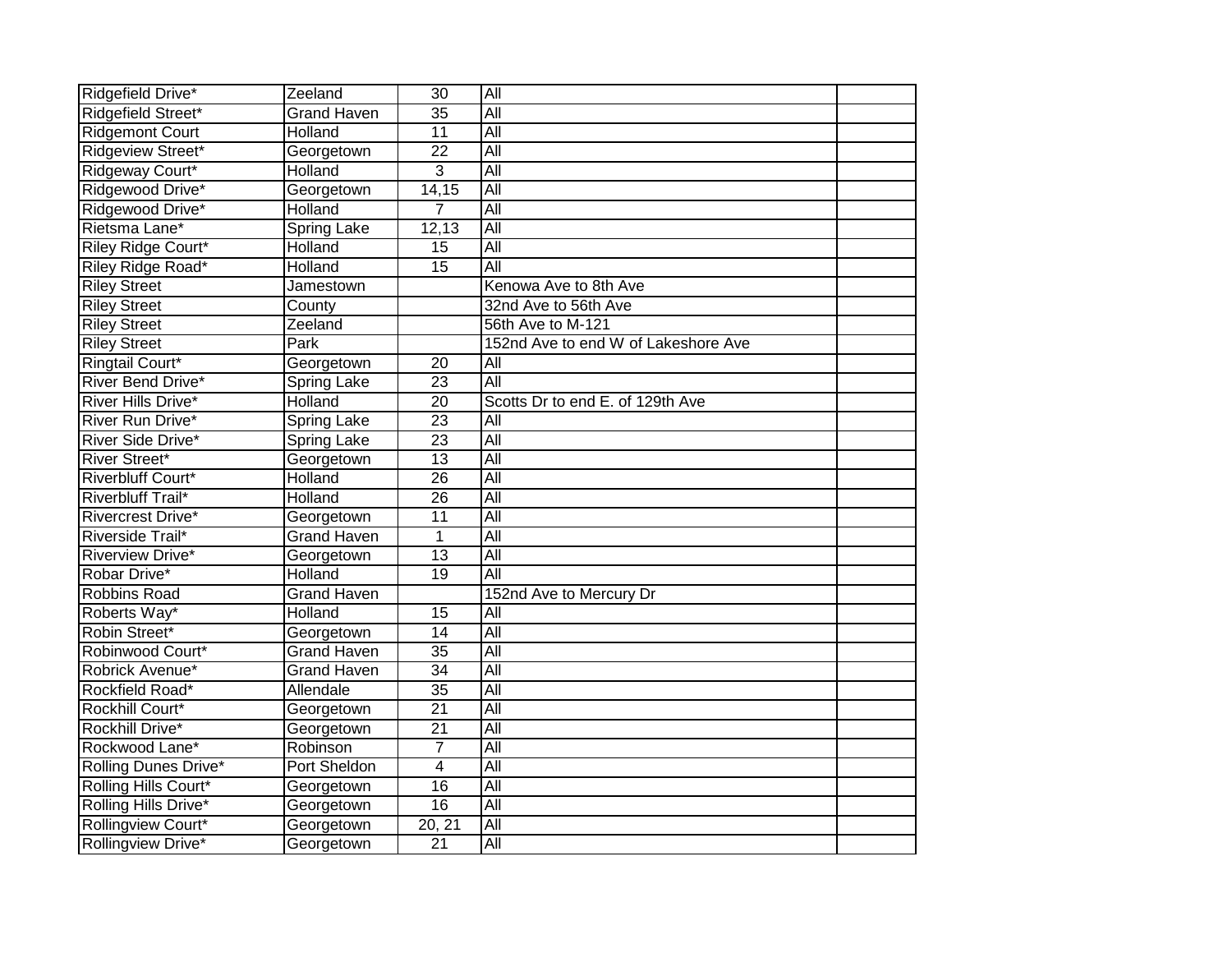| | | | | |
|---|---|---|---|---|
| Ridgefield Drive* | Zeeland | 30 | All | |
| Ridgefield Street* | Grand Haven | 35 | All | |
| Ridgemont Court | Holland | 11 | All | |
| Ridgeview Street* | Georgetown | 22 | All | |
| Ridgeway Court* | Holland | 3 | All | |
| Ridgewood Drive* | Georgetown | 14,15 | All | |
| Ridgewood Drive* | Holland | 7 | All | |
| Rietsma Lane* | Spring Lake | 12,13 | All | |
| Riley Ridge Court* | Holland | 15 | All | |
| Riley Ridge Road* | Holland | 15 | All | |
| Riley Street | Jamestown | | Kenowa Ave to 8th Ave | |
| Riley Street | County | | 32nd Ave to 56th Ave | |
| Riley Street | Zeeland | | 56th Ave to M-121 | |
| Riley Street | Park | | 152nd Ave to end W of Lakeshore Ave | |
| Ringtail Court* | Georgetown | 20 | All | |
| River Bend Drive* | Spring Lake | 23 | All | |
| River Hills Drive* | Holland | 20 | Scotts Dr to end E. of 129th Ave | |
| River Run Drive* | Spring Lake | 23 | All | |
| River Side Drive* | Spring Lake | 23 | All | |
| River Street* | Georgetown | 13 | All | |
| Riverbluff Court* | Holland | 26 | All | |
| Riverbluff Trail* | Holland | 26 | All | |
| Rivercrest Drive* | Georgetown | 11 | All | |
| Riverside Trail* | Grand Haven | 1 | All | |
| Riverview Drive* | Georgetown | 13 | All | |
| Robar Drive* | Holland | 19 | All | |
| Robbins Road | Grand Haven | | 152nd Ave to Mercury Dr | |
| Roberts Way* | Holland | 15 | All | |
| Robin Street* | Georgetown | 14 | All | |
| Robinwood Court* | Grand Haven | 35 | All | |
| Robrick Avenue* | Grand Haven | 34 | All | |
| Rockfield Road* | Allendale | 35 | All | |
| Rockhill Court* | Georgetown | 21 | All | |
| Rockhill Drive* | Georgetown | 21 | All | |
| Rockwood Lane* | Robinson | 7 | All | |
| Rolling Dunes Drive* | Port Sheldon | 4 | All | |
| Rolling Hills Court* | Georgetown | 16 | All | |
| Rolling Hills Drive* | Georgetown | 16 | All | |
| Rollingview Court* | Georgetown | 20, 21 | All | |
| Rollingview Drive* | Georgetown | 21 | All | |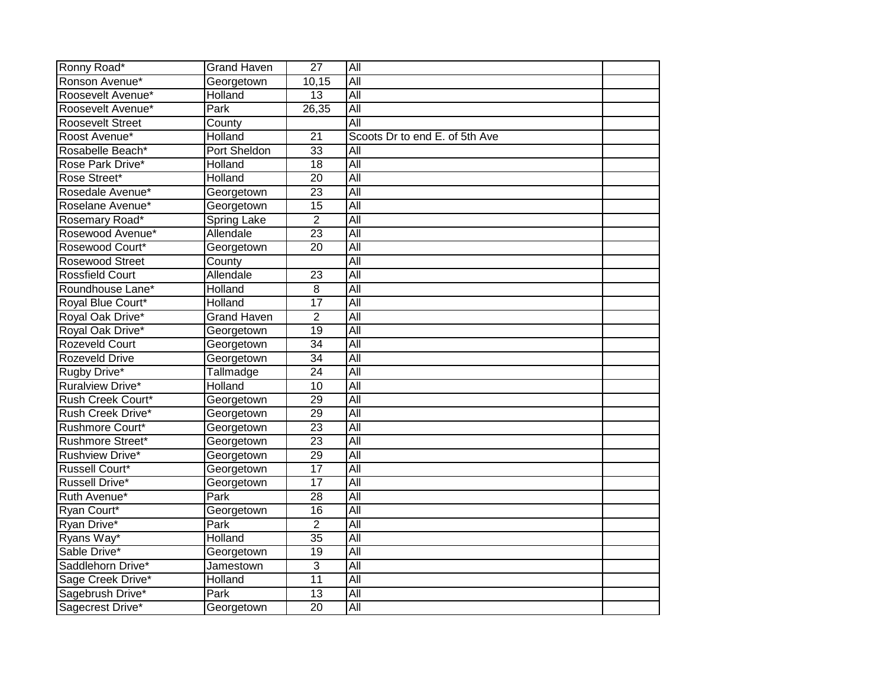| | | | | |
|---|---|---|---|---|
| Ronny Road* | Grand Haven | 27 | All | |
| Ronson Avenue* | Georgetown | 10,15 | All | |
| Roosevelt Avenue* | Holland | 13 | All | |
| Roosevelt Avenue* | Park | 26,35 | All | |
| Roosevelt Street | County | | All | |
| Roost Avenue* | Holland | 21 | Scoots Dr to end E. of 5th Ave | |
| Rosabelle Beach* | Port Sheldon | 33 | All | |
| Rose Park Drive* | Holland | 18 | All | |
| Rose Street* | Holland | 20 | All | |
| Rosedale Avenue* | Georgetown | 23 | All | |
| Roselane Avenue* | Georgetown | 15 | All | |
| Rosemary Road* | Spring Lake | 2 | All | |
| Rosewood Avenue* | Allendale | 23 | All | |
| Rosewood Court* | Georgetown | 20 | All | |
| Rosewood Street | County | | All | |
| Rossfield Court | Allendale | 23 | All | |
| Roundhouse Lane* | Holland | 8 | All | |
| Royal Blue Court* | Holland | 17 | All | |
| Royal Oak Drive* | Grand Haven | 2 | All | |
| Royal Oak Drive* | Georgetown | 19 | All | |
| Rozeveld Court | Georgetown | 34 | All | |
| Rozeveld Drive | Georgetown | 34 | All | |
| Rugby Drive* | Tallmadge | 24 | All | |
| Ruralview Drive* | Holland | 10 | All | |
| Rush Creek Court* | Georgetown | 29 | All | |
| Rush Creek Drive* | Georgetown | 29 | All | |
| Rushmore Court* | Georgetown | 23 | All | |
| Rushmore Street* | Georgetown | 23 | All | |
| Rushview Drive* | Georgetown | 29 | All | |
| Russell Court* | Georgetown | 17 | All | |
| Russell Drive* | Georgetown | 17 | All | |
| Ruth Avenue* | Park | 28 | All | |
| Ryan Court* | Georgetown | 16 | All | |
| Ryan Drive* | Park | 2 | All | |
| Ryans Way* | Holland | 35 | All | |
| Sable Drive* | Georgetown | 19 | All | |
| Saddlehorn Drive* | Jamestown | 3 | All | |
| Sage Creek Drive* | Holland | 11 | All | |
| Sagebrush Drive* | Park | 13 | All | |
| Sagecrest Drive* | Georgetown | 20 | All | |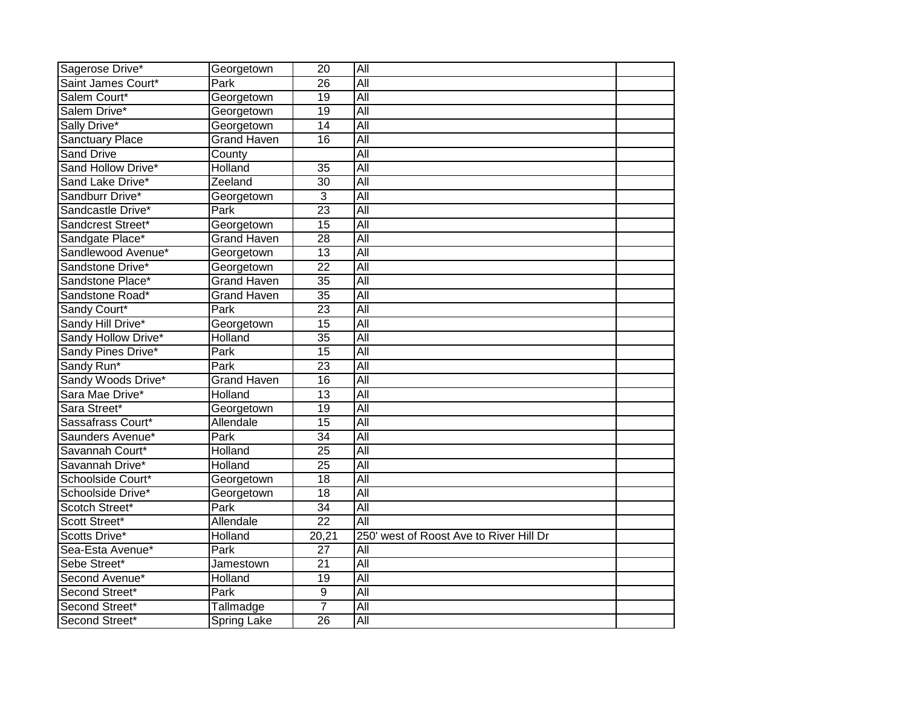| Sagerose Drive* | Georgetown | 20 | All | |
|---|---|---|---|---|
| Saint James Court* | Park | 26 | All | |
| Salem Court* | Georgetown | 19 | All | |
| Salem Drive* | Georgetown | 19 | All | |
| Sally Drive* | Georgetown | 14 | All | |
| Sanctuary Place | Grand Haven | 16 | All | |
| Sand Drive | County | | All | |
| Sand Hollow Drive* | Holland | 35 | All | |
| Sand Lake Drive* | Zeeland | 30 | All | |
| Sandburr Drive* | Georgetown | 3 | All | |
| Sandcastle Drive* | Park | 23 | All | |
| Sandcrest Street* | Georgetown | 15 | All | |
| Sandgate Place* | Grand Haven | 28 | All | |
| Sandlewood Avenue* | Georgetown | 13 | All | |
| Sandstone Drive* | Georgetown | 22 | All | |
| Sandstone Place* | Grand Haven | 35 | All | |
| Sandstone Road* | Grand Haven | 35 | All | |
| Sandy Court* | Park | 23 | All | |
| Sandy Hill Drive* | Georgetown | 15 | All | |
| Sandy Hollow Drive* | Holland | 35 | All | |
| Sandy Pines Drive* | Park | 15 | All | |
| Sandy Run* | Park | 23 | All | |
| Sandy Woods Drive* | Grand Haven | 16 | All | |
| Sara Mae Drive* | Holland | 13 | All | |
| Sara Street* | Georgetown | 19 | All | |
| Sassafrass Court* | Allendale | 15 | All | |
| Saunders Avenue* | Park | 34 | All | |
| Savannah Court* | Holland | 25 | All | |
| Savannah Drive* | Holland | 25 | All | |
| Schoolside Court* | Georgetown | 18 | All | |
| Schoolside Drive* | Georgetown | 18 | All | |
| Scotch Street* | Park | 34 | All | |
| Scott Street* | Allendale | 22 | All | |
| Scotts Drive* | Holland | 20,21 | 250' west of Roost Ave to River Hill Dr | |
| Sea-Esta Avenue* | Park | 27 | All | |
| Sebe Street* | Jamestown | 21 | All | |
| Second Avenue* | Holland | 19 | All | |
| Second Street* | Park | 9 | All | |
| Second Street* | Tallmadge | 7 | All | |
| Second Street* | Spring Lake | 26 | All | |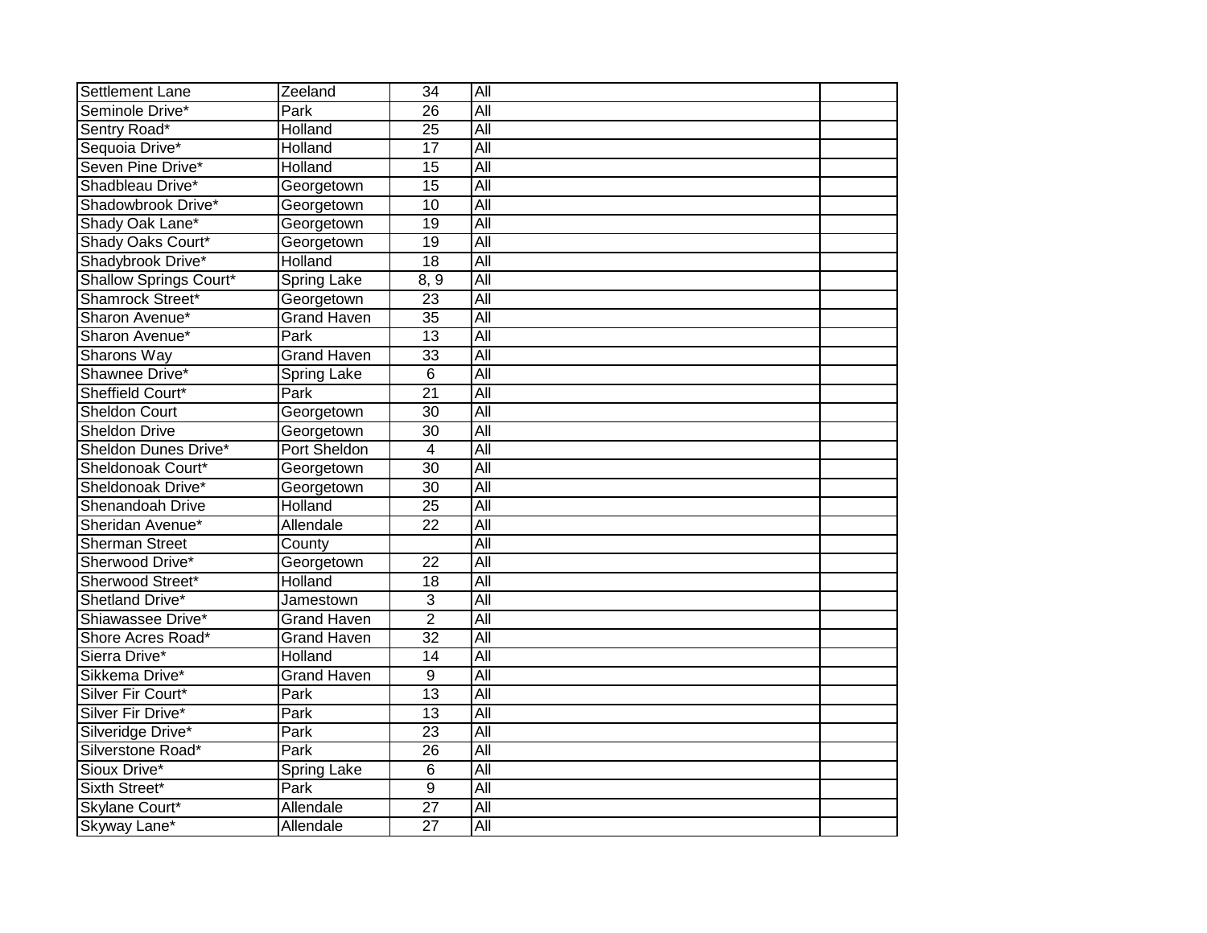| | | | | |
|---|---|---|---|---|
| Settlement Lane | Zeeland | 34 | All | |
| Seminole Drive* | Park | 26 | All | |
| Sentry Road* | Holland | 25 | All | |
| Sequoia Drive* | Holland | 17 | All | |
| Seven Pine Drive* | Holland | 15 | All | |
| Shadbleau Drive* | Georgetown | 15 | All | |
| Shadowbrook Drive* | Georgetown | 10 | All | |
| Shady Oak Lane* | Georgetown | 19 | All | |
| Shady Oaks Court* | Georgetown | 19 | All | |
| Shadybrook Drive* | Holland | 18 | All | |
| Shallow Springs Court* | Spring Lake | 8, 9 | All | |
| Shamrock Street* | Georgetown | 23 | All | |
| Sharon Avenue* | Grand Haven | 35 | All | |
| Sharon Avenue* | Park | 13 | All | |
| Sharons Way | Grand Haven | 33 | All | |
| Shawnee Drive* | Spring Lake | 6 | All | |
| Sheffield Court* | Park | 21 | All | |
| Sheldon Court | Georgetown | 30 | All | |
| Sheldon Drive | Georgetown | 30 | All | |
| Sheldon Dunes Drive* | Port Sheldon | 4 | All | |
| Sheldonoak Court* | Georgetown | 30 | All | |
| Sheldonoak Drive* | Georgetown | 30 | All | |
| Shenandoah Drive | Holland | 25 | All | |
| Sheridan Avenue* | Allendale | 22 | All | |
| Sherman Street | County | | All | |
| Sherwood Drive* | Georgetown | 22 | All | |
| Sherwood Street* | Holland | 18 | All | |
| Shetland Drive* | Jamestown | 3 | All | |
| Shiawassee Drive* | Grand Haven | 2 | All | |
| Shore Acres Road* | Grand Haven | 32 | All | |
| Sierra Drive* | Holland | 14 | All | |
| Sikkema Drive* | Grand Haven | 9 | All | |
| Silver Fir Court* | Park | 13 | All | |
| Silver Fir Drive* | Park | 13 | All | |
| Silveridge Drive* | Park | 23 | All | |
| Silverstone Road* | Park | 26 | All | |
| Sioux Drive* | Spring Lake | 6 | All | |
| Sixth Street* | Park | 9 | All | |
| Skylane Court* | Allendale | 27 | All | |
| Skyway Lane* | Allendale | 27 | All | |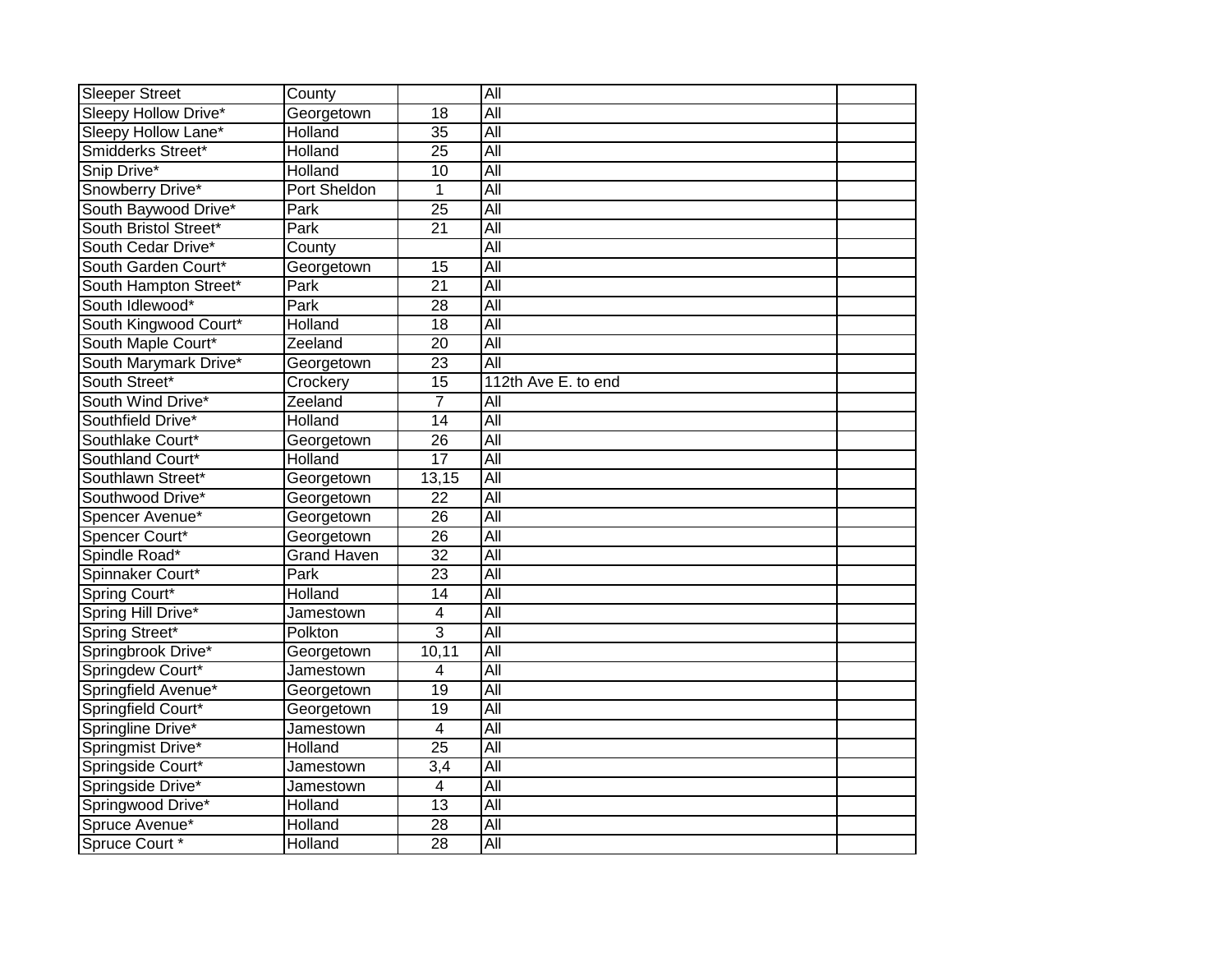| | | | | |
|---|---|---|---|---|
| Sleeper Street | County | | All | |
| Sleepy Hollow Drive* | Georgetown | 18 | All | |
| Sleepy Hollow Lane* | Holland | 35 | All | |
| Smidderks Street* | Holland | 25 | All | |
| Snip Drive* | Holland | 10 | All | |
| Snowberry Drive* | Port Sheldon | 1 | All | |
| South Baywood Drive* | Park | 25 | All | |
| South Bristol Street* | Park | 21 | All | |
| South Cedar Drive* | County | | All | |
| South Garden Court* | Georgetown | 15 | All | |
| South Hampton Street* | Park | 21 | All | |
| South Idlewood* | Park | 28 | All | |
| South Kingwood Court* | Holland | 18 | All | |
| South Maple Court* | Zeeland | 20 | All | |
| South Marymark Drive* | Georgetown | 23 | All | |
| South Street* | Crockery | 15 | 112th Ave E. to end | |
| South Wind Drive* | Zeeland | 7 | All | |
| Southfield Drive* | Holland | 14 | All | |
| Southlake Court* | Georgetown | 26 | All | |
| Southland Court* | Holland | 17 | All | |
| Southlawn Street* | Georgetown | 13,15 | All | |
| Southwood Drive* | Georgetown | 22 | All | |
| Spencer Avenue* | Georgetown | 26 | All | |
| Spencer Court* | Georgetown | 26 | All | |
| Spindle Road* | Grand Haven | 32 | All | |
| Spinnaker Court* | Park | 23 | All | |
| Spring Court* | Holland | 14 | All | |
| Spring Hill Drive* | Jamestown | 4 | All | |
| Spring Street* | Polkton | 3 | All | |
| Springbrook Drive* | Georgetown | 10,11 | All | |
| Springdew Court* | Jamestown | 4 | All | |
| Springfield Avenue* | Georgetown | 19 | All | |
| Springfield Court* | Georgetown | 19 | All | |
| Springline Drive* | Jamestown | 4 | All | |
| Springmist Drive* | Holland | 25 | All | |
| Springside Court* | Jamestown | 3,4 | All | |
| Springside Drive* | Jamestown | 4 | All | |
| Springwood Drive* | Holland | 13 | All | |
| Spruce Avenue* | Holland | 28 | All | |
| Spruce Court * | Holland | 28 | All | |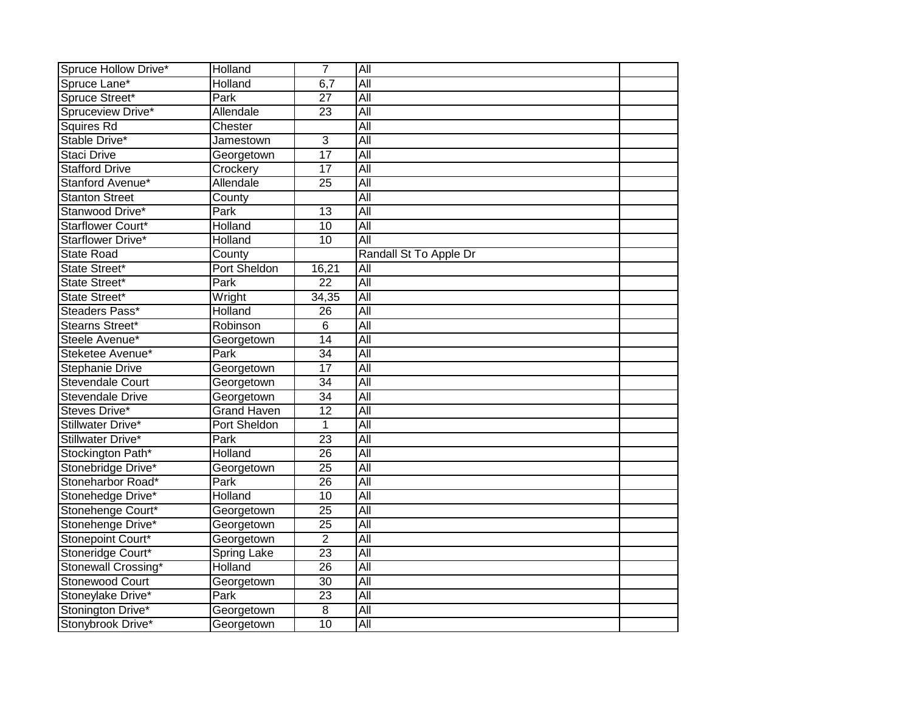| | | | | |
|---|---|---|---|---|
| Spruce Hollow Drive* | Holland | 7 | All | |
| Spruce Lane* | Holland | 6,7 | All | |
| Spruce Street* | Park | 27 | All | |
| Spruceview Drive* | Allendale | 23 | All | |
| Squires Rd | Chester | | All | |
| Stable Drive* | Jamestown | 3 | All | |
| Staci Drive | Georgetown | 17 | All | |
| Stafford Drive | Crockery | 17 | All | |
| Stanford Avenue* | Allendale | 25 | All | |
| Stanton Street | County | | All | |
| Stanwood Drive* | Park | 13 | All | |
| Starflower Court* | Holland | 10 | All | |
| Starflower Drive* | Holland | 10 | All | |
| State Road | County | | Randall St To Apple Dr | |
| State Street* | Port Sheldon | 16,21 | All | |
| State Street* | Park | 22 | All | |
| State Street* | Wright | 34,35 | All | |
| Steaders Pass* | Holland | 26 | All | |
| Stearns Street* | Robinson | 6 | All | |
| Steele Avenue* | Georgetown | 14 | All | |
| Steketee Avenue* | Park | 34 | All | |
| Stephanie Drive | Georgetown | 17 | All | |
| Stevendale Court | Georgetown | 34 | All | |
| Stevendale Drive | Georgetown | 34 | All | |
| Steves Drive* | Grand Haven | 12 | All | |
| Stillwater Drive* | Port Sheldon | 1 | All | |
| Stillwater Drive* | Park | 23 | All | |
| Stockington Path* | Holland | 26 | All | |
| Stonebridge Drive* | Georgetown | 25 | All | |
| Stoneharbor Road* | Park | 26 | All | |
| Stonehedge Drive* | Holland | 10 | All | |
| Stonehenge Court* | Georgetown | 25 | All | |
| Stonehenge Drive* | Georgetown | 25 | All | |
| Stonepoint Court* | Georgetown | 2 | All | |
| Stoneridge Court* | Spring Lake | 23 | All | |
| Stonewall Crossing* | Holland | 26 | All | |
| Stonewood Court | Georgetown | 30 | All | |
| Stoneylake Drive* | Park | 23 | All | |
| Stonington Drive* | Georgetown | 8 | All | |
| Stonybrook Drive* | Georgetown | 10 | All | |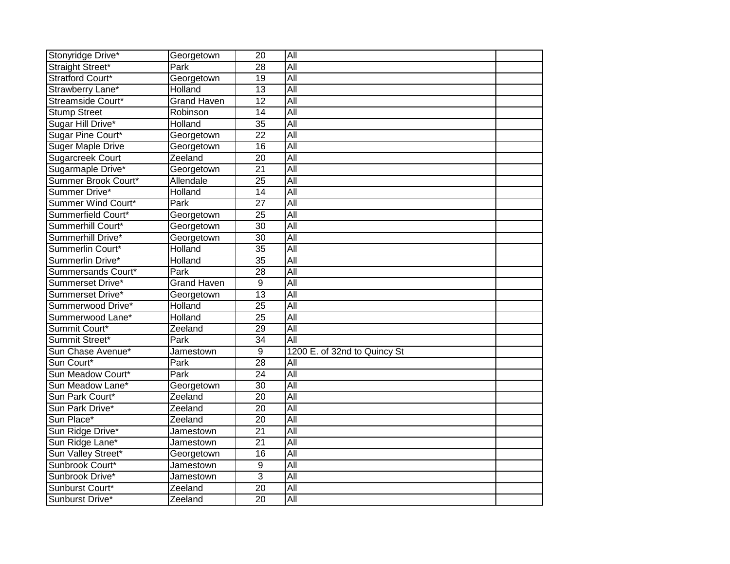| | | | | |
|---|---|---|---|---|
| Stonyridge Drive* | Georgetown | 20 | All | |
| Straight Street* | Park | 28 | All | |
| Stratford Court* | Georgetown | 19 | All | |
| Strawberry Lane* | Holland | 13 | All | |
| Streamside Court* | Grand Haven | 12 | All | |
| Stump Street | Robinson | 14 | All | |
| Sugar Hill Drive* | Holland | 35 | All | |
| Sugar Pine Court* | Georgetown | 22 | All | |
| Suger Maple Drive | Georgetown | 16 | All | |
| Sugarcreek Court | Zeeland | 20 | All | |
| Sugarmaple Drive* | Georgetown | 21 | All | |
| Summer Brook Court* | Allendale | 25 | All | |
| Summer Drive* | Holland | 14 | All | |
| Summer Wind Court* | Park | 27 | All | |
| Summerfield Court* | Georgetown | 25 | All | |
| Summerhill Court* | Georgetown | 30 | All | |
| Summerhill Drive* | Georgetown | 30 | All | |
| Summerlin Court* | Holland | 35 | All | |
| Summerlin Drive* | Holland | 35 | All | |
| Summersands Court* | Park | 28 | All | |
| Summerset Drive* | Grand Haven | 9 | All | |
| Summerset Drive* | Georgetown | 13 | All | |
| Summerwood Drive* | Holland | 25 | All | |
| Summerwood Lane* | Holland | 25 | All | |
| Summit Court* | Zeeland | 29 | All | |
| Summit Street* | Park | 34 | All | |
| Sun Chase Avenue* | Jamestown | 9 | 1200 E. of 32nd to Quincy St | |
| Sun Court* | Park | 28 | All | |
| Sun Meadow Court* | Park | 24 | All | |
| Sun Meadow Lane* | Georgetown | 30 | All | |
| Sun Park Court* | Zeeland | 20 | All | |
| Sun Park Drive* | Zeeland | 20 | All | |
| Sun Place* | Zeeland | 20 | All | |
| Sun Ridge Drive* | Jamestown | 21 | All | |
| Sun Ridge Lane* | Jamestown | 21 | All | |
| Sun Valley Street* | Georgetown | 16 | All | |
| Sunbrook Court* | Jamestown | 9 | All | |
| Sunbrook Drive* | Jamestown | 3 | All | |
| Sunburst Court* | Zeeland | 20 | All | |
| Sunburst Drive* | Zeeland | 20 | All | |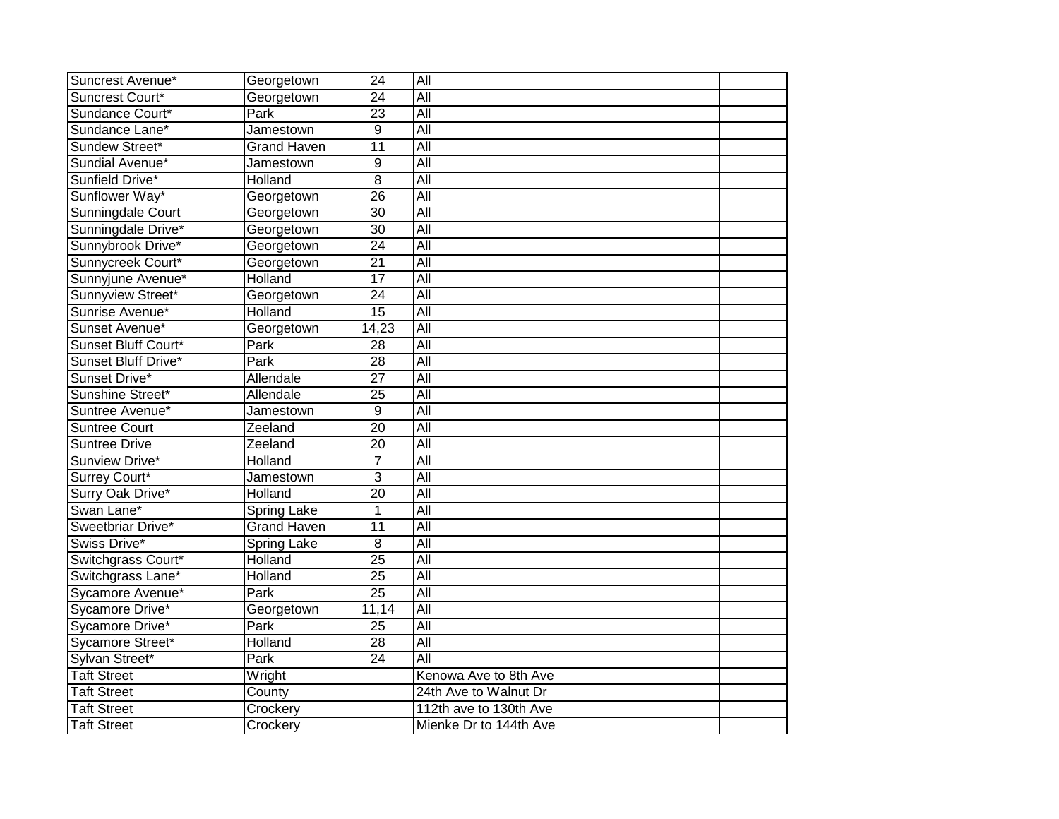| Suncrest Avenue* | Georgetown | 24 | All | |
|---|---|---|---|---|
| Suncrest Court* | Georgetown | 24 | All | |
| Sundance Court* | Park | 23 | All | |
| Sundance Lane* | Jamestown | 9 | All | |
| Sundew Street* | Grand Haven | 11 | All | |
| Sundial Avenue* | Jamestown | 9 | All | |
| Sunfield Drive* | Holland | 8 | All | |
| Sunflower Way* | Georgetown | 26 | All | |
| Sunningdale Court | Georgetown | 30 | All | |
| Sunningdale Drive* | Georgetown | 30 | All | |
| Sunnybrook Drive* | Georgetown | 24 | All | |
| Sunnycreek Court* | Georgetown | 21 | All | |
| Sunnyjune Avenue* | Holland | 17 | All | |
| Sunnyview Street* | Georgetown | 24 | All | |
| Sunrise Avenue* | Holland | 15 | All | |
| Sunset Avenue* | Georgetown | 14,23 | All | |
| Sunset Bluff Court* | Park | 28 | All | |
| Sunset Bluff Drive* | Park | 28 | All | |
| Sunset Drive* | Allendale | 27 | All | |
| Sunshine Street* | Allendale | 25 | All | |
| Suntree Avenue* | Jamestown | 9 | All | |
| Suntree Court | Zeeland | 20 | All | |
| Suntree Drive | Zeeland | 20 | All | |
| Sunview Drive* | Holland | 7 | All | |
| Surrey Court* | Jamestown | 3 | All | |
| Surry Oak Drive* | Holland | 20 | All | |
| Swan Lane* | Spring Lake | 1 | All | |
| Sweetbriar Drive* | Grand Haven | 11 | All | |
| Swiss Drive* | Spring Lake | 8 | All | |
| Switchgrass Court* | Holland | 25 | All | |
| Switchgrass Lane* | Holland | 25 | All | |
| Sycamore Avenue* | Park | 25 | All | |
| Sycamore Drive* | Georgetown | 11,14 | All | |
| Sycamore Drive* | Park | 25 | All | |
| Sycamore Street* | Holland | 28 | All | |
| Sylvan Street* | Park | 24 | All | |
| Taft Street | Wright | | Kenowa Ave to 8th Ave | |
| Taft Street | County | | 24th Ave to Walnut Dr | |
| Taft Street | Crockery | | 112th ave to 130th Ave | |
| Taft Street | Crockery | | Mienke Dr to 144th Ave | |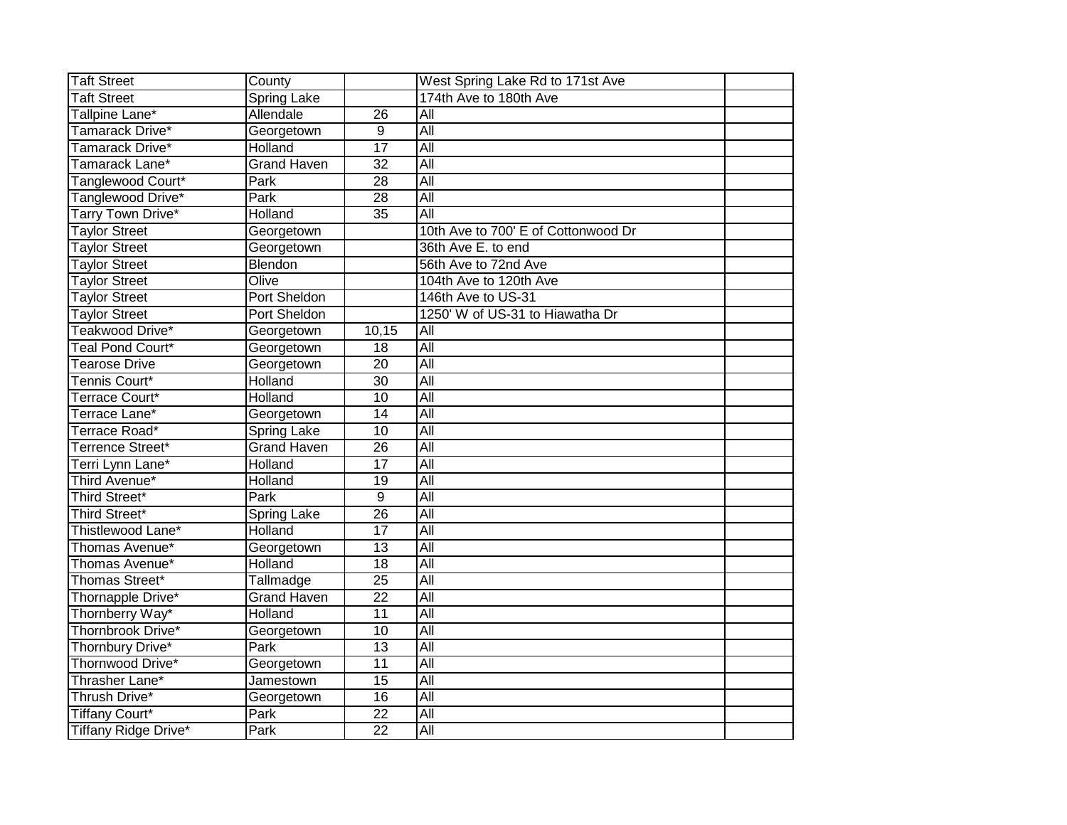| | | | | |
|---|---|---|---|---|
| Taft Street | County | | West Spring Lake Rd to 171st Ave | |
| Taft Street | Spring Lake | | 174th Ave to 180th Ave | |
| Tallpine Lane* | Allendale | 26 | All | |
| Tamarack Drive* | Georgetown | 9 | All | |
| Tamarack Drive* | Holland | 17 | All | |
| Tamarack Lane* | Grand Haven | 32 | All | |
| Tanglewood Court* | Park | 28 | All | |
| Tanglewood Drive* | Park | 28 | All | |
| Tarry Town Drive* | Holland | 35 | All | |
| Taylor Street | Georgetown | | 10th Ave to 700' E of Cottonwood Dr | |
| Taylor Street | Georgetown | | 36th Ave E. to end | |
| Taylor Street | Blendon | | 56th Ave to 72nd Ave | |
| Taylor Street | Olive | | 104th Ave to 120th Ave | |
| Taylor Street | Port Sheldon | | 146th Ave to US-31 | |
| Taylor Street | Port Sheldon | | 1250' W of US-31 to Hiawatha Dr | |
| Teakwood Drive* | Georgetown | 10,15 | All | |
| Teal Pond Court* | Georgetown | 18 | All | |
| Tearose Drive | Georgetown | 20 | All | |
| Tennis Court* | Holland | 30 | All | |
| Terrace Court* | Holland | 10 | All | |
| Terrace Lane* | Georgetown | 14 | All | |
| Terrace Road* | Spring Lake | 10 | All | |
| Terrence Street* | Grand Haven | 26 | All | |
| Terri Lynn Lane* | Holland | 17 | All | |
| Third Avenue* | Holland | 19 | All | |
| Third Street* | Park | 9 | All | |
| Third Street* | Spring Lake | 26 | All | |
| Thistlewood Lane* | Holland | 17 | All | |
| Thomas Avenue* | Georgetown | 13 | All | |
| Thomas Avenue* | Holland | 18 | All | |
| Thomas Street* | Tallmadge | 25 | All | |
| Thornapple Drive* | Grand Haven | 22 | All | |
| Thornberry Way* | Holland | 11 | All | |
| Thornbrook Drive* | Georgetown | 10 | All | |
| Thornbury Drive* | Park | 13 | All | |
| Thornwood Drive* | Georgetown | 11 | All | |
| Thrasher Lane* | Jamestown | 15 | All | |
| Thrush Drive* | Georgetown | 16 | All | |
| Tiffany Court* | Park | 22 | All | |
| Tiffany Ridge Drive* | Park | 22 | All | |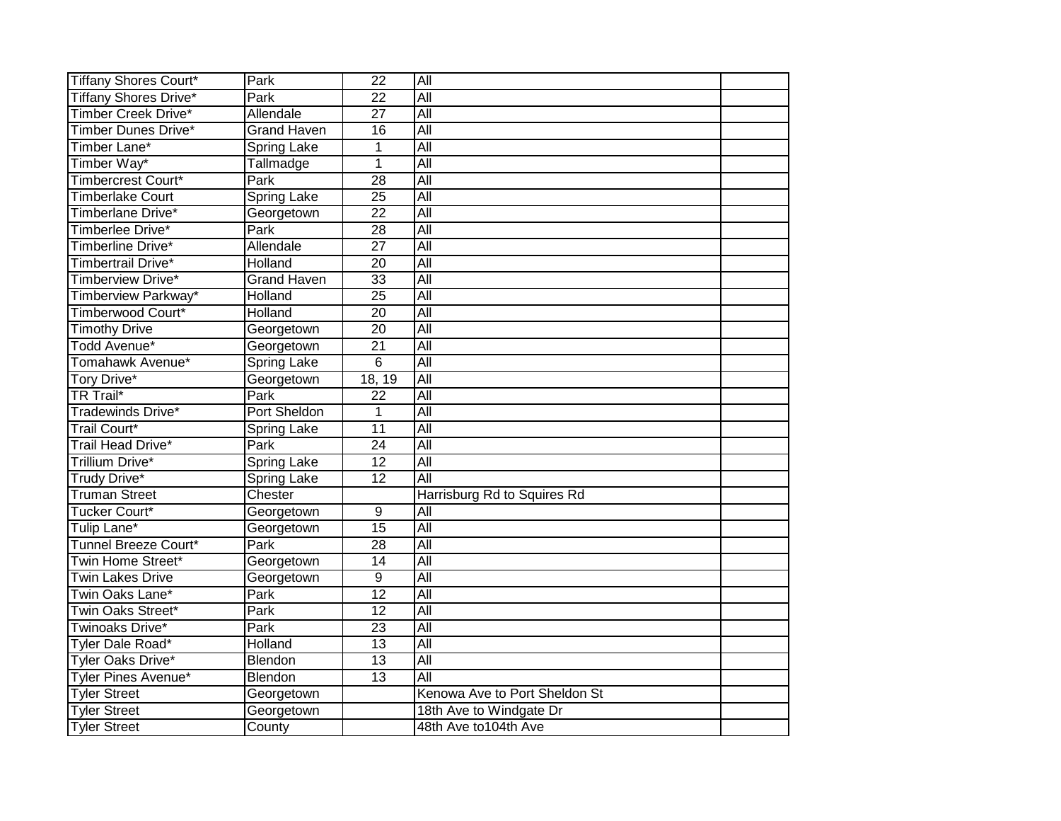| Tiffany Shores Court* | Park | 22 | All | |
|---|---|---|---|---|
| Tiffany Shores Drive* | Park | 22 | All | |
| Timber Creek Drive* | Allendale | 27 | All | |
| Timber Dunes Drive* | Grand Haven | 16 | All | |
| Timber Lane* | Spring Lake | 1 | All | |
| Timber Way* | Tallmadge | 1 | All | |
| Timbercrest Court* | Park | 28 | All | |
| Timberlake Court | Spring Lake | 25 | All | |
| Timberlane Drive* | Georgetown | 22 | All | |
| Timberlee Drive* | Park | 28 | All | |
| Timberline Drive* | Allendale | 27 | All | |
| Timbertrail Drive* | Holland | 20 | All | |
| Timberview Drive* | Grand Haven | 33 | All | |
| Timberview Parkway* | Holland | 25 | All | |
| Timberwood Court* | Holland | 20 | All | |
| Timothy Drive | Georgetown | 20 | All | |
| Todd Avenue* | Georgetown | 21 | All | |
| Tomahawk Avenue* | Spring Lake | 6 | All | |
| Tory Drive* | Georgetown | 18, 19 | All | |
| TR Trail* | Park | 22 | All | |
| Tradewinds Drive* | Port Sheldon | 1 | All | |
| Trail Court* | Spring Lake | 11 | All | |
| Trail Head Drive* | Park | 24 | All | |
| Trillium Drive* | Spring Lake | 12 | All | |
| Trudy Drive* | Spring Lake | 12 | All | |
| Truman Street | Chester | | Harrisburg Rd to Squires Rd | |
| Tucker Court* | Georgetown | 9 | All | |
| Tulip Lane* | Georgetown | 15 | All | |
| Tunnel Breeze Court* | Park | 28 | All | |
| Twin Home Street* | Georgetown | 14 | All | |
| Twin Lakes Drive | Georgetown | 9 | All | |
| Twin Oaks Lane* | Park | 12 | All | |
| Twin Oaks Street* | Park | 12 | All | |
| Twinoaks Drive* | Park | 23 | All | |
| Tyler Dale Road* | Holland | 13 | All | |
| Tyler Oaks Drive* | Blendon | 13 | All | |
| Tyler Pines Avenue* | Blendon | 13 | All | |
| Tyler Street | Georgetown | | Kenowa Ave to Port Sheldon St | |
| Tyler Street | Georgetown | | 18th Ave to Windgate Dr | |
| Tyler Street | County | | 48th Ave to104th Ave | |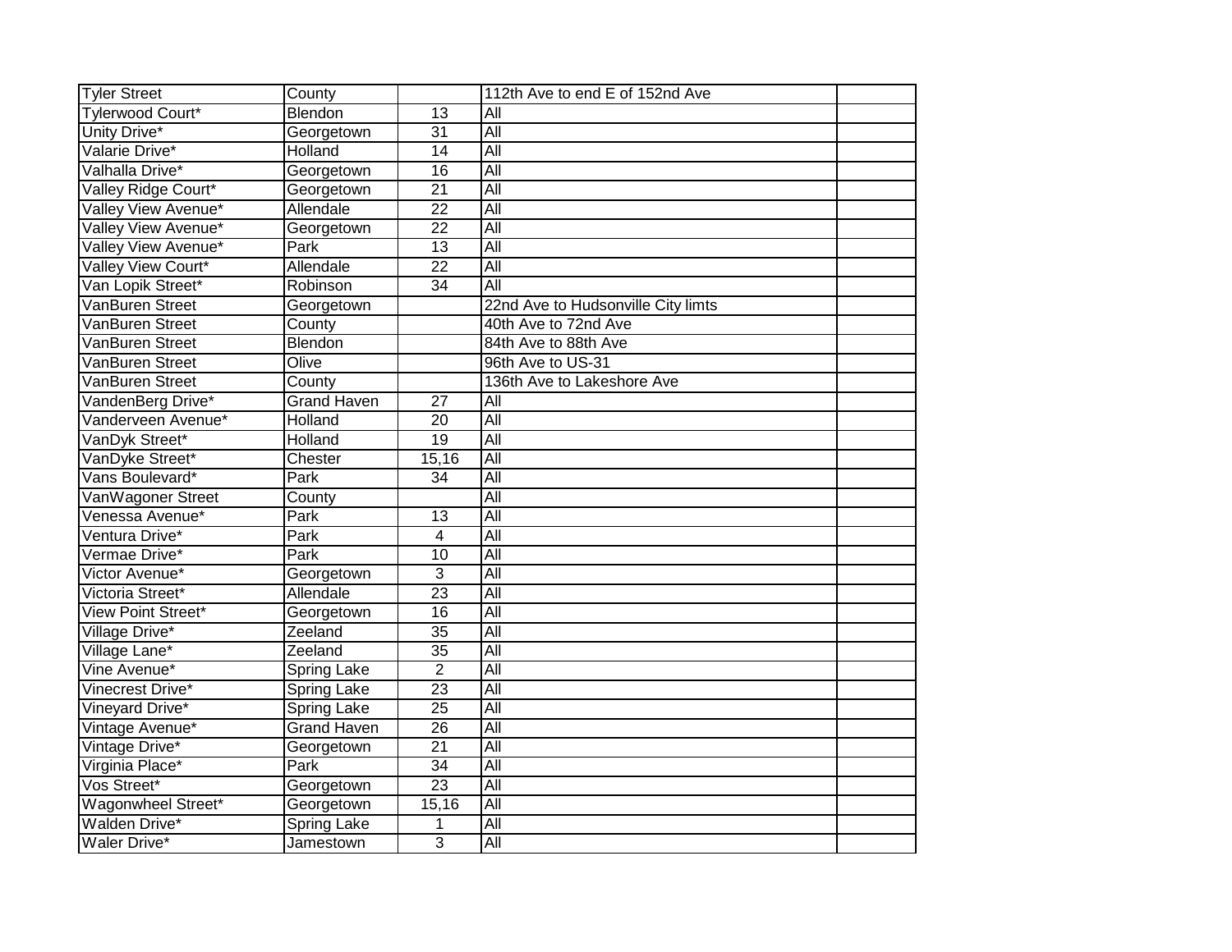| Tyler Street | County | | 112th Ave to end E of 152nd Ave | |
|---|---|---|---|---|
| Tylerwood Court* | Blendon | 13 | All | |
| Unity Drive* | Georgetown | 31 | All | |
| Valarie Drive* | Holland | 14 | All | |
| Valhalla Drive* | Georgetown | 16 | All | |
| Valley Ridge Court* | Georgetown | 21 | All | |
| Valley View Avenue* | Allendale | 22 | All | |
| Valley View Avenue* | Georgetown | 22 | All | |
| Valley View Avenue* | Park | 13 | All | |
| Valley View Court* | Allendale | 22 | All | |
| Van Lopik Street* | Robinson | 34 | All | |
| VanBuren Street | Georgetown | | 22nd Ave to Hudsonville City limts | |
| VanBuren Street | County | | 40th Ave to 72nd Ave | |
| VanBuren Street | Blendon | | 84th Ave to 88th Ave | |
| VanBuren Street | Olive | | 96th Ave to US-31 | |
| VanBuren Street | County | | 136th Ave to Lakeshore Ave | |
| VandenBerg Drive* | Grand Haven | 27 | All | |
| Vanderveen Avenue* | Holland | 20 | All | |
| VanDyk Street* | Holland | 19 | All | |
| VanDyke Street* | Chester | 15,16 | All | |
| Vans Boulevard* | Park | 34 | All | |
| VanWagoner Street | County | | All | |
| Venessa Avenue* | Park | 13 | All | |
| Ventura Drive* | Park | 4 | All | |
| Vermae Drive* | Park | 10 | All | |
| Victor Avenue* | Georgetown | 3 | All | |
| Victoria Street* | Allendale | 23 | All | |
| View Point Street* | Georgetown | 16 | All | |
| Village Drive* | Zeeland | 35 | All | |
| Village Lane* | Zeeland | 35 | All | |
| Vine Avenue* | Spring Lake | 2 | All | |
| Vinecrest Drive* | Spring Lake | 23 | All | |
| Vineyard Drive* | Spring Lake | 25 | All | |
| Vintage Avenue* | Grand Haven | 26 | All | |
| Vintage Drive* | Georgetown | 21 | All | |
| Virginia Place* | Park | 34 | All | |
| Vos Street* | Georgetown | 23 | All | |
| Wagonwheel Street* | Georgetown | 15,16 | All | |
| Walden Drive* | Spring Lake | 1 | All | |
| Waler Drive* | Jamestown | 3 | All | |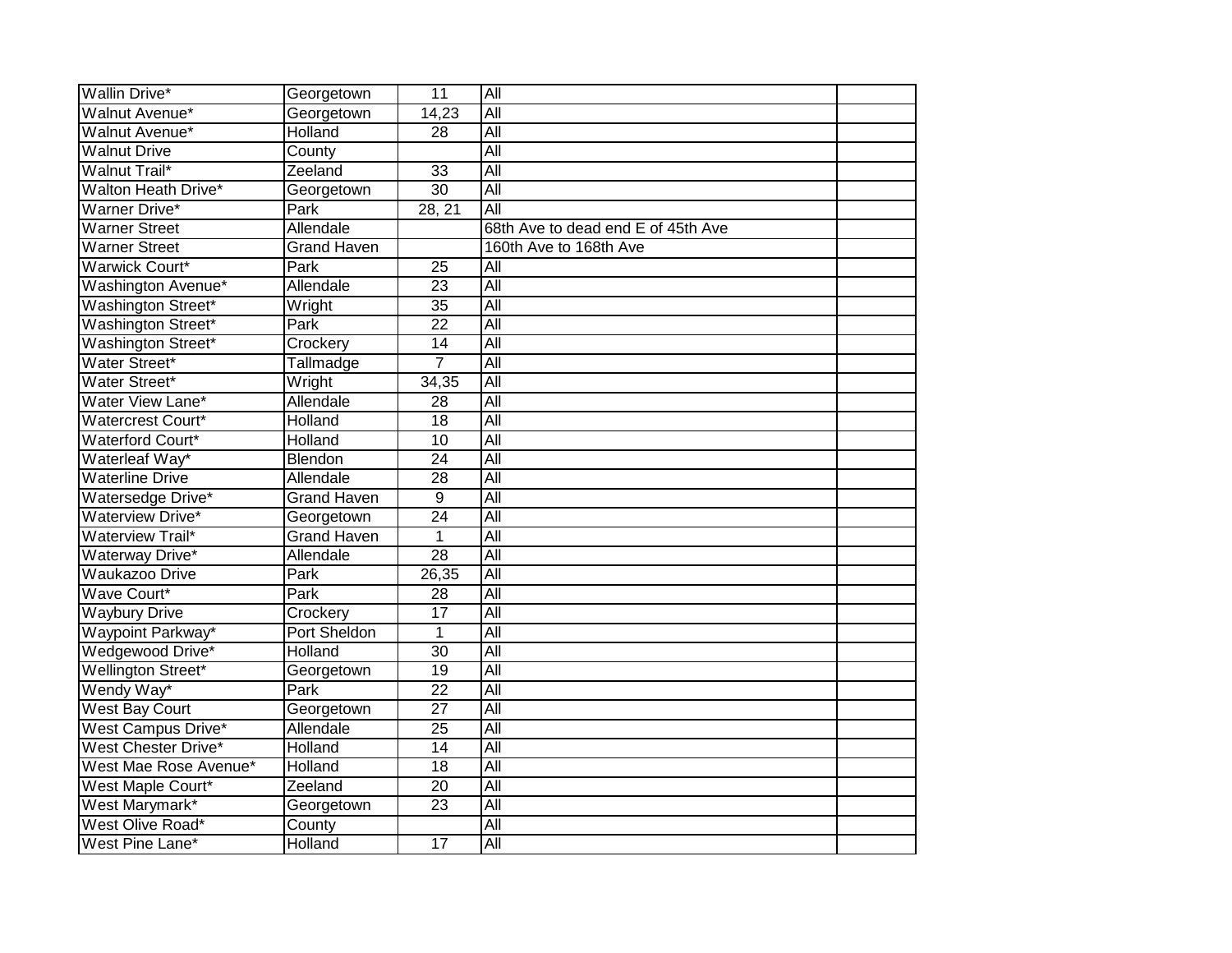| | | | | |
|---|---|---|---|---|
| Wallin Drive* | Georgetown | 11 | All | |
| Walnut Avenue* | Georgetown | 14,23 | All | |
| Walnut Avenue* | Holland | 28 | All | |
| Walnut Drive | County | | All | |
| Walnut Trail* | Zeeland | 33 | All | |
| Walton Heath Drive* | Georgetown | 30 | All | |
| Warner Drive* | Park | 28, 21 | All | |
| Warner Street | Allendale | | 68th Ave to dead end E of 45th Ave | |
| Warner Street | Grand Haven | | 160th Ave to 168th Ave | |
| Warwick Court* | Park | 25 | All | |
| Washington Avenue* | Allendale | 23 | All | |
| Washington Street* | Wright | 35 | All | |
| Washington Street* | Park | 22 | All | |
| Washington Street* | Crockery | 14 | All | |
| Water Street* | Tallmadge | 7 | All | |
| Water Street* | Wright | 34,35 | All | |
| Water View Lane* | Allendale | 28 | All | |
| Watercrest Court* | Holland | 18 | All | |
| Waterford Court* | Holland | 10 | All | |
| Waterleaf Way* | Blendon | 24 | All | |
| Waterline Drive | Allendale | 28 | All | |
| Watersedge Drive* | Grand Haven | 9 | All | |
| Waterview Drive* | Georgetown | 24 | All | |
| Waterview Trail* | Grand Haven | 1 | All | |
| Waterway Drive* | Allendale | 28 | All | |
| Waukazoo Drive | Park | 26,35 | All | |
| Wave Court* | Park | 28 | All | |
| Waybury Drive | Crockery | 17 | All | |
| Waypoint Parkway* | Port Sheldon | 1 | All | |
| Wedgewood Drive* | Holland | 30 | All | |
| Wellington Street* | Georgetown | 19 | All | |
| Wendy Way* | Park | 22 | All | |
| West Bay Court | Georgetown | 27 | All | |
| West Campus Drive* | Allendale | 25 | All | |
| West Chester Drive* | Holland | 14 | All | |
| West Mae Rose Avenue* | Holland | 18 | All | |
| West Maple Court* | Zeeland | 20 | All | |
| West Marymark* | Georgetown | 23 | All | |
| West Olive Road* | County | | All | |
| West Pine Lane* | Holland | 17 | All | |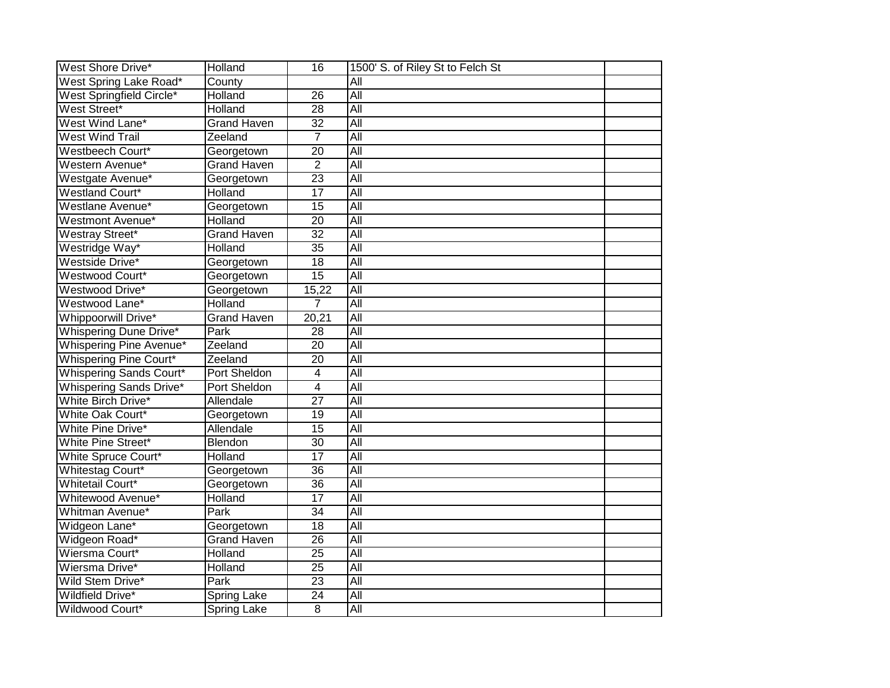| | | | | |
|---|---|---|---|---|
| West Shore Drive* | Holland | 16 | 1500' S. of Riley St to Felch St | |
| West Spring Lake Road* | County | | All | |
| West Springfield Circle* | Holland | 26 | All | |
| West Street* | Holland | 28 | All | |
| West Wind Lane* | Grand Haven | 32 | All | |
| West Wind Trail | Zeeland | 7 | All | |
| Westbeech Court* | Georgetown | 20 | All | |
| Western Avenue* | Grand Haven | 2 | All | |
| Westgate Avenue* | Georgetown | 23 | All | |
| Westland Court* | Holland | 17 | All | |
| Westlane Avenue* | Georgetown | 15 | All | |
| Westmont Avenue* | Holland | 20 | All | |
| Westray Street* | Grand Haven | 32 | All | |
| Westridge Way* | Holland | 35 | All | |
| Westside Drive* | Georgetown | 18 | All | |
| Westwood Court* | Georgetown | 15 | All | |
| Westwood Drive* | Georgetown | 15,22 | All | |
| Westwood Lane* | Holland | 7 | All | |
| Whippoorwill Drive* | Grand Haven | 20,21 | All | |
| Whispering Dune Drive* | Park | 28 | All | |
| Whispering Pine Avenue* | Zeeland | 20 | All | |
| Whispering Pine Court* | Zeeland | 20 | All | |
| Whispering Sands Court* | Port Sheldon | 4 | All | |
| Whispering Sands Drive* | Port Sheldon | 4 | All | |
| White Birch Drive* | Allendale | 27 | All | |
| White Oak Court* | Georgetown | 19 | All | |
| White Pine Drive* | Allendale | 15 | All | |
| White Pine Street* | Blendon | 30 | All | |
| White Spruce Court* | Holland | 17 | All | |
| Whitestag Court* | Georgetown | 36 | All | |
| Whitetail Court* | Georgetown | 36 | All | |
| Whitewood Avenue* | Holland | 17 | All | |
| Whitman Avenue* | Park | 34 | All | |
| Widgeon Lane* | Georgetown | 18 | All | |
| Widgeon Road* | Grand Haven | 26 | All | |
| Wiersma Court* | Holland | 25 | All | |
| Wiersma Drive* | Holland | 25 | All | |
| Wild Stem Drive* | Park | 23 | All | |
| Wildfield Drive* | Spring Lake | 24 | All | |
| Wildwood Court* | Spring Lake | 8 | All | |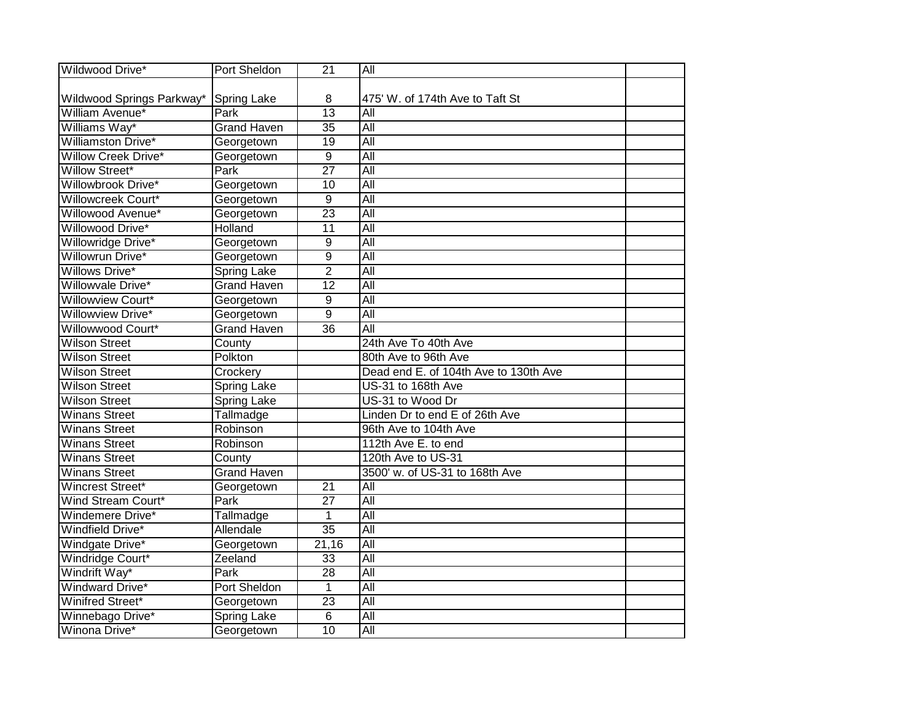| Wildwood Drive* | Port Sheldon | 21 | All | |
|---|---|---|---|---|
| Wildwood Springs Parkway* | Spring Lake | 8 | 475' W. of 174th Ave to Taft St | |
| William Avenue* | Park | 13 | All | |
| Williams Way* | Grand Haven | 35 | All | |
| Williamston Drive* | Georgetown | 19 | All | |
| Willow Creek Drive* | Georgetown | 9 | All | |
| Willow Street* | Park | 27 | All | |
| Willowbrook Drive* | Georgetown | 10 | All | |
| Willowcreek Court* | Georgetown | 9 | All | |
| Willowood Avenue* | Georgetown | 23 | All | |
| Willowood Drive* | Holland | 11 | All | |
| Willowridge Drive* | Georgetown | 9 | All | |
| Willowrun Drive* | Georgetown | 9 | All | |
| Willows Drive* | Spring Lake | 2 | All | |
| Willowvale Drive* | Grand Haven | 12 | All | |
| Willowview Court* | Georgetown | 9 | All | |
| Willowview Drive* | Georgetown | 9 | All | |
| Willowwood Court* | Grand Haven | 36 | All | |
| Wilson Street | County | | 24th Ave To 40th Ave | |
| Wilson Street | Polkton | | 80th Ave to 96th Ave | |
| Wilson Street | Crockery | | Dead end E. of 104th Ave to 130th Ave | |
| Wilson Street | Spring Lake | | US-31 to 168th Ave | |
| Wilson Street | Spring Lake | | US-31 to Wood Dr | |
| Winans Street | Tallmadge | | Linden Dr to end E of 26th Ave | |
| Winans Street | Robinson | | 96th Ave to 104th Ave | |
| Winans Street | Robinson | | 112th Ave E. to end | |
| Winans Street | County | | 120th Ave to US-31 | |
| Winans Street | Grand Haven | | 3500' w. of US-31 to 168th Ave | |
| Wincrest Street* | Georgetown | 21 | All | |
| Wind Stream Court* | Park | 27 | All | |
| Windemere Drive* | Tallmadge | 1 | All | |
| Windfield Drive* | Allendale | 35 | All | |
| Windgate Drive* | Georgetown | 21,16 | All | |
| Windridge Court* | Zeeland | 33 | All | |
| Windrift Way* | Park | 28 | All | |
| Windward Drive* | Port Sheldon | 1 | All | |
| Winifred Street* | Georgetown | 23 | All | |
| Winnebago Drive* | Spring Lake | 6 | All | |
| Winona Drive* | Georgetown | 10 | All | |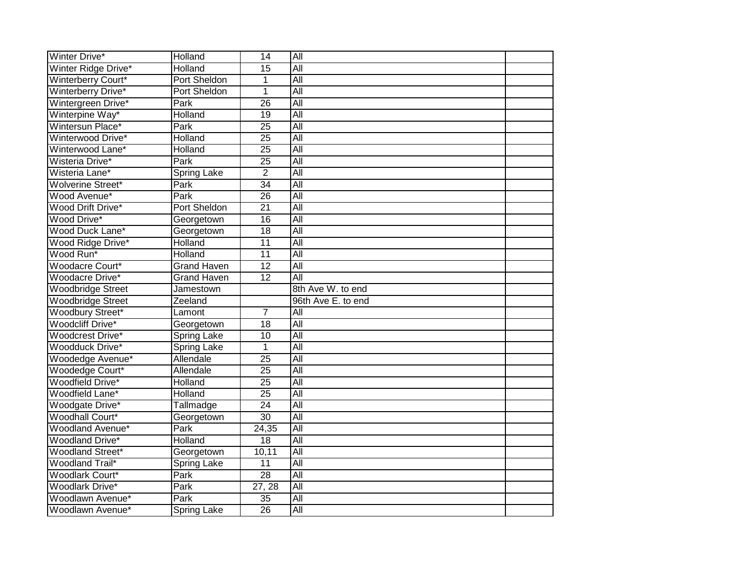| | | | | |
|---|---|---|---|---|
| Winter Drive* | Holland | 14 | All | |
| Winter Ridge Drive* | Holland | 15 | All | |
| Winterberry Court* | Port Sheldon | 1 | All | |
| Winterberry Drive* | Port Sheldon | 1 | All | |
| Wintergreen Drive* | Park | 26 | All | |
| Winterpine Way* | Holland | 19 | All | |
| Wintersun Place* | Park | 25 | All | |
| Winterwood Drive* | Holland | 25 | All | |
| Winterwood Lane* | Holland | 25 | All | |
| Wisteria Drive* | Park | 25 | All | |
| Wisteria Lane* | Spring Lake | 2 | All | |
| Wolverine Street* | Park | 34 | All | |
| Wood Avenue* | Park | 26 | All | |
| Wood Drift Drive* | Port Sheldon | 21 | All | |
| Wood Drive* | Georgetown | 16 | All | |
| Wood Duck Lane* | Georgetown | 18 | All | |
| Wood Ridge Drive* | Holland | 11 | All | |
| Wood Run* | Holland | 11 | All | |
| Woodacre Court* | Grand Haven | 12 | All | |
| Woodacre Drive* | Grand Haven | 12 | All | |
| Woodbridge Street | Jamestown | | 8th Ave W. to end | |
| Woodbridge Street | Zeeland | | 96th Ave E. to end | |
| Woodbury Street* | Lamont | 7 | All | |
| Woodcliff Drive* | Georgetown | 18 | All | |
| Woodcrest Drive* | Spring Lake | 10 | All | |
| Woodduck Drive* | Spring Lake | 1 | All | |
| Woodedge Avenue* | Allendale | 25 | All | |
| Woodedge Court* | Allendale | 25 | All | |
| Woodfield Drive* | Holland | 25 | All | |
| Woodfield Lane* | Holland | 25 | All | |
| Woodgate Drive* | Tallmadge | 24 | All | |
| Woodhall Court* | Georgetown | 30 | All | |
| Woodland Avenue* | Park | 24,35 | All | |
| Woodland Drive* | Holland | 18 | All | |
| Woodland Street* | Georgetown | 10,11 | All | |
| Woodland Trail* | Spring Lake | 11 | All | |
| Woodlark Court* | Park | 28 | All | |
| Woodlark Drive* | Park | 27, 28 | All | |
| Woodlawn Avenue* | Park | 35 | All | |
| Woodlawn Avenue* | Spring Lake | 26 | All | |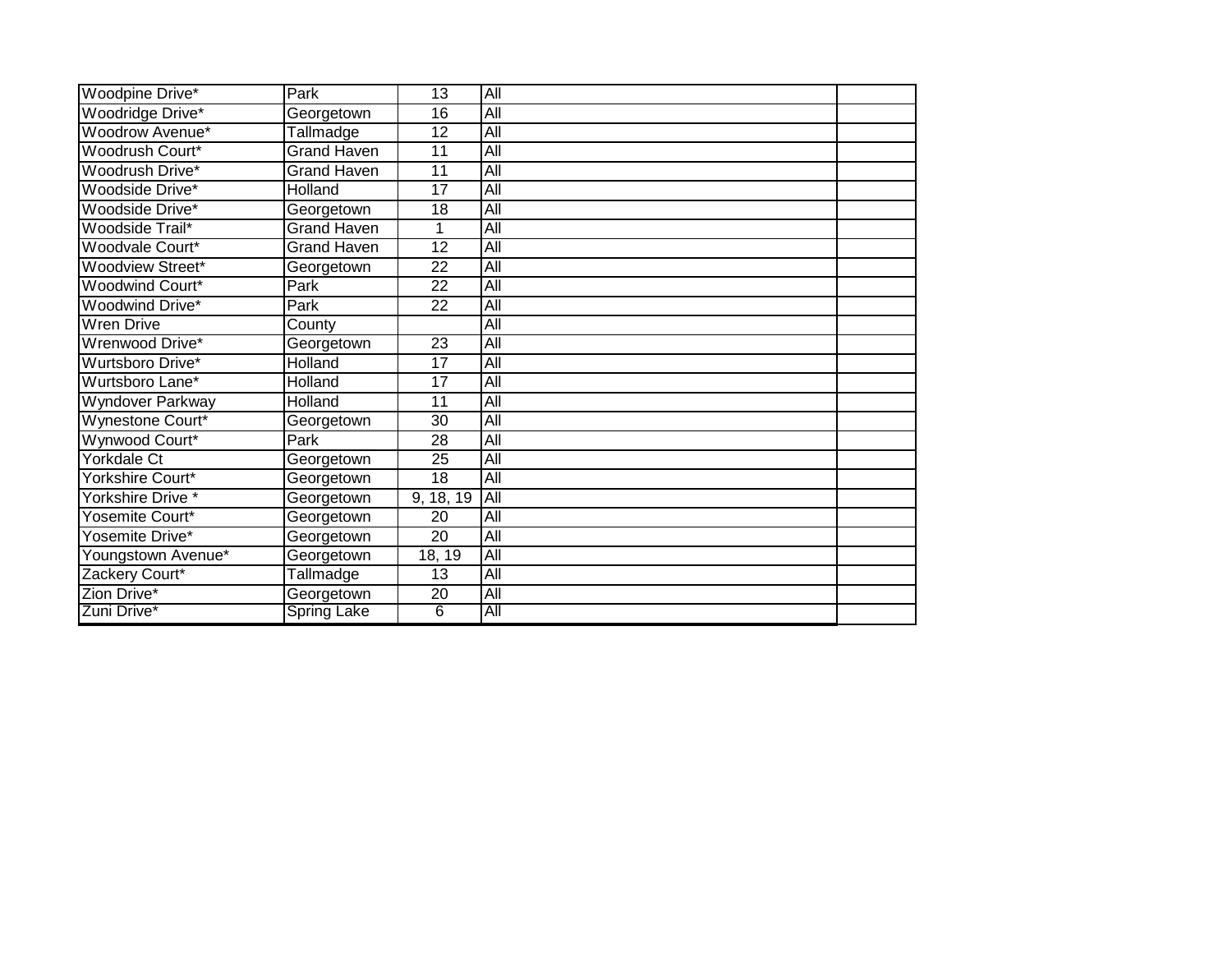| | | | | |
|---|---|---|---|---|
| Woodpine Drive* | Park | 13 | All | |
| Woodridge Drive* | Georgetown | 16 | All | |
| Woodrow Avenue* | Tallmadge | 12 | All | |
| Woodrush Court* | Grand Haven | 11 | All | |
| Woodrush Drive* | Grand Haven | 11 | All | |
| Woodside Drive* | Holland | 17 | All | |
| Woodside Drive* | Georgetown | 18 | All | |
| Woodside Trail* | Grand Haven | 1 | All | |
| Woodvale Court* | Grand Haven | 12 | All | |
| Woodview Street* | Georgetown | 22 | All | |
| Woodwind Court* | Park | 22 | All | |
| Woodwind Drive* | Park | 22 | All | |
| Wren Drive | County | | All | |
| Wrenwood Drive* | Georgetown | 23 | All | |
| Wurtsboro Drive* | Holland | 17 | All | |
| Wurtsboro Lane* | Holland | 17 | All | |
| Wyndover Parkway | Holland | 11 | All | |
| Wynestone Court* | Georgetown | 30 | All | |
| Wynwood Court* | Park | 28 | All | |
| Yorkdale Ct | Georgetown | 25 | All | |
| Yorkshire Court* | Georgetown | 18 | All | |
| Yorkshire Drive * | Georgetown | 9, 18, 19 | All | |
| Yosemite Court* | Georgetown | 20 | All | |
| Yosemite Drive* | Georgetown | 20 | All | |
| Youngstown Avenue* | Georgetown | 18, 19 | All | |
| Zackery Court* | Tallmadge | 13 | All | |
| Zion Drive* | Georgetown | 20 | All | |
| Zuni Drive* | Spring Lake | 6 | All | |